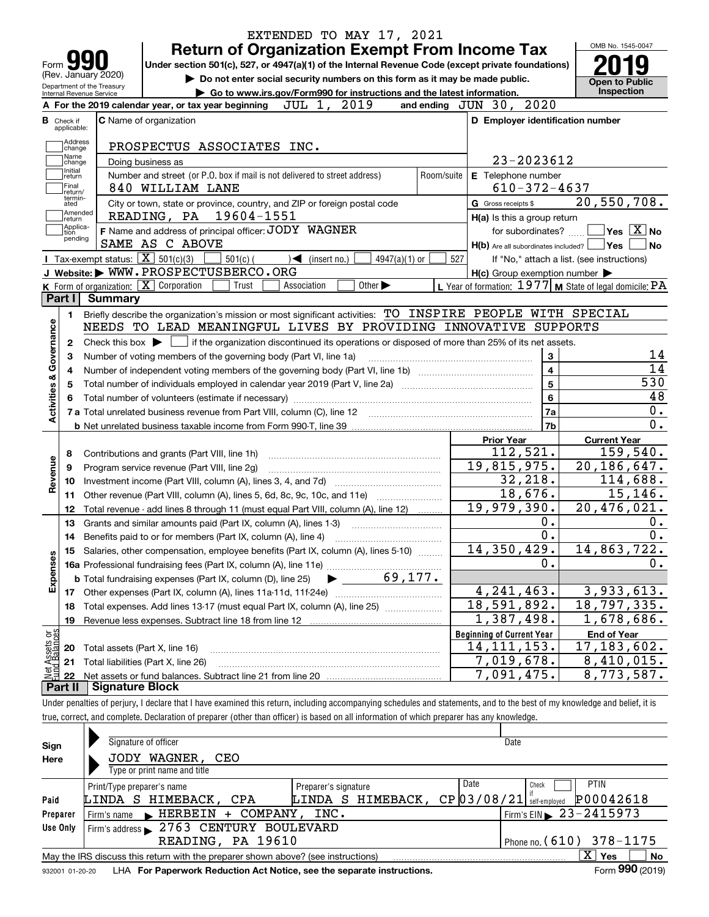EXTENDED TO MAY 17, 2021

# Form 990 — Return of Organization Exempt From Income Tax

(Rev. January 2020)

Under section 501(c), 527, or 4947(a)(1) of the Internal Revenue Code (except private foundations)

▶ Do not enter social security numbers on this form as it may be made public.

▶ Go to www.irs.gov/Form990 for instructions and the latest information.

Department of the Treasury Internal Revenue Service

OMB No. 1545-0047

**2019**

**Open to Public Inspection**

**A** For the 2019 calendar year, or tax year beginning JUL 1, 2019 and ending JUN 30, 2020

**B** Check if applicable: Address change, Name change, Initial return, Final return/terminated, Amended return, Application pending

**C** Name of organization: PROSPECTUS ASSOCIATES INC.

Doing business as

Number and street (or P.O. box if mail is not delivered to street address): 840 WILLIAM LANE — Room/suite

City or town, state or province, country, and ZIP or foreign postal code: READING, PA 19604-1551

**D** Employer identification number: 23-2023612

**E** Telephone number: 610-372-4637

**G** Gross receipts $ 20,550,708.

**F** Name and address of principal officer: JODY WAGNER SAME AS C ABOVE

**H(a)** Is this a group return for subordinates? ☐ Yes ☒ No

**H(b)** Are all subordinates included? ☐ Yes ☐ No — If "No," attach a list. (see instructions)

**H(c)** Group exemption number ▶

**I** Tax-exempt status: ☒ 501(c)(3) ☐ 501(c) ( ) ◀ (insert no.) ☐ 4947(a)(1) or ☐ 527

**J** Website: ▶ WWW.PROSPECTUSBERCO.ORG

**K** Form of organization: ☒ Corporation ☐ Trust ☐ Association ☐ Other ▶

**L** Year of formation: 1977 **M** State of legal domicile: PA

## Part I Summary

### Activities & Governance

1. Briefly describe the organization's mission or most significant activities: TO INSPIRE PEOPLE WITH SPECIAL NEEDS TO LEAD MEANINGFUL LIVES BY PROVIDING INNOVATIVE SUPPORTS
2. Check this box ▶ ☐ if the organization discontinued its operations or disposed of more than 25% of its net assets.

| Line | Description | | Value |
|---|---|---|---|
| 3 | Number of voting members of the governing body (Part VI, line 1a) | 3 | 14 |
| 4 | Number of independent voting members of the governing body (Part VI, line 1b) | 4 | 14 |
| 5 | Total number of individuals employed in calendar year 2019 (Part V, line 2a) | 5 | 530 |
| 6 | Total number of volunteers (estimate if necessary) | 6 | 48 |
| 7a | Total unrelated business revenue from Part VIII, column (C), line 12 | 7a | 0. |
| 7b | Net unrelated business taxable income from Form 990-T, line 39 | 7b | 0. |

### Revenue / Expenses

| Line | Description | Prior Year | Current Year |
|---|---|---|---|
| 8 | Contributions and grants (Part VIII, line 1h) | 112,521. | 159,540. |
| 9 | Program service revenue (Part VIII, line 2g) | 19,815,975. | 20,186,647. |
| 10 | Investment income (Part VIII, column (A), lines 3, 4, and 7d) | 32,218. | 114,688. |
| 11 | Other revenue (Part VIII, column (A), lines 5, 6d, 8c, 9c, 10c, and 11e) | 18,676. | 15,146. |
| 12 | Total revenue - add lines 8 through 11 (must equal Part VIII, column (A), line 12) | 19,979,390. | 20,476,021. |
| 13 | Grants and similar amounts paid (Part IX, column (A), lines 1-3) | 0. | 0. |
| 14 | Benefits paid to or for members (Part IX, column (A), line 4) | 0. | 0. |
| 15 | Salaries, other compensation, employee benefits (Part IX, column (A), lines 5-10) | 14,350,429. | 14,863,722. |
| 16a | Professional fundraising fees (Part IX, column (A), line 11e) | 0. | 0. |
| b | Total fundraising expenses (Part IX, column (D), line 25) ▶ 69,177. | | |
| 17 | Other expenses (Part IX, column (A), lines 11a-11d, 11f-24e) | 4,241,463. | 3,933,613. |
| 18 | Total expenses. Add lines 13-17 (must equal Part IX, column (A), line 25) | 18,591,892. | 18,797,335. |
| 19 | Revenue less expenses. Subtract line 18 from line 12 | 1,387,498. | 1,678,686. |

### Net Assets or Fund Balances

| Line | Description | Beginning of Current Year | End of Year |
|---|---|---|---|
| 20 | Total assets (Part X, line 16) | 14,111,153. | 17,183,602. |
| 21 | Total liabilities (Part X, line 26) | 7,019,678. | 8,410,015. |
| 22 | Net assets or fund balances. Subtract line 21 from line 20 | 7,091,475. | 8,773,587. |

## Part II Signature Block

Under penalties of perjury, I declare that I have examined this return, including accompanying schedules and statements, and to the best of my knowledge and belief, it is true, correct, and complete. Declaration of preparer (other than officer) is based on all information of which preparer has any knowledge.

**Sign Here**

Signature of officer — Date

JODY WAGNER, CEO

Type or print name and title

**Paid Preparer Use Only**

| Print/Type preparer's name | Preparer's signature | Date | Check if self-employed | PTIN |
|---|---|---|---|---|
| LINDA S HIMEBACK, CPA | LINDA S HIMEBACK, CP | 03/08/21 | ☐ | P00042618 |

Firm's name ▶ HERBEIN + COMPANY, INC. — Firm's EIN ▶ 23-2415973

Firm's address ▶ 2763 CENTURY BOULEVARD READING, PA 19610 — Phone no. (610) 378-1175

May the IRS discuss this return with the preparer shown above? (see instructions) ☒ Yes ☐ No

932001 01-20-20 LHA For Paperwork Reduction Act Notice, see the separate instructions. Form **990** (2019)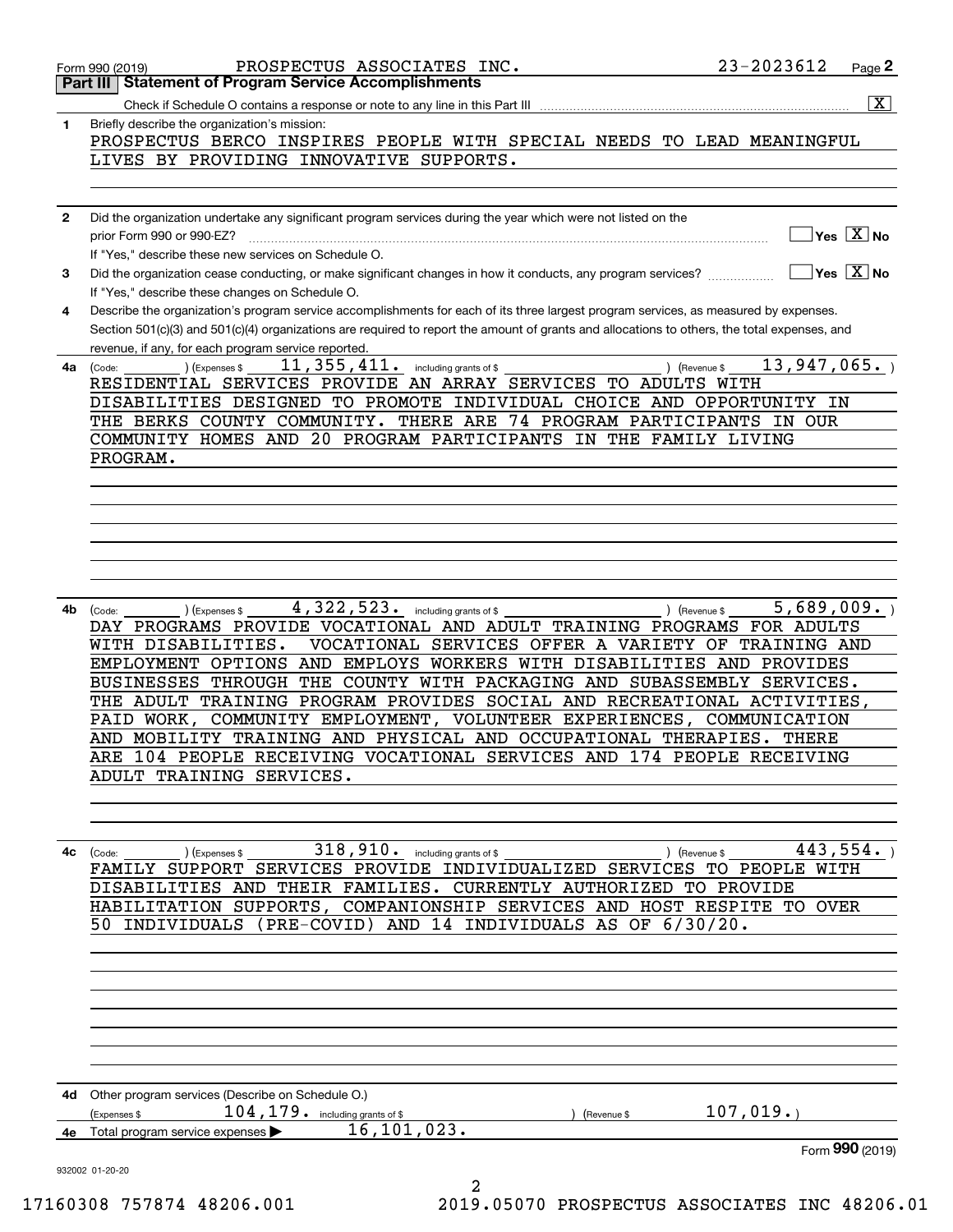Form 990 (2019) PROSPECTUS ASSOCIATES INC. 23-2023612 Page 2

## Part III Statement of Program Service Accomplishments

Check if Schedule O contains a response or note to any line in this Part III ..... [X]

**1** Briefly describe the organization's mission:

PROSPECTUS BERCO INSPIRES PEOPLE WITH SPECIAL NEEDS TO LEAD MEANINGFUL LIVES BY PROVIDING INNOVATIVE SUPPORTS.

**2** Did the organization undertake any significant program services during the year which were not listed on the prior Form 990 or 990-EZ? ..... [ ] Yes [X] No

If "Yes," describe these new services on Schedule O.

**3** Did the organization cease conducting, or make significant changes in how it conducts, any program services? ..... [ ] Yes [X] No

If "Yes," describe these changes on Schedule O.

**4** Describe the organization's program service accomplishments for each of its three largest program services, as measured by expenses. Section 501(c)(3) and 501(c)(4) organizations are required to report the amount of grants and allocations to others, the total expenses, and revenue, if any, for each program service reported.

**4a** (Code: ) (Expenses $ 11,355,411. including grants of $ ) (Revenue $ 13,947,065. )

RESIDENTIAL SERVICES PROVIDE AN ARRAY SERVICES TO ADULTS WITH DISABILITIES DESIGNED TO PROMOTE INDIVIDUAL CHOICE AND OPPORTUNITY IN THE BERKS COUNTY COMMUNITY. THERE ARE 74 PROGRAM PARTICIPANTS IN OUR COMMUNITY HOMES AND 20 PROGRAM PARTICIPANTS IN THE FAMILY LIVING PROGRAM.

**4b** (Code: ) (Expenses $ 4,322,523. including grants of $ ) (Revenue $ 5,689,009. )

DAY PROGRAMS PROVIDE VOCATIONAL AND ADULT TRAINING PROGRAMS FOR ADULTS WITH DISABILITIES. VOCATIONAL SERVICES OFFER A VARIETY OF TRAINING AND EMPLOYMENT OPTIONS AND EMPLOYS WORKERS WITH DISABILITIES AND PROVIDES BUSINESSES THROUGH THE COUNTY WITH PACKAGING AND SUBASSEMBLY SERVICES. THE ADULT TRAINING PROGRAM PROVIDES SOCIAL AND RECREATIONAL ACTIVITIES, PAID WORK, COMMUNITY EMPLOYMENT, VOLUNTEER EXPERIENCES, COMMUNICATION AND MOBILITY TRAINING AND PHYSICAL AND OCCUPATIONAL THERAPIES. THERE ARE 104 PEOPLE RECEIVING VOCATIONAL SERVICES AND 174 PEOPLE RECEIVING ADULT TRAINING SERVICES.

**4c** (Code: ) (Expenses $ 318,910. including grants of $ ) (Revenue $ 443,554. )

FAMILY SUPPORT SERVICES PROVIDE INDIVIDUALIZED SERVICES TO PEOPLE WITH DISABILITIES AND THEIR FAMILIES. CURRENTLY AUTHORIZED TO PROVIDE HABILITATION SUPPORTS, COMPANIONSHIP SERVICES AND HOST RESPITE TO OVER 50 INDIVIDUALS (PRE-COVID) AND 14 INDIVIDUALS AS OF 6/30/20.

**4d** Other program services (Describe on Schedule O.)

(Expenses $ 104,179. including grants of $ ) (Revenue $ 107,019.)

**4e** Total program service expenses ▶ 16,101,023.

Form **990** (2019)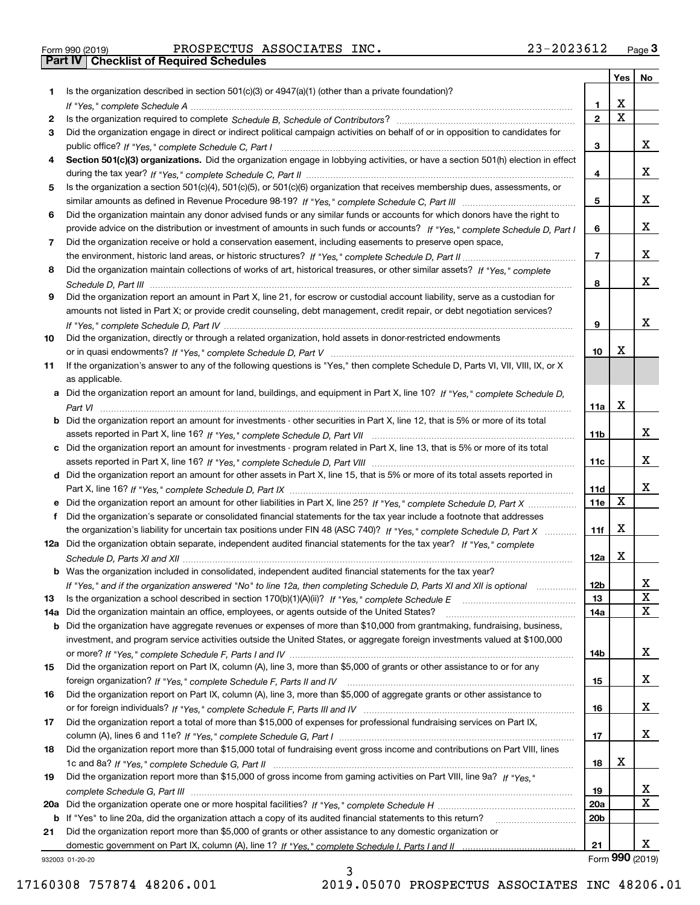Form 990 (2019) PROSPECTUS ASSOCIATES INC. 23-2023612 Page 3

## Part IV Checklist of Required Schedules

| | | | Yes | No |
|---|---|---|---|---|
| 1 | Is the organization described in section 501(c)(3) or 4947(a)(1) (other than a private foundation)? *If "Yes," complete Schedule A* | 1 | X | |
| 2 | Is the organization required to complete *Schedule B, Schedule of Contributors*? | 2 | X | |
| 3 | Did the organization engage in direct or indirect political campaign activities on behalf of or in opposition to candidates for public office? *If "Yes," complete Schedule C, Part I* | 3 | | X |
| 4 | **Section 501(c)(3) organizations.** Did the organization engage in lobbying activities, or have a section 501(h) election in effect during the tax year? *If "Yes," complete Schedule C, Part II* | 4 | | X |
| 5 | Is the organization a section 501(c)(4), 501(c)(5), or 501(c)(6) organization that receives membership dues, assessments, or similar amounts as defined in Revenue Procedure 98-19? *If "Yes," complete Schedule C, Part III* | 5 | | X |
| 6 | Did the organization maintain any donor advised funds or any similar funds or accounts for which donors have the right to provide advice on the distribution or investment of amounts in such funds or accounts? *If "Yes," complete Schedule D, Part I* | 6 | | X |
| 7 | Did the organization receive or hold a conservation easement, including easements to preserve open space, the environment, historic land areas, or historic structures? *If "Yes," complete Schedule D, Part II* | 7 | | X |
| 8 | Did the organization maintain collections of works of art, historical treasures, or other similar assets? *If "Yes," complete Schedule D, Part III* | 8 | | X |
| 9 | Did the organization report an amount in Part X, line 21, for escrow or custodial account liability, serve as a custodian for amounts not listed in Part X; or provide credit counseling, debt management, credit repair, or debt negotiation services? *If "Yes," complete Schedule D, Part IV* | 9 | | X |
| 10 | Did the organization, directly or through a related organization, hold assets in donor-restricted endowments or in quasi endowments? *If "Yes," complete Schedule D, Part V* | 10 | X | |
| 11 | If the organization's answer to any of the following questions is "Yes," then complete Schedule D, Parts VI, VII, VIII, IX, or X as applicable. | | | |
| a | Did the organization report an amount for land, buildings, and equipment in Part X, line 10? *If "Yes," complete Schedule D, Part VI* | 11a | X | |
| b | Did the organization report an amount for investments - other securities in Part X, line 12, that is 5% or more of its total assets reported in Part X, line 16? *If "Yes," complete Schedule D, Part VII* | 11b | | X |
| c | Did the organization report an amount for investments - program related in Part X, line 13, that is 5% or more of its total assets reported in Part X, line 16? *If "Yes," complete Schedule D, Part VIII* | 11c | | X |
| d | Did the organization report an amount for other assets in Part X, line 15, that is 5% or more of its total assets reported in Part X, line 16? *If "Yes," complete Schedule D, Part IX* | 11d | | X |
| e | Did the organization report an amount for other liabilities in Part X, line 25? *If "Yes," complete Schedule D, Part X* | 11e | X | |
| f | Did the organization's separate or consolidated financial statements for the tax year include a footnote that addresses the organization's liability for uncertain tax positions under FIN 48 (ASC 740)? *If "Yes," complete Schedule D, Part X* | 11f | X | |
| 12a | Did the organization obtain separate, independent audited financial statements for the tax year? *If "Yes," complete Schedule D, Parts XI and XII* | 12a | X | |
| b | Was the organization included in consolidated, independent audited financial statements for the tax year? *If "Yes," and if the organization answered "No" to line 12a, then completing Schedule D, Parts XI and XII is optional* | 12b | | X |
| 13 | Is the organization a school described in section 170(b)(1)(A)(ii)? *If "Yes," complete Schedule E* | 13 | | X |
| 14a | Did the organization maintain an office, employees, or agents outside of the United States? | 14a | | X |
| b | Did the organization have aggregate revenues or expenses of more than $10,000 from grantmaking, fundraising, business, investment, and program service activities outside the United States, or aggregate foreign investments valued at $100,000 or more? *If "Yes," complete Schedule F, Parts I and IV* | 14b | | X |
| 15 | Did the organization report on Part IX, column (A), line 3, more than $5,000 of grants or other assistance to or for any foreign organization? *If "Yes," complete Schedule F, Parts II and IV* | 15 | | X |
| 16 | Did the organization report on Part IX, column (A), line 3, more than $5,000 of aggregate grants or other assistance to or for foreign individuals? *If "Yes," complete Schedule F, Parts III and IV* | 16 | | X |
| 17 | Did the organization report a total of more than $15,000 of expenses for professional fundraising services on Part IX, column (A), lines 6 and 11e? *If "Yes," complete Schedule G, Part I* | 17 | | X |
| 18 | Did the organization report more than $15,000 total of fundraising event gross income and contributions on Part VIII, lines 1c and 8a? *If "Yes," complete Schedule G, Part II* | 18 | X | |
| 19 | Did the organization report more than $15,000 of gross income from gaming activities on Part VIII, line 9a? *If "Yes," complete Schedule G, Part III* | 19 | | X |
| 20a | Did the organization operate one or more hospital facilities? *If "Yes," complete Schedule H* | 20a | | X |
| b | If "Yes" to line 20a, did the organization attach a copy of its audited financial statements to this return? | 20b | | |
| 21 | Did the organization report more than $5,000 of grants or other assistance to any domestic organization or domestic government on Part IX, column (A), line 1? *If "Yes," complete Schedule I, Parts I and II* | 21 | | X |

932003 01-20-20 Form **990** (2019)

17160308 757874 48206.001 2019.05070 PROSPECTUS ASSOCIATES INC 48206.01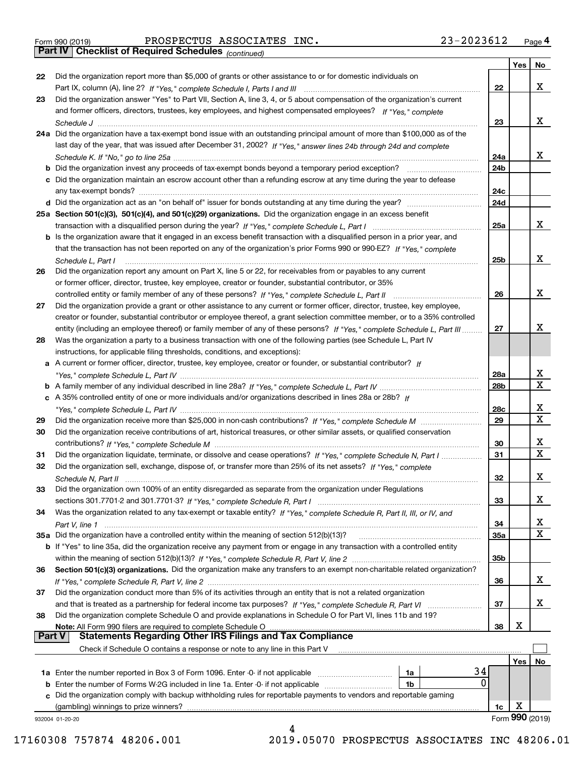Form 990 (2019) PROSPECTUS ASSOCIATES INC. 23-2023612 Page 4

## Part IV Checklist of Required Schedules *(continued)*

| | | | Yes | No |
|---|---|---|---|---|
| 22 | Did the organization report more than $5,000 of grants or other assistance to or for domestic individuals on Part IX, column (A), line 2? *If "Yes," complete Schedule I, Parts I and III* | 22 | | X |
| 23 | Did the organization answer "Yes" to Part VII, Section A, line 3, 4, or 5 about compensation of the organization's current and former officers, directors, trustees, key employees, and highest compensated employees? *If "Yes," complete Schedule J* | 23 | | X |
| 24a | Did the organization have a tax-exempt bond issue with an outstanding principal amount of more than $100,000 as of the last day of the year, that was issued after December 31, 2002? *If "Yes," answer lines 24b through 24d and complete Schedule K. If "No," go to line 25a* | 24a | | X |
| b | Did the organization invest any proceeds of tax-exempt bonds beyond a temporary period exception? | 24b | | |
| c | Did the organization maintain an escrow account other than a refunding escrow at any time during the year to defease any tax-exempt bonds? | 24c | | |
| d | Did the organization act as an "on behalf of" issuer for bonds outstanding at any time during the year? | 24d | | |
| 25a | **Section 501(c)(3), 501(c)(4), and 501(c)(29) organizations.** Did the organization engage in an excess benefit transaction with a disqualified person during the year? *If "Yes," complete Schedule L, Part I* | 25a | | X |
| b | Is the organization aware that it engaged in an excess benefit transaction with a disqualified person in a prior year, and that the transaction has not been reported on any of the organization's prior Forms 990 or 990-EZ? *If "Yes," complete Schedule L, Part I* | 25b | | X |
| 26 | Did the organization report any amount on Part X, line 5 or 22, for receivables from or payables to any current or former officer, director, trustee, key employee, creator or founder, substantial contributor, or 35% controlled entity or family member of any of these persons? *If "Yes," complete Schedule L, Part II* | 26 | | X |
| 27 | Did the organization provide a grant or other assistance to any current or former officer, director, trustee, key employee, creator or founder, substantial contributor or employee thereof, a grant selection committee member, or to a 35% controlled entity (including an employee thereof) or family member of any of these persons? *If "Yes," complete Schedule L, Part III* | 27 | | X |
| 28 | Was the organization a party to a business transaction with one of the following parties (see Schedule L, Part IV instructions, for applicable filing thresholds, conditions, and exceptions): | | | |
| a | A current or former officer, director, trustee, key employee, creator or founder, or substantial contributor? *If "Yes," complete Schedule L, Part IV* | 28a | | X |
| b | A family member of any individual described in line 28a? *If "Yes," complete Schedule L, Part IV* | 28b | | X |
| c | A 35% controlled entity of one or more individuals and/or organizations described in lines 28a or 28b? *If "Yes," complete Schedule L, Part IV* | 28c | | X |
| 29 | Did the organization receive more than $25,000 in non-cash contributions? *If "Yes," complete Schedule M* | 29 | | X |
| 30 | Did the organization receive contributions of art, historical treasures, or other similar assets, or qualified conservation contributions? *If "Yes," complete Schedule M* | 30 | | X |
| 31 | Did the organization liquidate, terminate, or dissolve and cease operations? *If "Yes," complete Schedule N, Part I* | 31 | | X |
| 32 | Did the organization sell, exchange, dispose of, or transfer more than 25% of its net assets? *If "Yes," complete Schedule N, Part II* | 32 | | X |
| 33 | Did the organization own 100% of an entity disregarded as separate from the organization under Regulations sections 301.7701-2 and 301.7701-3? *If "Yes," complete Schedule R, Part I* | 33 | | X |
| 34 | Was the organization related to any tax-exempt or taxable entity? *If "Yes," complete Schedule R, Part II, III, or IV, and Part V, line 1* | 34 | | X |
| 35a | Did the organization have a controlled entity within the meaning of section 512(b)(13)? | 35a | | X |
| b | If "Yes" to line 35a, did the organization receive any payment from or engage in any transaction with a controlled entity within the meaning of section 512(b)(13)? *If "Yes," complete Schedule R, Part V, line 2* | 35b | | |
| 36 | **Section 501(c)(3) organizations.** Did the organization make any transfers to an exempt non-charitable related organization? *If "Yes," complete Schedule R, Part V, line 2* | 36 | | X |
| 37 | Did the organization conduct more than 5% of its activities through an entity that is not a related organization and that is treated as a partnership for federal income tax purposes? *If "Yes," complete Schedule R, Part VI* | 37 | | X |
| 38 | Did the organization complete Schedule O and provide explanations in Schedule O for Part VI, lines 11b and 19? **Note:** All Form 990 filers are required to complete Schedule O | 38 | X | |

## Part V Statements Regarding Other IRS Filings and Tax Compliance

Check if Schedule O contains a response or note to any line in this Part V ☐

| | | | | | Yes | No |
|---|---|---|---|---|---|---|
| 1a | Enter the number reported in Box 3 of Form 1096. Enter -0- if not applicable | 1a | 34 | | | |
| b | Enter the number of Forms W-2G included in line 1a. Enter -0- if not applicable | 1b | 0 | | | |
| c | Did the organization comply with backup withholding rules for reportable payments to vendors and reportable gaming (gambling) winnings to prize winners? | | | 1c | X | |

932004 01-20-20 Form **990** (2019)

17160308 757874 48206.001 2019.05070 PROSPECTUS ASSOCIATES INC 48206.01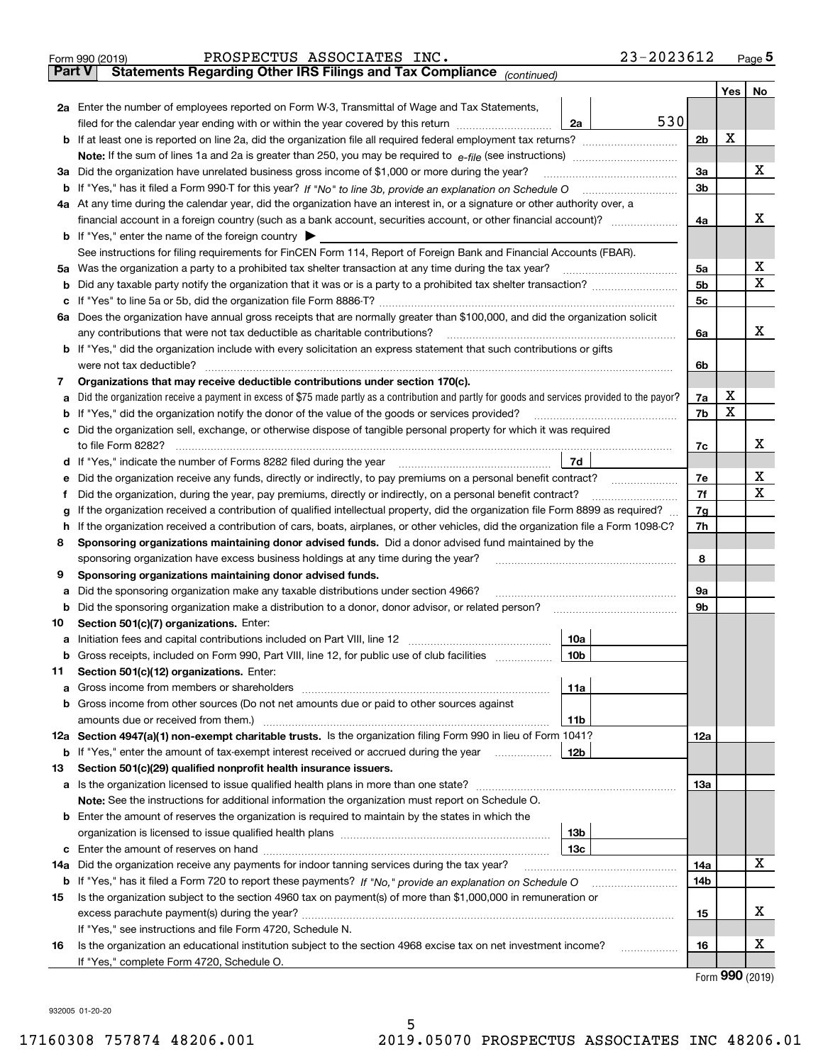Form 990 (2019) PROSPECTUS ASSOCIATES INC. 23-2023612 Page 5

**Part V Statements Regarding Other IRS Filings and Tax Compliance** *(continued)*

| | | | | | Yes | No |
|---|---|---|---|---|---|---|
| **2a** | Enter the number of employees reported on Form W-3, Transmittal of Wage and Tax Statements, filed for the calendar year ending with or within the year covered by this return | 2a | 530 | | | |
| **b** | If at least one is reported on line 2a, did the organization file all required federal employment tax returns? | | | 2b | X | |
| | **Note:** If the sum of lines 1a and 2a is greater than 250, you may be required to *e-file* (see instructions) | | | | | |
| **3a** | Did the organization have unrelated business gross income of $1,000 or more during the year? | | | 3a | | X |
| **b** | If "Yes," has it filed a Form 990-T for this year? *If "No" to line 3b, provide an explanation on Schedule O* | | | 3b | | |
| **4a** | At any time during the calendar year, did the organization have an interest in, or a signature or other authority over, a financial account in a foreign country (such as a bank account, securities account, or other financial account)? | | | 4a | | X |
| **b** | If "Yes," enter the name of the foreign country ▶ | | | | | |
| | See instructions for filing requirements for FinCEN Form 114, Report of Foreign Bank and Financial Accounts (FBAR). | | | | | |
| **5a** | Was the organization a party to a prohibited tax shelter transaction at any time during the tax year? | | | 5a | | X |
| **b** | Did any taxable party notify the organization that it was or is a party to a prohibited tax shelter transaction? | | | 5b | | X |
| **c** | If "Yes" to line 5a or 5b, did the organization file Form 8886-T? | | | 5c | | |
| **6a** | Does the organization have annual gross receipts that are normally greater than $100,000, and did the organization solicit any contributions that were not tax deductible as charitable contributions? | | | 6a | | X |
| **b** | If "Yes," did the organization include with every solicitation an express statement that such contributions or gifts were not tax deductible? | | | 6b | | |
| **7** | **Organizations that may receive deductible contributions under section 170(c).** | | | | | |
| **a** | Did the organization receive a payment in excess of $75 made partly as a contribution and partly for goods and services provided to the payor? | | | 7a | X | |
| **b** | If "Yes," did the organization notify the donor of the value of the goods or services provided? | | | 7b | X | |
| **c** | Did the organization sell, exchange, or otherwise dispose of tangible personal property for which it was required to file Form 8282? | | | 7c | | X |
| **d** | If "Yes," indicate the number of Forms 8282 filed during the year | 7d | | | | |
| **e** | Did the organization receive any funds, directly or indirectly, to pay premiums on a personal benefit contract? | | | 7e | | X |
| **f** | Did the organization, during the year, pay premiums, directly or indirectly, on a personal benefit contract? | | | 7f | | X |
| **g** | If the organization received a contribution of qualified intellectual property, did the organization file Form 8899 as required? | | | 7g | | |
| **h** | If the organization received a contribution of cars, boats, airplanes, or other vehicles, did the organization file a Form 1098-C? | | | 7h | | |
| **8** | **Sponsoring organizations maintaining donor advised funds.** Did a donor advised fund maintained by the sponsoring organization have excess business holdings at any time during the year? | | | 8 | | |
| **9** | **Sponsoring organizations maintaining donor advised funds.** | | | | | |
| **a** | Did the sponsoring organization make any taxable distributions under section 4966? | | | 9a | | |
| **b** | Did the sponsoring organization make a distribution to a donor, donor advisor, or related person? | | | 9b | | |
| **10** | **Section 501(c)(7) organizations.** Enter: | | | | | |
| **a** | Initiation fees and capital contributions included on Part VIII, line 12 | 10a | | | | |
| **b** | Gross receipts, included on Form 990, Part VIII, line 12, for public use of club facilities | 10b | | | | |
| **11** | **Section 501(c)(12) organizations.** Enter: | | | | | |
| **a** | Gross income from members or shareholders | 11a | | | | |
| **b** | Gross income from other sources (Do not net amounts due or paid to other sources against amounts due or received from them.) | 11b | | | | |
| **12a** | **Section 4947(a)(1) non-exempt charitable trusts.** Is the organization filing Form 990 in lieu of Form 1041? | | | 12a | | |
| **b** | If "Yes," enter the amount of tax-exempt interest received or accrued during the year | 12b | | | | |
| **13** | **Section 501(c)(29) qualified nonprofit health insurance issuers.** | | | | | |
| **a** | Is the organization licensed to issue qualified health plans in more than one state? | | | 13a | | |
| | **Note:** See the instructions for additional information the organization must report on Schedule O. | | | | | |
| **b** | Enter the amount of reserves the organization is required to maintain by the states in which the organization is licensed to issue qualified health plans | 13b | | | | |
| **c** | Enter the amount of reserves on hand | 13c | | | | |
| **14a** | Did the organization receive any payments for indoor tanning services during the tax year? | | | 14a | | X |
| **b** | If "Yes," has it filed a Form 720 to report these payments? *If "No," provide an explanation on Schedule O* | | | 14b | | |
| **15** | Is the organization subject to the section 4960 tax on payment(s) of more than $1,000,000 in remuneration or excess parachute payment(s) during the year? | | | 15 | | X |
| | If "Yes," see instructions and file Form 4720, Schedule N. | | | | | |
| **16** | Is the organization an educational institution subject to the section 4968 excise tax on net investment income? | | | 16 | | X |
| | If "Yes," complete Form 4720, Schedule O. | | | | | |

Form **990** (2019)

932005 01-20-20

17160308 757874 48206.001 2019.05070 PROSPECTUS ASSOCIATES INC 48206.01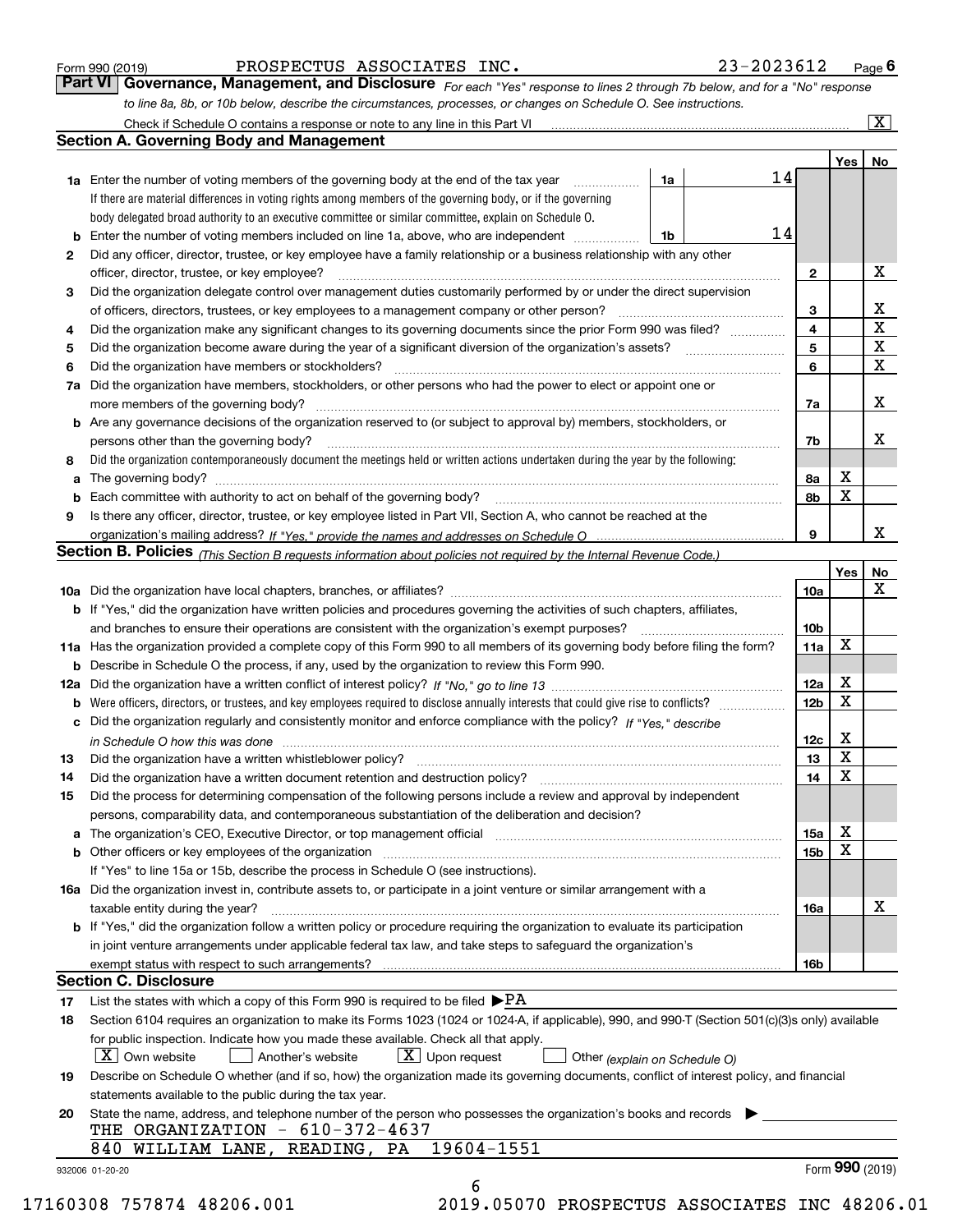Form 990 (2019) PROSPECTUS ASSOCIATES INC. 23-2023612 Page 6

**Part VI Governance, Management, and Disclosure** *For each "Yes" response to lines 2 through 7b below, and for a "No" response to line 8a, 8b, or 10b below, describe the circumstances, processes, or changes on Schedule O. See instructions.*

Check if Schedule O contains a response or note to any line in this Part VI ... [X]

## Section A. Governing Body and Management

| | | | | Yes | No |
|---|---|---|---|---|---|
| 1a | Enter the number of voting members of the governing body at the end of the tax year. If there are material differences in voting rights among members of the governing body, or if the governing body delegated broad authority to an executive committee or similar committee, explain on Schedule O. | 1a | 14 | | |
| b | Enter the number of voting members included on line 1a, above, who are independent | 1b | 14 | | |
| 2 | Did any officer, director, trustee, or key employee have a family relationship or a business relationship with any other officer, director, trustee, or key employee? | | 2 | | X |
| 3 | Did the organization delegate control over management duties customarily performed by or under the direct supervision of officers, directors, trustees, or key employees to a management company or other person? | | 3 | | X |
| 4 | Did the organization make any significant changes to its governing documents since the prior Form 990 was filed? | | 4 | | X |
| 5 | Did the organization become aware during the year of a significant diversion of the organization's assets? | | 5 | | X |
| 6 | Did the organization have members or stockholders? | | 6 | | X |
| 7a | Did the organization have members, stockholders, or other persons who had the power to elect or appoint one or more members of the governing body? | | 7a | | X |
| b | Are any governance decisions of the organization reserved to (or subject to approval by) members, stockholders, or persons other than the governing body? | | 7b | | X |
| 8 | Did the organization contemporaneously document the meetings held or written actions undertaken during the year by the following: | | | | |
| a | The governing body? | | 8a | X | |
| b | Each committee with authority to act on behalf of the governing body? | | 8b | X | |
| 9 | Is there any officer, director, trustee, or key employee listed in Part VII, Section A, who cannot be reached at the organization's mailing address? *If "Yes," provide the names and addresses on Schedule O* | | 9 | | X |

## Section B. Policies *(This Section B requests information about policies not required by the Internal Revenue Code.)*

| | | | Yes | No |
|---|---|---|---|---|
| 10a | Did the organization have local chapters, branches, or affiliates? | 10a | | X |
| b | If "Yes," did the organization have written policies and procedures governing the activities of such chapters, affiliates, and branches to ensure their operations are consistent with the organization's exempt purposes? | 10b | | |
| 11a | Has the organization provided a complete copy of this Form 990 to all members of its governing body before filing the form? | 11a | X | |
| b | Describe in Schedule O the process, if any, used by the organization to review this Form 990. | | | |
| 12a | Did the organization have a written conflict of interest policy? *If "No," go to line 13* | 12a | X | |
| b | Were officers, directors, or trustees, and key employees required to disclose annually interests that could give rise to conflicts? | 12b | X | |
| c | Did the organization regularly and consistently monitor and enforce compliance with the policy? *If "Yes," describe in Schedule O how this was done* | 12c | X | |
| 13 | Did the organization have a written whistleblower policy? | 13 | X | |
| 14 | Did the organization have a written document retention and destruction policy? | 14 | X | |
| 15 | Did the process for determining compensation of the following persons include a review and approval by independent persons, comparability data, and contemporaneous substantiation of the deliberation and decision? | | | |
| a | The organization's CEO, Executive Director, or top management official | 15a | X | |
| b | Other officers or key employees of the organization | 15b | X | |
| | If "Yes" to line 15a or 15b, describe the process in Schedule O (see instructions). | | | |
| 16a | Did the organization invest in, contribute assets to, or participate in a joint venture or similar arrangement with a taxable entity during the year? | 16a | | X |
| b | If "Yes," did the organization follow a written policy or procedure requiring the organization to evaluate its participation in joint venture arrangements under applicable federal tax law, and take steps to safeguard the organization's exempt status with respect to such arrangements? | 16b | | |

## Section C. Disclosure

17 List the states with which a copy of this Form 990 is required to be filed ▶ PA

18 Section 6104 requires an organization to make its Forms 1023 (1024 or 1024-A, if applicable), 990, and 990-T (Section 501(c)(3)s only) available for public inspection. Indicate how you made these available. Check all that apply.

[X] Own website [ ] Another's website [X] Upon request [ ] Other *(explain on Schedule O)*

19 Describe on Schedule O whether (and if so, how) the organization made its governing documents, conflict of interest policy, and financial statements available to the public during the tax year.

20 State the name, address, and telephone number of the person who possesses the organization's books and records ▶

THE ORGANIZATION - 610-372-4637
840 WILLIAM LANE, READING, PA 19604-1551

932006 01-20-20 Form 990 (2019)

17160308 757874 48206.001 2019.05070 PROSPECTUS ASSOCIATES INC 48206.01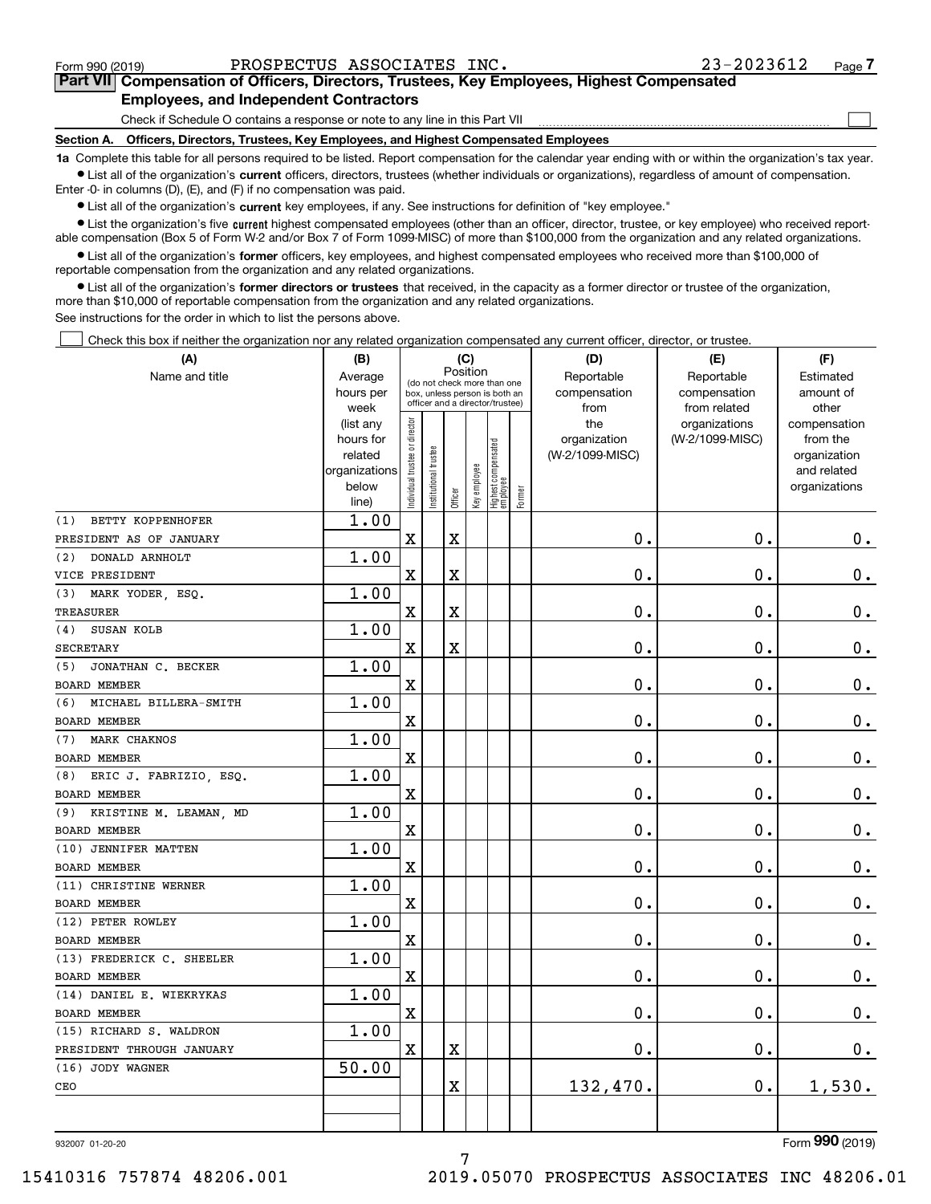Form 990 (2019) PROSPECTUS ASSOCIATES INC. 23-2023612 Page 7

## Part VII Compensation of Officers, Directors, Trustees, Key Employees, Highest Compensated Employees, and Independent Contractors

Check if Schedule O contains a response or note to any line in this Part VII ☐

### Section A. Officers, Directors, Trustees, Key Employees, and Highest Compensated Employees

**1a** Complete this table for all persons required to be listed. Report compensation for the calendar year ending with or within the organization's tax year.

- List all of the organization's **current** officers, directors, trustees (whether individuals or organizations), regardless of amount of compensation. Enter -0- in columns (D), (E), and (F) if no compensation was paid.
- List all of the organization's **current** key employees, if any. See instructions for definition of "key employee."
- List the organization's five **current** highest compensated employees (other than an officer, director, trustee, or key employee) who received reportable compensation (Box 5 of Form W-2 and/or Box 7 of Form 1099-MISC) of more than $100,000 from the organization and any related organizations.
- List all of the organization's **former** officers, key employees, and highest compensated employees who received more than $100,000 of reportable compensation from the organization and any related organizations.
- List all of the organization's **former directors or trustees** that received, in the capacity as a former director or trustee of the organization, more than $10,000 of reportable compensation from the organization and any related organizations.

See instructions for the order in which to list the persons above.

☐ Check this box if neither the organization nor any related organization compensated any current officer, director, or trustee.

| (A) Name and title | (B) Average hours per week (list any hours for related organizations below line) | (C) Position: Individual trustee or director | Institutional trustee | Officer | Key employee | Highest compensated employee | Former | (D) Reportable compensation from the organization (W-2/1099-MISC) | (E) Reportable compensation from related organizations (W-2/1099-MISC) | (F) Estimated amount of other compensation from the organization and related organizations |
|---|---|---|---|---|---|---|---|---|---|---|
| (1) BETTY KOPPENHOFER<br>PRESIDENT AS OF JANUARY | 1.00 | X | | X | | | | 0. | 0. | 0. |
| (2) DONALD ARNHOLT<br>VICE PRESIDENT | 1.00 | X | | X | | | | 0. | 0. | 0. |
| (3) MARK YODER, ESQ.<br>TREASURER | 1.00 | X | | X | | | | 0. | 0. | 0. |
| (4) SUSAN KOLB<br>SECRETARY | 1.00 | X | | X | | | | 0. | 0. | 0. |
| (5) JONATHAN C. BECKER<br>BOARD MEMBER | 1.00 | X | | | | | | 0. | 0. | 0. |
| (6) MICHAEL BILLERA-SMITH<br>BOARD MEMBER | 1.00 | X | | | | | | 0. | 0. | 0. |
| (7) MARK CHAKNOS<br>BOARD MEMBER | 1.00 | X | | | | | | 0. | 0. | 0. |
| (8) ERIC J. FABRIZIO, ESQ.<br>BOARD MEMBER | 1.00 | X | | | | | | 0. | 0. | 0. |
| (9) KRISTINE M. LEAMAN, MD<br>BOARD MEMBER | 1.00 | X | | | | | | 0. | 0. | 0. |
| (10) JENNIFER MATTEN<br>BOARD MEMBER | 1.00 | X | | | | | | 0. | 0. | 0. |
| (11) CHRISTINE WERNER<br>BOARD MEMBER | 1.00 | X | | | | | | 0. | 0. | 0. |
| (12) PETER ROWLEY<br>BOARD MEMBER | 1.00 | X | | | | | | 0. | 0. | 0. |
| (13) FREDERICK C. SHEELER<br>BOARD MEMBER | 1.00 | X | | | | | | 0. | 0. | 0. |
| (14) DANIEL E. WIEKRYKAS<br>BOARD MEMBER | 1.00 | X | | | | | | 0. | 0. | 0. |
| (15) RICHARD S. WALDRON<br>PRESIDENT THROUGH JANUARY | 1.00 | X | | X | | | | 0. | 0. | 0. |
| (16) JODY WAGNER<br>CEO | 50.00 | | | X | | | | 132,470. | 0. | 1,530. |

932007 01-20-20 Form 990 (2019)

15410316 757874 48206.001 2019.05070 PROSPECTUS ASSOCIATES INC 48206.01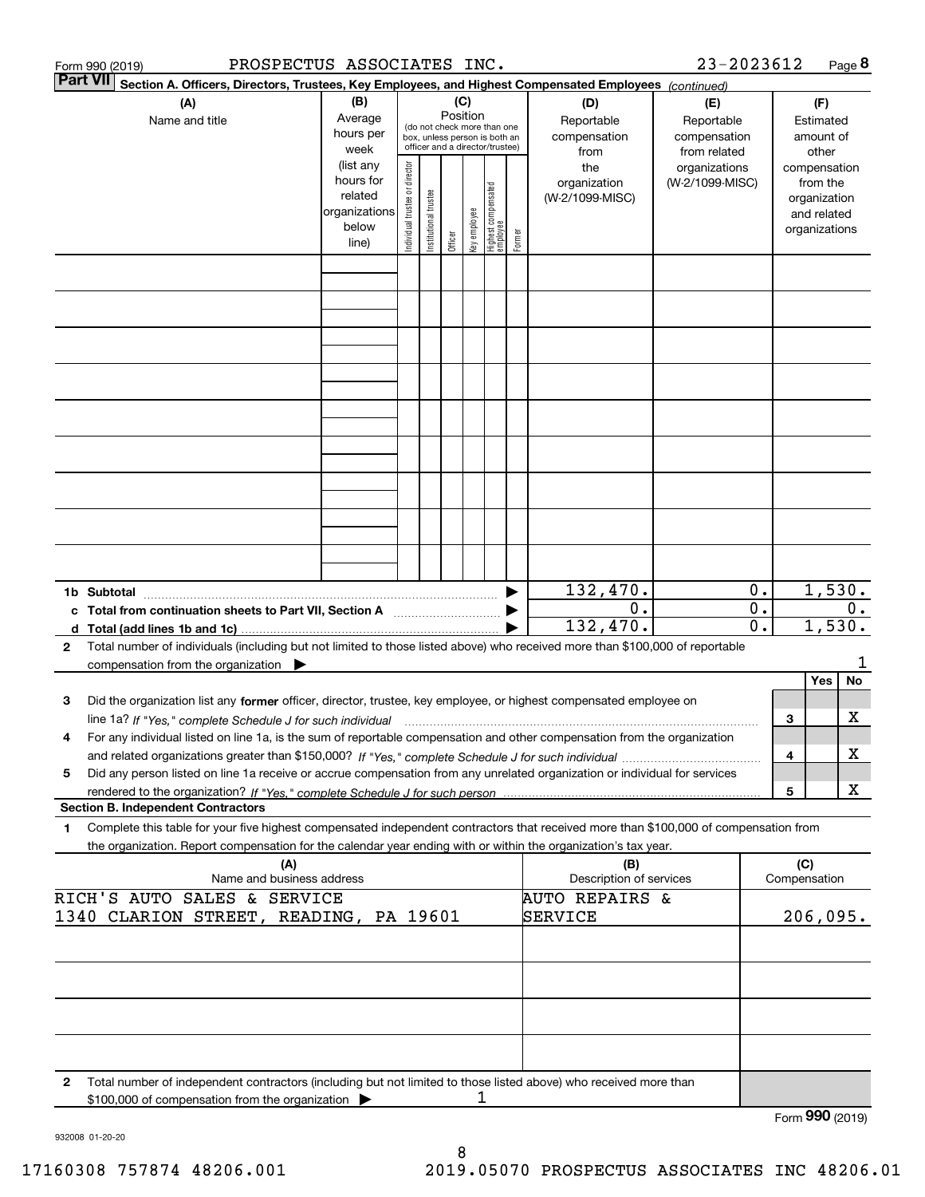Form 990 (2019) PROSPECTUS ASSOCIATES INC. 23-2023612 Page 8

**Part VII Section A. Officers, Directors, Trustees, Key Employees, and Highest Compensated Employees** *(continued)*

| (A) Name and title | (B) Average hours per week (list any hours for related organizations below line) | (C) Position (do not check more than one box, unless person is both an officer and a director/trustee): Individual trustee or director | Institutional trustee | Officer | Key employee | Highest compensated employee | Former | (D) Reportable compensation from the organization (W-2/1099-MISC) | (E) Reportable compensation from related organizations (W-2/1099-MISC) | (F) Estimated amount of other compensation from the organization and related organizations |
|---|---|---|---|---|---|---|---|---|---|---|
| | | | | | | | | | | |
| | | | | | | | | | | |
| | | | | | | | | | | |
| | | | | | | | | | | |
| | | | | | | | | | | |
| | | | | | | | | | | |
| | | | | | | | | | | |
| | | | | | | | | | | |
| | | | | | | | | | | |
| **1b Subtotal** | | | | | | | ▶ | 132,470. | 0. | 1,530. |
| **c Total from continuation sheets to Part VII, Section A** | | | | | | | ▶ | 0. | 0. | 0. |
| **d Total (add lines 1b and 1c)** | | | | | | | ▶ | 132,470. | 0. | 1,530. |

**2** Total number of individuals (including but not limited to those listed above) who received more than $100,000 of reportable compensation from the organization ▶ 1

| | | Yes | No |
|---|---|---|---|
| **3** Did the organization list any **former** officer, director, trustee, key employee, or highest compensated employee on line 1a? *If "Yes," complete Schedule J for such individual* | 3 | | X |
| **4** For any individual listed on line 1a, is the sum of reportable compensation and other compensation from the organization and related organizations greater than $150,000? *If "Yes," complete Schedule J for such individual* | 4 | | X |
| **5** Did any person listed on line 1a receive or accrue compensation from any unrelated organization or individual for services rendered to the organization? *If "Yes," complete Schedule J for such person* | 5 | | X |

**Section B. Independent Contractors**

**1** Complete this table for your five highest compensated independent contractors that received more than $100,000 of compensation from the organization. Report compensation for the calendar year ending with or within the organization's tax year.

| (A) Name and business address | (B) Description of services | (C) Compensation |
|---|---|---|
| RICH'S AUTO SALES & SERVICE<br>1340 CLARION STREET, READING, PA 19601 | AUTO REPAIRS & SERVICE | 206,095. |
| | | |
| | | |
| | | |
| | | |

**2** Total number of independent contractors (including but not limited to those listed above) who received more than $100,000 of compensation from the organization ▶ 1

Form **990** (2019)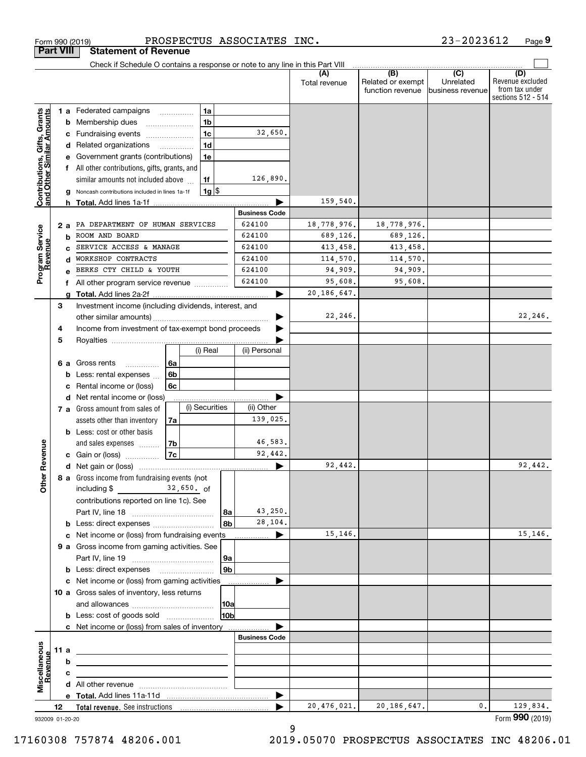Form 990 (2019) PROSPECTUS ASSOCIATES INC. 23-2023612 Page 9

## Part VIII Statement of Revenue

Check if Schedule O contains a response or note to any line in this Part VIII

| | | | (A) Total revenue | (B) Related or exempt function revenue | (C) Unrelated business revenue | (D) Revenue excluded from tax under sections 512 - 514 |
|---|---|---|---|---|---|---|
| **Contributions, Gifts, Grants and Other Similar Amounts** | | | | | | |
| 1 a | Federated campaigns | 1a | | | | |
| b | Membership dues | 1b | | | | |
| c | Fundraising events | 1c 32,650. | | | | |
| d | Related organizations | 1d | | | | |
| e | Government grants (contributions) | 1e | | | | |
| f | All other contributions, gifts, grants, and similar amounts not included above | 1f 126,890. | | | | |
| g | Noncash contributions included in lines 1a-1f | 1g $ | | | | |
| h | **Total.** Add lines 1a-1f | | 159,540. | | | |
| **Program Service Revenue** | | **Business Code** | | | | |
| 2 a | PA DEPARTMENT OF HUMAN SERVICES | 624100 | 18,778,976. | 18,778,976. | | |
| b | ROOM AND BOARD | 624100 | 689,126. | 689,126. | | |
| c | SERVICE ACCESS & MANAGE | 624100 | 413,458. | 413,458. | | |
| d | WORKSHOP CONTRACTS | 624100 | 114,570. | 114,570. | | |
| e | BERKS CTY CHILD & YOUTH | 624100 | 94,909. | 94,909. | | |
| f | All other program service revenue | 624100 | 95,608. | 95,608. | | |
| g | **Total.** Add lines 2a-2f | | 20,186,647. | | | |
| **Other Revenue** | | | | | | |
| 3 | Investment income (including dividends, interest, and other similar amounts) | | 22,246. | | | 22,246. |
| 4 | Income from investment of tax-exempt bond proceeds | | | | | |
| 5 | Royalties | | | | | |
| | | (i) Real / (ii) Personal | | | | |
| 6 a | Gross rents | 6a | | | | |
| b | Less: rental expenses | 6b | | | | |
| c | Rental income or (loss) | 6c | | | | |
| d | Net rental income or (loss) | | | | | |
| | | (i) Securities / (ii) Other | | | | |
| 7 a | Gross amount from sales of assets other than inventory | 7a (ii) 139,025. | | | | |
| b | Less: cost or other basis and sales expenses | 7b (ii) 46,583. | | | | |
| c | Gain or (loss) | 7c (ii) 92,442. | | | | |
| d | Net gain or (loss) | | 92,442. | | | 92,442. |
| 8 a | Gross income from fundraising events (not including $ 32,650. of contributions reported on line 1c). See Part IV, line 18 | 8a 43,250. | | | | |
| b | Less: direct expenses | 8b 28,104. | | | | |
| c | Net income or (loss) from fundraising events | | 15,146. | | | 15,146. |
| 9 a | Gross income from gaming activities. See Part IV, line 19 | 9a | | | | |
| b | Less: direct expenses | 9b | | | | |
| c | Net income or (loss) from gaming activities | | | | | |
| 10 a | Gross sales of inventory, less returns and allowances | 10a | | | | |
| b | Less: cost of goods sold | 10b | | | | |
| c | Net income or (loss) from sales of inventory | | | | | |
| **Miscellaneous Revenue** | | **Business Code** | | | | |
| 11 a | | | | | | |
| b | | | | | | |
| c | | | | | | |
| d | All other revenue | | | | | |
| e | **Total.** Add lines 11a-11d | | | | | |
| 12 | **Total revenue.** See instructions | | 20,476,021. | 20,186,647. | 0. | 129,834. |

932009 01-20-20 Form **990** (2019)

17160308 757874 48206.001 2019.05070 PROSPECTUS ASSOCIATES INC 48206.01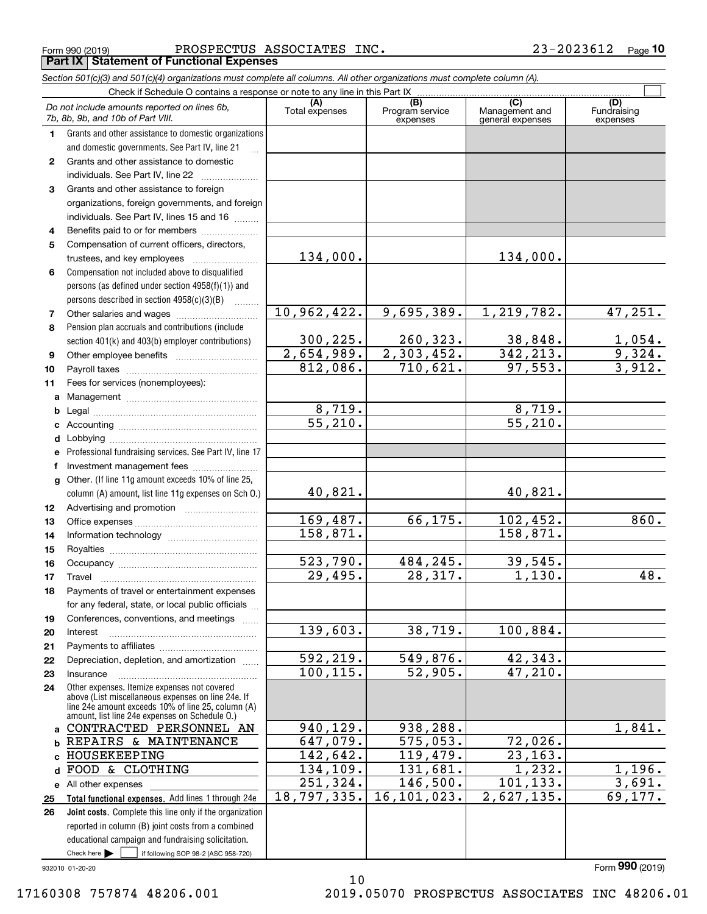Form 990 (2019) PROSPECTUS ASSOCIATES INC. 23-2023612

**Part IX Statement of Functional Expenses**

*Section 501(c)(3) and 501(c)(4) organizations must complete all columns. All other organizations must complete column (A).*

Check if Schedule O contains a response or note to any line in this Part IX ☐

| | *Do not include amounts reported on lines 6b, 7b, 8b, 9b, and 10b of Part VIII.* | (A) Total expenses | (B) Program service expenses | (C) Management and general expenses | (D) Fundraising expenses |
|---|---|---|---|---|---|
| 1 | Grants and other assistance to domestic organizations and domestic governments. See Part IV, line 21 | | | | |
| 2 | Grants and other assistance to domestic individuals. See Part IV, line 22 | | | | |
| 3 | Grants and other assistance to foreign organizations, foreign governments, and foreign individuals. See Part IV, lines 15 and 16 | | | | |
| 4 | Benefits paid to or for members | | | | |
| 5 | Compensation of current officers, directors, trustees, and key employees | 134,000. | | 134,000. | |
| 6 | Compensation not included above to disqualified persons (as defined under section 4958(f)(1)) and persons described in section 4958(c)(3)(B) | | | | |
| 7 | Other salaries and wages | 10,962,422. | 9,695,389. | 1,219,782. | 47,251. |
| 8 | Pension plan accruals and contributions (include section 401(k) and 403(b) employer contributions) | 300,225. | 260,323. | 38,848. | 1,054. |
| 9 | Other employee benefits | 2,654,989. | 2,303,452. | 342,213. | 9,324. |
| 10 | Payroll taxes | 812,086. | 710,621. | 97,553. | 3,912. |
| 11 | Fees for services (nonemployees): | | | | |
| a | Management | | | | |
| b | Legal | 8,719. | | 8,719. | |
| c | Accounting | 55,210. | | 55,210. | |
| d | Lobbying | | | | |
| e | Professional fundraising services. See Part IV, line 17 | | | | |
| f | Investment management fees | | | | |
| g | Other. (If line 11g amount exceeds 10% of line 25, column (A) amount, list line 11g expenses on Sch O.) | 40,821. | | 40,821. | |
| 12 | Advertising and promotion | | | | |
| 13 | Office expenses | 169,487. | 66,175. | 102,452. | 860. |
| 14 | Information technology | 158,871. | | 158,871. | |
| 15 | Royalties | | | | |
| 16 | Occupancy | 523,790. | 484,245. | 39,545. | |
| 17 | Travel | 29,495. | 28,317. | 1,130. | 48. |
| 18 | Payments of travel or entertainment expenses for any federal, state, or local public officials | | | | |
| 19 | Conferences, conventions, and meetings | | | | |
| 20 | Interest | 139,603. | 38,719. | 100,884. | |
| 21 | Payments to affiliates | | | | |
| 22 | Depreciation, depletion, and amortization | 592,219. | 549,876. | 42,343. | |
| 23 | Insurance | 100,115. | 52,905. | 47,210. | |
| 24 | Other expenses. Itemize expenses not covered above (List miscellaneous expenses on line 24e. If line 24e amount exceeds 10% of line 25, column (A) amount, list line 24e expenses on Schedule O.) | | | | |
| a | CONTRACTED PERSONNEL AN | 940,129. | 938,288. | | 1,841. |
| b | REPAIRS & MAINTENANCE | 647,079. | 575,053. | 72,026. | |
| c | HOUSEKEEPING | 142,642. | 119,479. | 23,163. | |
| d | FOOD & CLOTHING | 134,109. | 131,681. | 1,232. | 1,196. |
| e | All other expenses | 251,324. | 146,500. | 101,133. | 3,691. |
| 25 | **Total functional expenses.** Add lines 1 through 24e | 18,797,335. | 16,101,023. | 2,627,135. | 69,177. |
| 26 | **Joint costs.** Complete this line only if the organization reported in column (B) joint costs from a combined educational campaign and fundraising solicitation. Check here ☐ if following SOP 98-2 (ASC 958-720) | | | | |

932010 01-20-20 Form **990** (2019)

17160308 757874 48206.001 2019.05070 PROSPECTUS ASSOCIATES INC 48206.01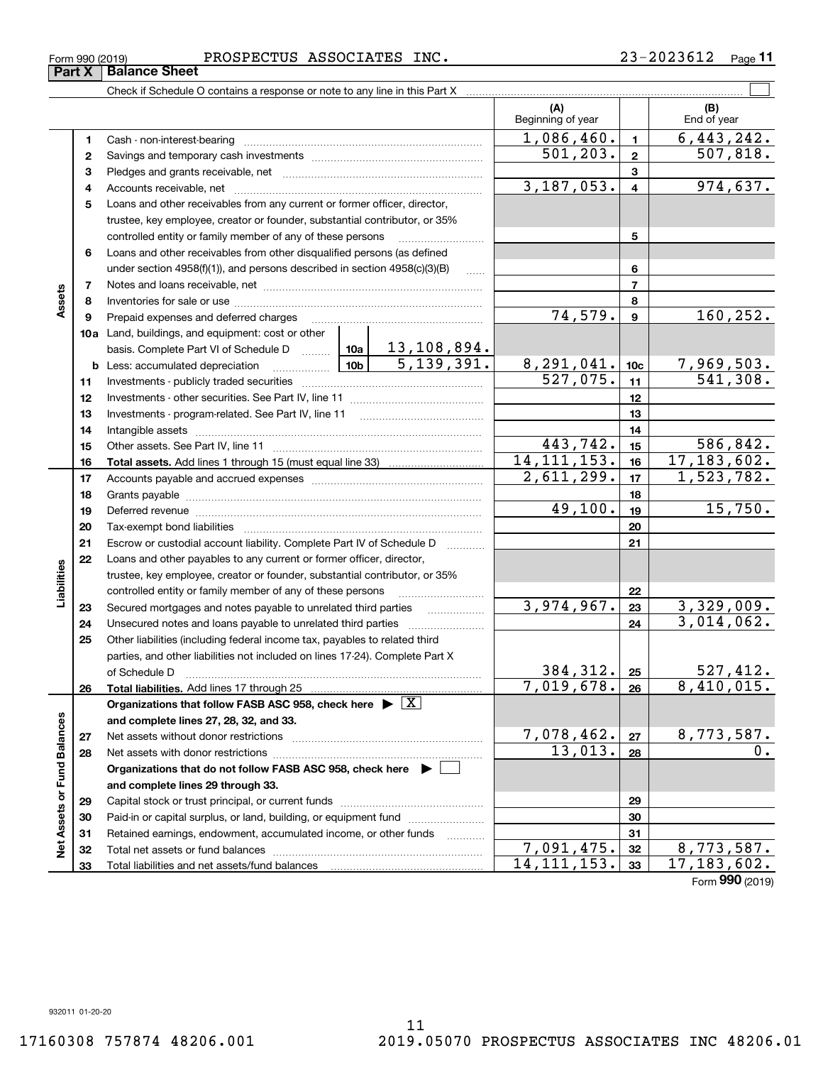Form 990 (2019) PROSPECTUS ASSOCIATES INC. 23-2023612

## Part X Balance Sheet

Check if Schedule O contains a response or note to any line in this Part X ☐

| | | | | (A) Beginning of year | | (B) End of year |
|---|---|---|---|---|---|---|
| **Assets** | 1 | Cash - non-interest-bearing | | 1,086,460. | 1 | 6,443,242. |
| | 2 | Savings and temporary cash investments | | 501,203. | 2 | 507,818. |
| | 3 | Pledges and grants receivable, net | | | 3 | |
| | 4 | Accounts receivable, net | | 3,187,053. | 4 | 974,637. |
| | 5 | Loans and other receivables from any current or former officer, director, trustee, key employee, creator or founder, substantial contributor, or 35% controlled entity or family member of any of these persons | | | 5 | |
| | 6 | Loans and other receivables from other disqualified persons (as defined under section 4958(f)(1)), and persons described in section 4958(c)(3)(B) | | | 6 | |
| | 7 | Notes and loans receivable, net | | | 7 | |
| | 8 | Inventories for sale or use | | | 8 | |
| | 9 | Prepaid expenses and deferred charges | | 74,579. | 9 | 160,252. |
| | 10a | Land, buildings, and equipment: cost or other basis. Complete Part VI of Schedule D | 10a 13,108,894. | | | |
| | b | Less: accumulated depreciation | 10b 5,139,391. | 8,291,041. | 10c | 7,969,503. |
| | 11 | Investments - publicly traded securities | | 527,075. | 11 | 541,308. |
| | 12 | Investments - other securities. See Part IV, line 11 | | | 12 | |
| | 13 | Investments - program-related. See Part IV, line 11 | | | 13 | |
| | 14 | Intangible assets | | | 14 | |
| | 15 | Other assets. See Part IV, line 11 | | 443,742. | 15 | 586,842. |
| | 16 | **Total assets.** Add lines 1 through 15 (must equal line 33) | | 14,111,153. | 16 | 17,183,602. |
| **Liabilities** | 17 | Accounts payable and accrued expenses | | 2,611,299. | 17 | 1,523,782. |
| | 18 | Grants payable | | | 18 | |
| | 19 | Deferred revenue | | 49,100. | 19 | 15,750. |
| | 20 | Tax-exempt bond liabilities | | | 20 | |
| | 21 | Escrow or custodial account liability. Complete Part IV of Schedule D | | | 21 | |
| | 22 | Loans and other payables to any current or former officer, director, trustee, key employee, creator or founder, substantial contributor, or 35% controlled entity or family member of any of these persons | | | 22 | |
| | 23 | Secured mortgages and notes payable to unrelated third parties | | 3,974,967. | 23 | 3,329,009. |
| | 24 | Unsecured notes and loans payable to unrelated third parties | | | 24 | 3,014,062. |
| | 25 | Other liabilities (including federal income tax, payables to related third parties, and other liabilities not included on lines 17-24). Complete Part X of Schedule D | | 384,312. | 25 | 527,412. |
| | 26 | **Total liabilities.** Add lines 17 through 25 | | 7,019,678. | 26 | 8,410,015. |
| **Net Assets or Fund Balances** | | **Organizations that follow FASB ASC 958, check here** ▶ ☒ **and complete lines 27, 28, 32, and 33.** | | | | |
| | 27 | Net assets without donor restrictions | | 7,078,462. | 27 | 8,773,587. |
| | 28 | Net assets with donor restrictions | | 13,013. | 28 | 0. |
| | | **Organizations that do not follow FASB ASC 958, check here** ▶ ☐ **and complete lines 29 through 33.** | | | | |
| | 29 | Capital stock or trust principal, or current funds | | | 29 | |
| | 30 | Paid-in or capital surplus, or land, building, or equipment fund | | | 30 | |
| | 31 | Retained earnings, endowment, accumulated income, or other funds | | | 31 | |
| | 32 | Total net assets or fund balances | | 7,091,475. | 32 | 8,773,587. |
| | 33 | Total liabilities and net assets/fund balances | | 14,111,153. | 33 | 17,183,602. |

Form **990** (2019)

932011 01-20-20

17160308 757874 48206.001 2019.05070 PROSPECTUS ASSOCIATES INC 48206.01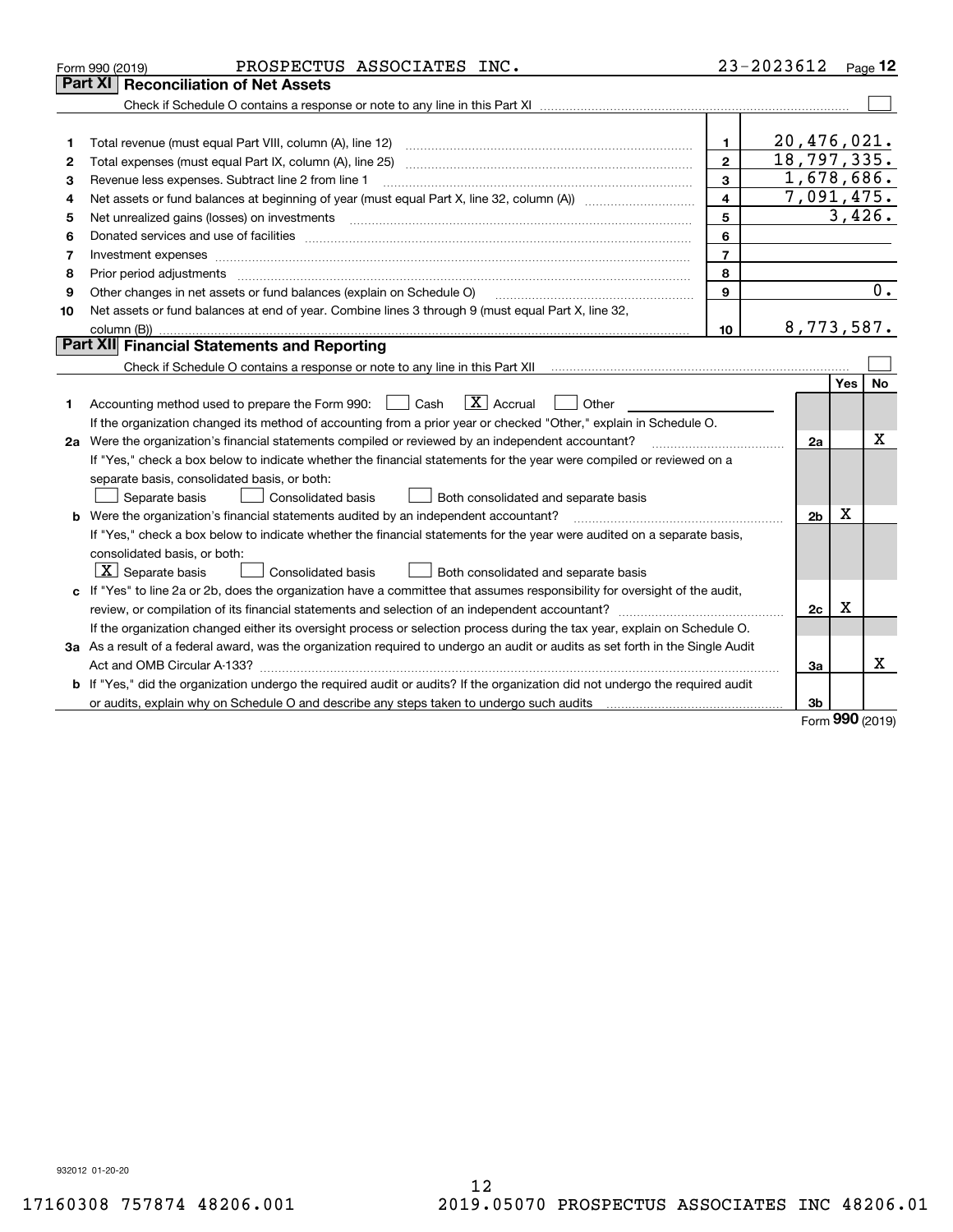Form 990 (2019) PROSPECTUS ASSOCIATES INC. 23-2023612 Page 12

## Part XI Reconciliation of Net Assets

Check if Schedule O contains a response or note to any line in this Part XI ☐

| | | | |
|---|---|---|---|
| 1 | Total revenue (must equal Part VIII, column (A), line 12) | 1 | 20,476,021. |
| 2 | Total expenses (must equal Part IX, column (A), line 25) | 2 | 18,797,335. |
| 3 | Revenue less expenses. Subtract line 2 from line 1 | 3 | 1,678,686. |
| 4 | Net assets or fund balances at beginning of year (must equal Part X, line 32, column (A)) | 4 | 7,091,475. |
| 5 | Net unrealized gains (losses) on investments | 5 | 3,426. |
| 6 | Donated services and use of facilities | 6 | |
| 7 | Investment expenses | 7 | |
| 8 | Prior period adjustments | 8 | |
| 9 | Other changes in net assets or fund balances (explain on Schedule O) | 9 | 0. |
| 10 | Net assets or fund balances at end of year. Combine lines 3 through 9 (must equal Part X, line 32, column (B)) | 10 | 8,773,587. |

## Part XII Financial Statements and Reporting

Check if Schedule O contains a response or note to any line in this Part XII ☐

| | | | Yes | No |
|---|---|---|---|---|
| 1 | Accounting method used to prepare the Form 990: ☐ Cash ☒ Accrual ☐ Other<br>If the organization changed its method of accounting from a prior year or checked "Other," explain in Schedule O. | | | |
| 2a | Were the organization's financial statements compiled or reviewed by an independent accountant?<br>If "Yes," check a box below to indicate whether the financial statements for the year were compiled or reviewed on a separate basis, consolidated basis, or both:<br>☐ Separate basis ☐ Consolidated basis ☐ Both consolidated and separate basis | 2a | | X |
| b | Were the organization's financial statements audited by an independent accountant?<br>If "Yes," check a box below to indicate whether the financial statements for the year were audited on a separate basis, consolidated basis, or both:<br>☒ Separate basis ☐ Consolidated basis ☐ Both consolidated and separate basis | 2b | X | |
| c | If "Yes" to line 2a or 2b, does the organization have a committee that assumes responsibility for oversight of the audit, review, or compilation of its financial statements and selection of an independent accountant?<br>If the organization changed either its oversight process or selection process during the tax year, explain on Schedule O. | 2c | X | |
| 3a | As a result of a federal award, was the organization required to undergo an audit or audits as set forth in the Single Audit Act and OMB Circular A-133? | 3a | | X |
| b | If "Yes," did the organization undergo the required audit or audits? If the organization did not undergo the required audit or audits, explain why on Schedule O and describe any steps taken to undergo such audits | 3b | | |

Form 990 (2019)

932012 01-20-20

17160308 757874 48206.001 2019.05070 PROSPECTUS ASSOCIATES INC 48206.01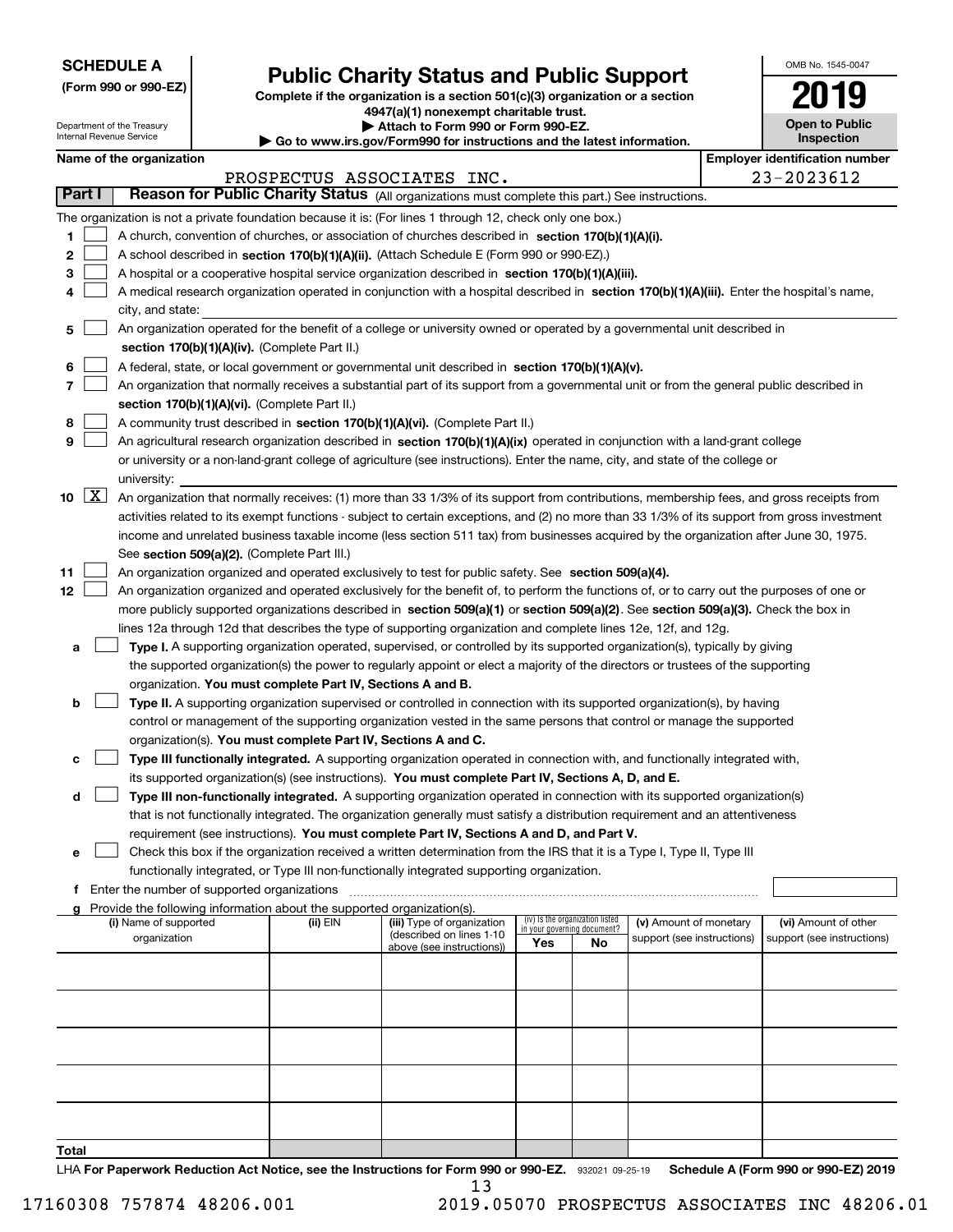**SCHEDULE A**
**(Form 990 or 990-EZ)**

Department of the Treasury
Internal Revenue Service

# Public Charity Status and Public Support

**Complete if the organization is a section 501(c)(3) organization or a section 4947(a)(1) nonexempt charitable trust.**
**▶ Attach to Form 990 or Form 990-EZ.**
**▶ Go to www.irs.gov/Form990 for instructions and the latest information.**

OMB No. 1545-0047
**2019**
**Open to Public Inspection**

**Name of the organization**: PROSPECTUS ASSOCIATES INC.
**Employer identification number**: 23-2023612

## Part I — Reason for Public Charity Status (All organizations must complete this part.) See instructions.

The organization is not a private foundation because it is: (For lines 1 through 12, check only one box.)

1. [ ] A church, convention of churches, or association of churches described in **section 170(b)(1)(A)(i).**
2. [ ] A school described in **section 170(b)(1)(A)(ii).** (Attach Schedule E (Form 990 or 990-EZ).)
3. [ ] A hospital or a cooperative hospital service organization described in **section 170(b)(1)(A)(iii).**
4. [ ] A medical research organization operated in conjunction with a hospital described in **section 170(b)(1)(A)(iii).** Enter the hospital's name, city, and state:
5. [ ] An organization operated for the benefit of a college or university owned or operated by a governmental unit described in **section 170(b)(1)(A)(iv).** (Complete Part II.)
6. [ ] A federal, state, or local government or governmental unit described in **section 170(b)(1)(A)(v).**
7. [ ] An organization that normally receives a substantial part of its support from a governmental unit or from the general public described in **section 170(b)(1)(A)(vi).** (Complete Part II.)
8. [ ] A community trust described in **section 170(b)(1)(A)(vi).** (Complete Part II.)
9. [ ] An agricultural research organization described in **section 170(b)(1)(A)(ix)** operated in conjunction with a land-grant college or university or a non-land-grant college of agriculture (see instructions). Enter the name, city, and state of the college or university:
10. [X] An organization that normally receives: (1) more than 33 1/3% of its support from contributions, membership fees, and gross receipts from activities related to its exempt functions - subject to certain exceptions, and (2) no more than 33 1/3% of its support from gross investment income and unrelated business taxable income (less section 511 tax) from businesses acquired by the organization after June 30, 1975. See **section 509(a)(2).** (Complete Part III.)
11. [ ] An organization organized and operated exclusively to test for public safety. See **section 509(a)(4).**
12. [ ] An organization organized and operated exclusively for the benefit of, to perform the functions of, or to carry out the purposes of one or more publicly supported organizations described in **section 509(a)(1)** or **section 509(a)(2)**. See **section 509(a)(3).** Check the box in lines 12a through 12d that describes the type of supporting organization and complete lines 12e, 12f, and 12g.
   - **a** [ ] **Type I.** A supporting organization operated, supervised, or controlled by its supported organization(s), typically by giving the supported organization(s) the power to regularly appoint or elect a majority of the directors or trustees of the supporting organization. **You must complete Part IV, Sections A and B.**
   - **b** [ ] **Type II.** A supporting organization supervised or controlled in connection with its supported organization(s), by having control or management of the supporting organization vested in the same persons that control or manage the supported organization(s). **You must complete Part IV, Sections A and C.**
   - **c** [ ] **Type III functionally integrated.** A supporting organization operated in connection with, and functionally integrated with, its supported organization(s) (see instructions). **You must complete Part IV, Sections A, D, and E.**
   - **d** [ ] **Type III non-functionally integrated.** A supporting organization operated in connection with its supported organization(s) that is not functionally integrated. The organization generally must satisfy a distribution requirement and an attentiveness requirement (see instructions). **You must complete Part IV, Sections A and D, and Part V.**
   - **e** [ ] Check this box if the organization received a written determination from the IRS that it is a Type I, Type II, Type III functionally integrated, or Type III non-functionally integrated supporting organization.
   - **f** Enter the number of supported organizations
   - **g** Provide the following information about the supported organization(s).

| (i) Name of supported organization | (ii) EIN | (iii) Type of organization (described on lines 1-10 above (see instructions)) | (iv) Is the organization listed in your governing document? Yes | No | (v) Amount of monetary support (see instructions) | (vi) Amount of other support (see instructions) |
|---|---|---|---|---|---|---|
| | | | | | | |
| | | | | | | |
| | | | | | | |
| | | | | | | |
| | | | | | | |
| **Total** | | | | | | |

LHA **For Paperwork Reduction Act Notice, see the Instructions for Form 990 or 990-EZ.** 932021 09-25-19 **Schedule A (Form 990 or 990-EZ) 2019**

17160308 757874 48206.001 2019.05070 PROSPECTUS ASSOCIATES INC 48206.01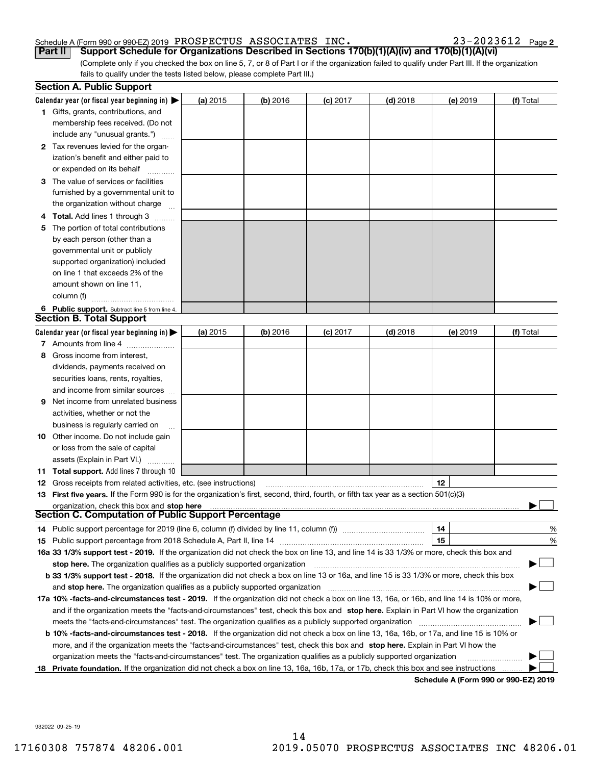Schedule A (Form 990 or 990-EZ) 2019 PROSPECTUS ASSOCIATES INC. 23-2023612 Page 2

**Part II** **Support Schedule for Organizations Described in Sections 170(b)(1)(A)(iv) and 170(b)(1)(A)(vi)**

(Complete only if you checked the box on line 5, 7, or 8 of Part I or if the organization failed to qualify under Part III. If the organization fails to qualify under the tests listed below, please complete Part III.)

## Section A. Public Support

| Calendar year (or fiscal year beginning in) ▶ | (a) 2015 | (b) 2016 | (c) 2017 | (d) 2018 | (e) 2019 | (f) Total |
|---|---|---|---|---|---|---|
| 1 Gifts, grants, contributions, and membership fees received. (Do not include any "unusual grants.") | | | | | | |
| 2 Tax revenues levied for the organization's benefit and either paid to or expended on its behalf | | | | | | |
| 3 The value of services or facilities furnished by a governmental unit to the organization without charge | | | | | | |
| 4 **Total.** Add lines 1 through 3 | | | | | | |
| 5 The portion of total contributions by each person (other than a governmental unit or publicly supported organization) included on line 1 that exceeds 2% of the amount shown on line 11, column (f) | | | | | | |
| 6 **Public support.** Subtract line 5 from line 4. | | | | | | |

## Section B. Total Support

| Calendar year (or fiscal year beginning in) ▶ | (a) 2015 | (b) 2016 | (c) 2017 | (d) 2018 | (e) 2019 | (f) Total |
|---|---|---|---|---|---|---|
| 7 Amounts from line 4 | | | | | | |
| 8 Gross income from interest, dividends, payments received on securities loans, rents, royalties, and income from similar sources | | | | | | |
| 9 Net income from unrelated business activities, whether or not the business is regularly carried on | | | | | | |
| 10 Other income. Do not include gain or loss from the sale of capital assets (Explain in Part VI.) | | | | | | |
| 11 **Total support.** Add lines 7 through 10 | | | | | | |

12 Gross receipts from related activities, etc. (see instructions) | 12 |

13 **First five years.** If the Form 990 is for the organization's first, second, third, fourth, or fifth tax year as a section 501(c)(3) organization, check this box and **stop here** ▶ ☐

## Section C. Computation of Public Support Percentage

14 Public support percentage for 2019 (line 6, column (f) divided by line 11, column (f)) | 14 | %

15 Public support percentage from 2018 Schedule A, Part II, line 14 | 15 | %

**16a 33 1/3% support test - 2019.** If the organization did not check the box on line 13, and line 14 is 33 1/3% or more, check this box and **stop here.** The organization qualifies as a publicly supported organization ▶ ☐

**b 33 1/3% support test - 2018.** If the organization did not check a box on line 13 or 16a, and line 15 is 33 1/3% or more, check this box and **stop here.** The organization qualifies as a publicly supported organization ▶ ☐

**17a 10% -facts-and-circumstances test - 2019.** If the organization did not check a box on line 13, 16a, or 16b, and line 14 is 10% or more, and if the organization meets the "facts-and-circumstances" test, check this box and **stop here.** Explain in Part VI how the organization meets the "facts-and-circumstances" test. The organization qualifies as a publicly supported organization ▶ ☐

**b 10% -facts-and-circumstances test - 2018.** If the organization did not check a box on line 13, 16a, 16b, or 17a, and line 15 is 10% or more, and if the organization meets the "facts-and-circumstances" test, check this box and **stop here.** Explain in Part VI how the organization meets the "facts-and-circumstances" test. The organization qualifies as a publicly supported organization ▶ ☐

**18 Private foundation.** If the organization did not check a box on line 13, 16a, 16b, 17a, or 17b, check this box and see instructions ▶ ☐

**Schedule A (Form 990 or 990-EZ) 2019**

932022 09-25-19

17160308 757874 48206.001 2019.05070 PROSPECTUS ASSOCIATES INC 48206.01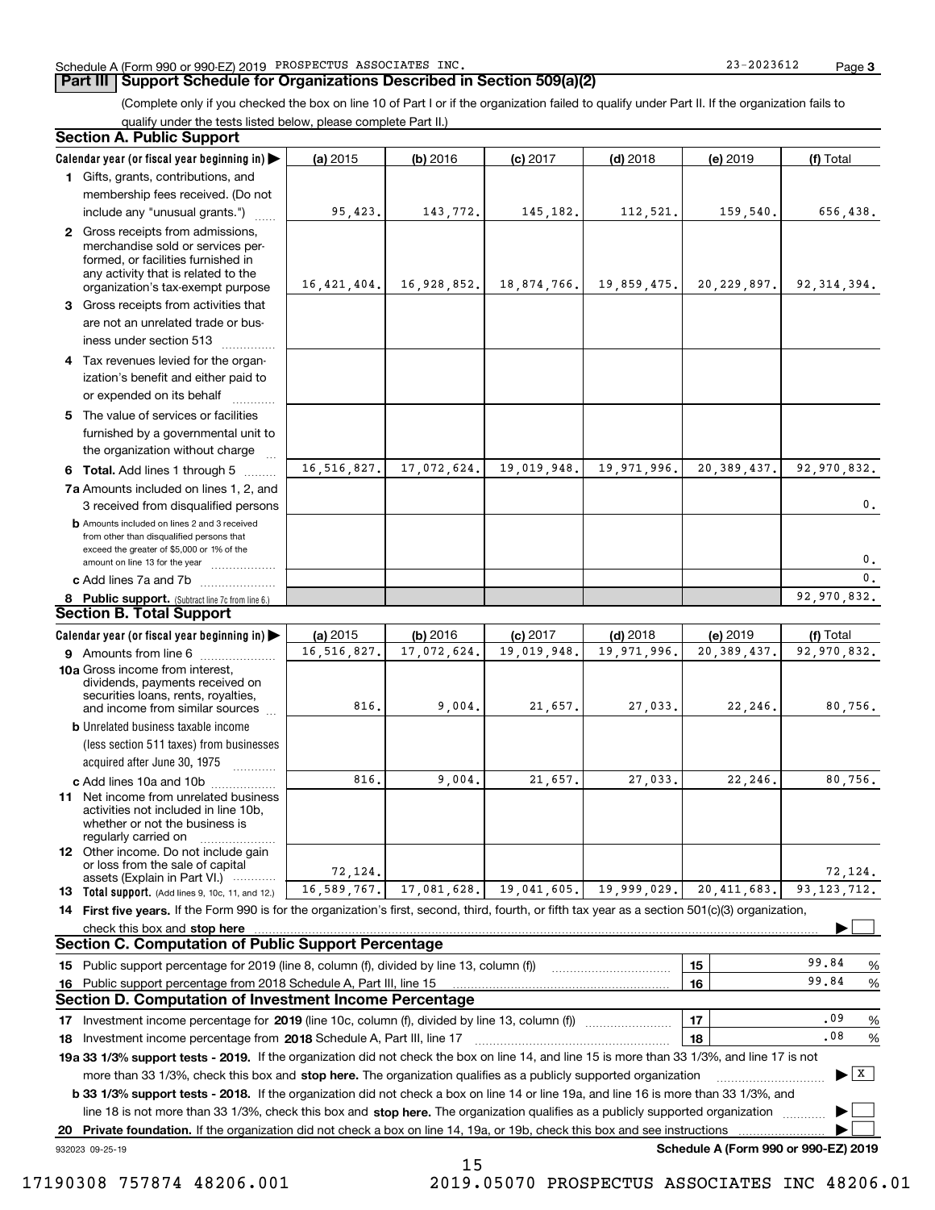Schedule A (Form 990 or 990-EZ) 2019 PROSPECTUS ASSOCIATES INC. 23-2023612 Page 3

## Part III Support Schedule for Organizations Described in Section 509(a)(2)

(Complete only if you checked the box on line 10 of Part I or if the organization failed to qualify under Part II. If the organization fails to qualify under the tests listed below, please complete Part II.)

### Section A. Public Support

| Calendar year (or fiscal year beginning in) ▶ | (a) 2015 | (b) 2016 | (c) 2017 | (d) 2018 | (e) 2019 | (f) Total |
|---|---|---|---|---|---|---|
| 1 Gifts, grants, contributions, and membership fees received. (Do not include any "unusual grants.") | 95,423. | 143,772. | 145,182. | 112,521. | 159,540. | 656,438. |
| 2 Gross receipts from admissions, merchandise sold or services performed, or facilities furnished in any activity that is related to the organization's tax-exempt purpose | 16,421,404. | 16,928,852. | 18,874,766. | 19,859,475. | 20,229,897. | 92,314,394. |
| 3 Gross receipts from activities that are not an unrelated trade or business under section 513 | | | | | | |
| 4 Tax revenues levied for the organization's benefit and either paid to or expended on its behalf | | | | | | |
| 5 The value of services or facilities furnished by a governmental unit to the organization without charge | | | | | | |
| 6 **Total.** Add lines 1 through 5 | 16,516,827. | 17,072,624. | 19,019,948. | 19,971,996. | 20,389,437. | 92,970,832. |
| 7a Amounts included on lines 1, 2, and 3 received from disqualified persons | | | | | | 0. |
| b Amounts included on lines 2 and 3 received from other than disqualified persons that exceed the greater of $5,000 or 1% of the amount on line 13 for the year | | | | | | 0. |
| c Add lines 7a and 7b | | | | | | 0. |
| 8 **Public support.** (Subtract line 7c from line 6.) | | | | | | 92,970,832. |

### Section B. Total Support

| Calendar year (or fiscal year beginning in) ▶ | (a) 2015 | (b) 2016 | (c) 2017 | (d) 2018 | (e) 2019 | (f) Total |
|---|---|---|---|---|---|---|
| 9 Amounts from line 6 | 16,516,827. | 17,072,624. | 19,019,948. | 19,971,996. | 20,389,437. | 92,970,832. |
| 10a Gross income from interest, dividends, payments received on securities loans, rents, royalties, and income from similar sources | 816. | 9,004. | 21,657. | 27,033. | 22,246. | 80,756. |
| b Unrelated business taxable income (less section 511 taxes) from businesses acquired after June 30, 1975 | | | | | | |
| c Add lines 10a and 10b | 816. | 9,004. | 21,657. | 27,033. | 22,246. | 80,756. |
| 11 Net income from unrelated business activities not included in line 10b, whether or not the business is regularly carried on | | | | | | |
| 12 Other income. Do not include gain or loss from the sale of capital assets (Explain in Part VI.) | 72,124. | | | | | 72,124. |
| 13 **Total support.** (Add lines 9, 10c, 11, and 12.) | 16,589,767. | 17,081,628. | 19,041,605. | 19,999,029. | 20,411,683. | 93,123,712. |

14 **First five years.** If the Form 990 is for the organization's first, second, third, fourth, or fifth tax year as a section 501(c)(3) organization, check this box and **stop here** ▶ ☐

### Section C. Computation of Public Support Percentage

| | | |
|---|---|---|
| 15 Public support percentage for 2019 (line 8, column (f), divided by line 13, column (f)) | 15 | 99.84 % |
| 16 Public support percentage from 2018 Schedule A, Part III, line 15 | 16 | 99.84 % |

### Section D. Computation of Investment Income Percentage

| | | |
|---|---|---|
| 17 Investment income percentage for **2019** (line 10c, column (f), divided by line 13, column (f)) | 17 | .09 % |
| 18 Investment income percentage from **2018** Schedule A, Part III, line 17 | 18 | .08 % |

**19a 33 1/3% support tests - 2019.** If the organization did not check the box on line 14, and line 15 is more than 33 1/3%, and line 17 is not more than 33 1/3%, check this box and **stop here.** The organization qualifies as a publicly supported organization ▶ ☒

**b 33 1/3% support tests - 2018.** If the organization did not check a box on line 14 or line 19a, and line 16 is more than 33 1/3%, and line 18 is not more than 33 1/3%, check this box and **stop here.** The organization qualifies as a publicly supported organization ▶ ☐

**20 Private foundation.** If the organization did not check a box on line 14, 19a, or 19b, check this box and see instructions ▶ ☐

932023 09-25-19 **Schedule A (Form 990 or 990-EZ) 2019**

17190308 757874 48206.001 2019.05070 PROSPECTUS ASSOCIATES INC 48206.01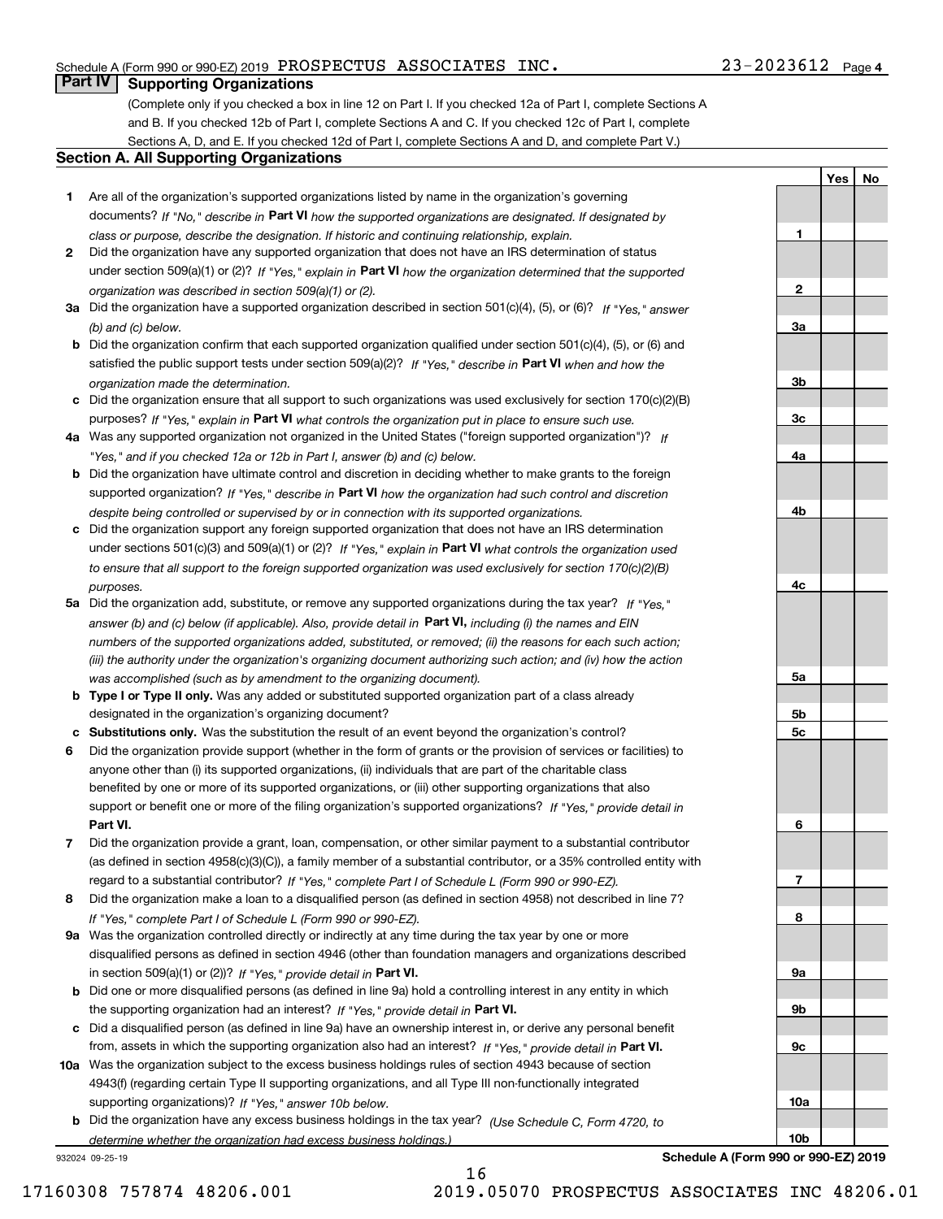Schedule A (Form 990 or 990-EZ) 2019 PROSPECTUS ASSOCIATES INC. 23-2023612 Page 4

## Part IV Supporting Organizations

(Complete only if you checked a box in line 12 on Part I. If you checked 12a of Part I, complete Sections A and B. If you checked 12b of Part I, complete Sections A and C. If you checked 12c of Part I, complete Sections A, D, and E. If you checked 12d of Part I, complete Sections A and D, and complete Part V.)

### Section A. All Supporting Organizations

| | | Line | Yes | No |
|---|---|---|---|---|
| **1** | Are all of the organization's supported organizations listed by name in the organization's governing documents? *If "No," describe in* **Part VI** *how the supported organizations are designated. If designated by class or purpose, describe the designation. If historic and continuing relationship, explain.* | **1** | | |
| **2** | Did the organization have any supported organization that does not have an IRS determination of status under section 509(a)(1) or (2)? *If "Yes," explain in* **Part VI** *how the organization determined that the supported organization was described in section 509(a)(1) or (2).* | **2** | | |
| **3a** | Did the organization have a supported organization described in section 501(c)(4), (5), or (6)? *If "Yes," answer (b) and (c) below.* | **3a** | | |
| **b** | Did the organization confirm that each supported organization qualified under section 501(c)(4), (5), or (6) and satisfied the public support tests under section 509(a)(2)? *If "Yes," describe in* **Part VI** *when and how the organization made the determination.* | **3b** | | |
| **c** | Did the organization ensure that all support to such organizations was used exclusively for section 170(c)(2)(B) purposes? *If "Yes," explain in* **Part VI** *what controls the organization put in place to ensure such use.* | **3c** | | |
| **4a** | Was any supported organization not organized in the United States ("foreign supported organization")? *If "Yes," and if you checked 12a or 12b in Part I, answer (b) and (c) below.* | **4a** | | |
| **b** | Did the organization have ultimate control and discretion in deciding whether to make grants to the foreign supported organization? *If "Yes," describe in* **Part VI** *how the organization had such control and discretion despite being controlled or supervised by or in connection with its supported organizations.* | **4b** | | |
| **c** | Did the organization support any foreign supported organization that does not have an IRS determination under sections 501(c)(3) and 509(a)(1) or (2)? *If "Yes," explain in* **Part VI** *what controls the organization used to ensure that all support to the foreign supported organization was used exclusively for section 170(c)(2)(B) purposes.* | **4c** | | |
| **5a** | Did the organization add, substitute, or remove any supported organizations during the tax year? *If "Yes," answer (b) and (c) below (if applicable). Also, provide detail in* **Part VI,** *including (i) the names and EIN numbers of the supported organizations added, substituted, or removed; (ii) the reasons for each such action; (iii) the authority under the organization's organizing document authorizing such action; and (iv) how the action was accomplished (such as by amendment to the organizing document).* | **5a** | | |
| **b** | **Type I or Type II only.** Was any added or substituted supported organization part of a class already designated in the organization's organizing document? | **5b** | | |
| **c** | **Substitutions only.** Was the substitution the result of an event beyond the organization's control? | **5c** | | |
| **6** | Did the organization provide support (whether in the form of grants or the provision of services or facilities) to anyone other than (i) its supported organizations, (ii) individuals that are part of the charitable class benefited by one or more of its supported organizations, or (iii) other supporting organizations that also support or benefit one or more of the filing organization's supported organizations? *If "Yes," provide detail in* **Part VI.** | **6** | | |
| **7** | Did the organization provide a grant, loan, compensation, or other similar payment to a substantial contributor (as defined in section 4958(c)(3)(C)), a family member of a substantial contributor, or a 35% controlled entity with regard to a substantial contributor? *If "Yes," complete Part I of Schedule L (Form 990 or 990-EZ).* | **7** | | |
| **8** | Did the organization make a loan to a disqualified person (as defined in section 4958) not described in line 7? *If "Yes," complete Part I of Schedule L (Form 990 or 990-EZ).* | **8** | | |
| **9a** | Was the organization controlled directly or indirectly at any time during the tax year by one or more disqualified persons as defined in section 4946 (other than foundation managers and organizations described in section 509(a)(1) or (2))? *If "Yes," provide detail in* **Part VI.** | **9a** | | |
| **b** | Did one or more disqualified persons (as defined in line 9a) hold a controlling interest in any entity in which the supporting organization had an interest? *If "Yes," provide detail in* **Part VI.** | **9b** | | |
| **c** | Did a disqualified person (as defined in line 9a) have an ownership interest in, or derive any personal benefit from, assets in which the supporting organization also had an interest? *If "Yes," provide detail in* **Part VI.** | **9c** | | |
| **10a** | Was the organization subject to the excess business holdings rules of section 4943 because of section 4943(f) (regarding certain Type II supporting organizations, and all Type III non-functionally integrated supporting organizations)? *If "Yes," answer 10b below.* | **10a** | | |
| **b** | Did the organization have any excess business holdings in the tax year? *(Use Schedule C, Form 4720, to determine whether the organization had excess business holdings.)* | **10b** | | |

932024 09-25-19 **Schedule A (Form 990 or 990-EZ) 2019**

17160308 757874 48206.001 2019.05070 PROSPECTUS ASSOCIATES INC 48206.01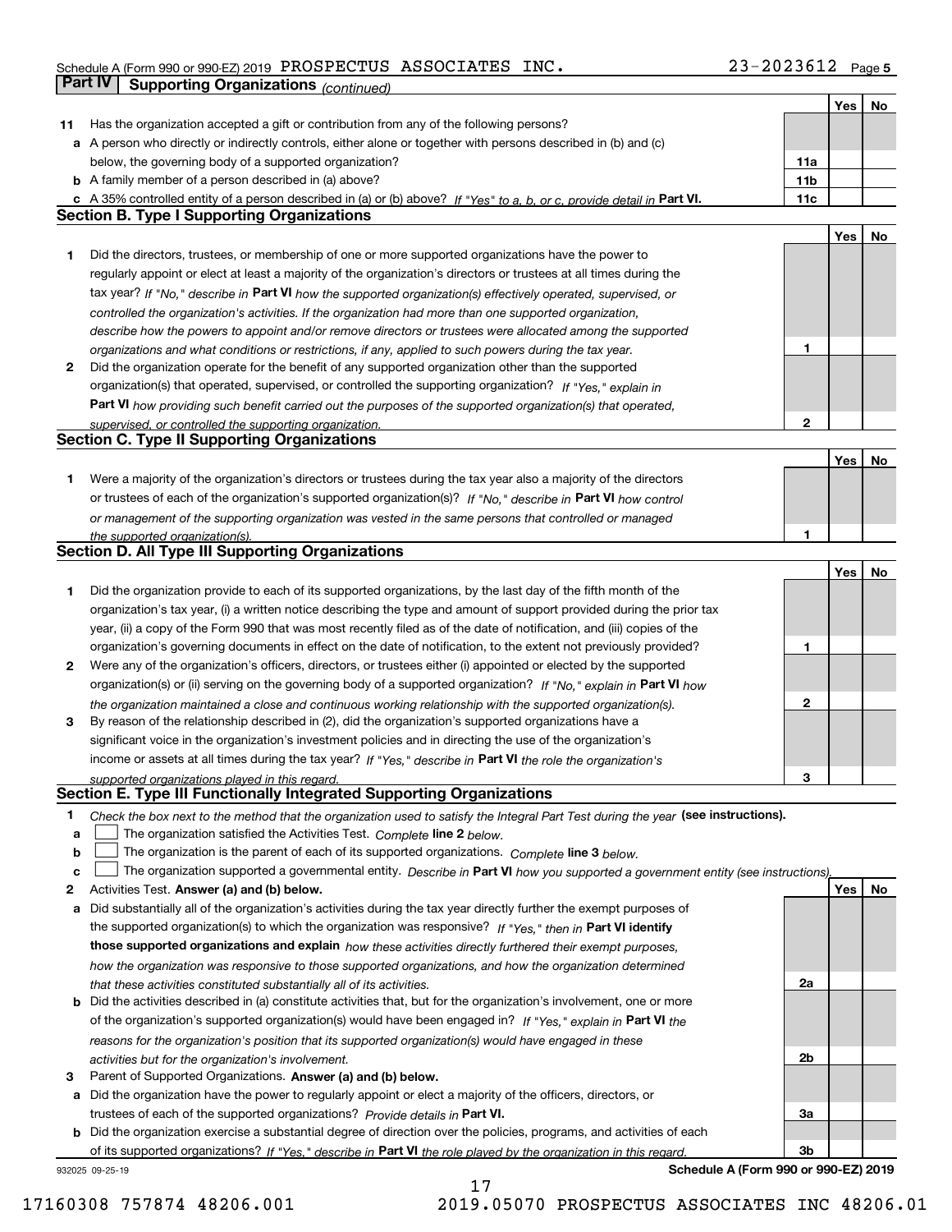Schedule A (Form 990 or 990-EZ) 2019 PROSPECTUS ASSOCIATES INC. 23-2023612 Page 5

## Part IV Supporting Organizations *(continued)*

| | | | Yes | No |
|---|---|---|---|---|
| **11** | Has the organization accepted a gift or contribution from any of the following persons? | | | |
| **a** | A person who directly or indirectly controls, either alone or together with persons described in (b) and (c) below, the governing body of a supported organization? | **11a** | | |
| **b** | A family member of a person described in (a) above? | **11b** | | |
| **c** | A 35% controlled entity of a person described in (a) or (b) above? *If "Yes" to a, b, or c, provide detail in* **Part VI.** | **11c** | | |

### Section B. Type I Supporting Organizations

| | | | Yes | No |
|---|---|---|---|---|
| **1** | Did the directors, trustees, or membership of one or more supported organizations have the power to regularly appoint or elect at least a majority of the organization's directors or trustees at all times during the tax year? *If "No," describe in* **Part VI** *how the supported organization(s) effectively operated, supervised, or controlled the organization's activities. If the organization had more than one supported organization, describe how the powers to appoint and/or remove directors or trustees were allocated among the supported organizations and what conditions or restrictions, if any, applied to such powers during the tax year.* | **1** | | |
| **2** | Did the organization operate for the benefit of any supported organization other than the supported organization(s) that operated, supervised, or controlled the supporting organization? *If "Yes," explain in* **Part VI** *how providing such benefit carried out the purposes of the supported organization(s) that operated, supervised, or controlled the supporting organization.* | **2** | | |

### Section C. Type II Supporting Organizations

| | | | Yes | No |
|---|---|---|---|---|
| **1** | Were a majority of the organization's directors or trustees during the tax year also a majority of the directors or trustees of each of the organization's supported organization(s)? *If "No," describe in* **Part VI** *how control or management of the supporting organization was vested in the same persons that controlled or managed the supported organization(s).* | **1** | | |

### Section D. All Type III Supporting Organizations

| | | | Yes | No |
|---|---|---|---|---|
| **1** | Did the organization provide to each of its supported organizations, by the last day of the fifth month of the organization's tax year, (i) a written notice describing the type and amount of support provided during the prior tax year, (ii) a copy of the Form 990 that was most recently filed as of the date of notification, and (iii) copies of the organization's governing documents in effect on the date of notification, to the extent not previously provided? | **1** | | |
| **2** | Were any of the organization's officers, directors, or trustees either (i) appointed or elected by the supported organization(s) or (ii) serving on the governing body of a supported organization? *If "No," explain in* **Part VI** *how the organization maintained a close and continuous working relationship with the supported organization(s).* | **2** | | |
| **3** | By reason of the relationship described in (2), did the organization's supported organizations have a significant voice in the organization's investment policies and in directing the use of the organization's income or assets at all times during the tax year? *If "Yes," describe in* **Part VI** *the role the organization's supported organizations played in this regard.* | **3** | | |

### Section E. Type III Functionally Integrated Supporting Organizations

**1** *Check the box next to the method that the organization used to satisfy the Integral Part Test during the year* **(see instructions).**

- **a** ☐ The organization satisfied the Activities Test. *Complete* **line 2** *below.*
- **b** ☐ The organization is the parent of each of its supported organizations. *Complete* **line 3** *below.*
- **c** ☐ The organization supported a governmental entity. *Describe in* **Part VI** *how you supported a government entity (see instructions).*

| | | | Yes | No |
|---|---|---|---|---|
| **2** | Activities Test. **Answer (a) and (b) below.** | | | |
| **a** | Did substantially all of the organization's activities during the tax year directly further the exempt purposes of the supported organization(s) to which the organization was responsive? *If "Yes," then in* **Part VI identify those supported organizations and explain** *how these activities directly furthered their exempt purposes, how the organization was responsive to those supported organizations, and how the organization determined that these activities constituted substantially all of its activities.* | **2a** | | |
| **b** | Did the activities described in (a) constitute activities that, but for the organization's involvement, one or more of the organization's supported organization(s) would have been engaged in? *If "Yes," explain in* **Part VI** *the reasons for the organization's position that its supported organization(s) would have engaged in these activities but for the organization's involvement.* | **2b** | | |
| **3** | Parent of Supported Organizations. **Answer (a) and (b) below.** | | | |
| **a** | Did the organization have the power to regularly appoint or elect a majority of the officers, directors, or trustees of each of the supported organizations? *Provide details in* **Part VI.** | **3a** | | |
| **b** | Did the organization exercise a substantial degree of direction over the policies, programs, and activities of each of its supported organizations? *If "Yes," describe in* **Part VI** *the role played by the organization in this regard.* | **3b** | | |

932025 09-25-19 **Schedule A (Form 990 or 990-EZ) 2019**

17160308 757874 48206.001 2019.05070 PROSPECTUS ASSOCIATES INC 48206.01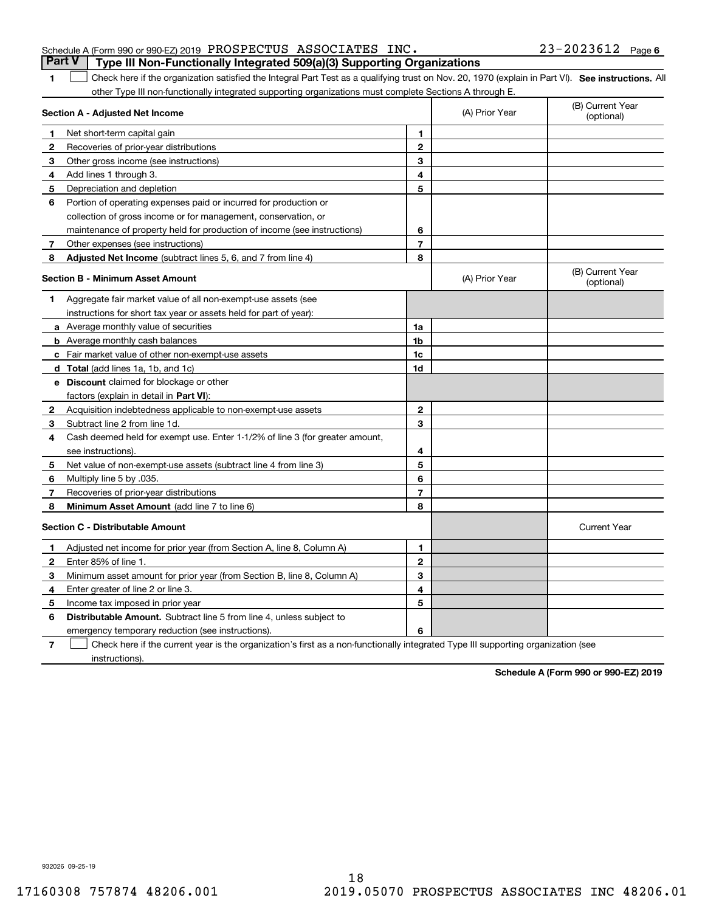Schedule A (Form 990 or 990-EZ) 2019 PROSPECTUS ASSOCIATES INC. 23-2023612 Page 6

## Part V Type III Non-Functionally Integrated 509(a)(3) Supporting Organizations

1 ☐ Check here if the organization satisfied the Integral Part Test as a qualifying trust on Nov. 20, 1970 (explain in Part VI). **See instructions.** All other Type III non-functionally integrated supporting organizations must complete Sections A through E.

| Section A - Adjusted Net Income | | | (A) Prior Year | (B) Current Year (optional) |
|---|---|---|---|---|
| 1 | Net short-term capital gain | 1 | | |
| 2 | Recoveries of prior-year distributions | 2 | | |
| 3 | Other gross income (see instructions) | 3 | | |
| 4 | Add lines 1 through 3. | 4 | | |
| 5 | Depreciation and depletion | 5 | | |
| 6 | Portion of operating expenses paid or incurred for production or collection of gross income or for management, conservation, or maintenance of property held for production of income (see instructions) | 6 | | |
| 7 | Other expenses (see instructions) | 7 | | |
| 8 | **Adjusted Net Income** (subtract lines 5, 6, and 7 from line 4) | 8 | | |

| Section B - Minimum Asset Amount | | | (A) Prior Year | (B) Current Year (optional) |
|---|---|---|---|---|
| 1 | Aggregate fair market value of all non-exempt-use assets (see instructions for short tax year or assets held for part of year): | | | |
| a | Average monthly value of securities | 1a | | |
| b | Average monthly cash balances | 1b | | |
| c | Fair market value of other non-exempt-use assets | 1c | | |
| d | **Total** (add lines 1a, 1b, and 1c) | 1d | | |
| e | **Discount** claimed for blockage or other factors (explain in detail in **Part VI**): | | | |
| 2 | Acquisition indebtedness applicable to non-exempt-use assets | 2 | | |
| 3 | Subtract line 2 from line 1d. | 3 | | |
| 4 | Cash deemed held for exempt use. Enter 1-1/2% of line 3 (for greater amount, see instructions). | 4 | | |
| 5 | Net value of non-exempt-use assets (subtract line 4 from line 3) | 5 | | |
| 6 | Multiply line 5 by .035. | 6 | | |
| 7 | Recoveries of prior-year distributions | 7 | | |
| 8 | **Minimum Asset Amount** (add line 7 to line 6) | 8 | | |

| Section C - Distributable Amount | | | | Current Year |
|---|---|---|---|---|
| 1 | Adjusted net income for prior year (from Section A, line 8, Column A) | 1 | | |
| 2 | Enter 85% of line 1. | 2 | | |
| 3 | Minimum asset amount for prior year (from Section B, line 8, Column A) | 3 | | |
| 4 | Enter greater of line 2 or line 3. | 4 | | |
| 5 | Income tax imposed in prior year | 5 | | |
| 6 | **Distributable Amount.** Subtract line 5 from line 4, unless subject to emergency temporary reduction (see instructions). | 6 | | |

7 ☐ Check here if the current year is the organization's first as a non-functionally integrated Type III supporting organization (see instructions).

**Schedule A (Form 990 or 990-EZ) 2019**

932026 09-25-19

17160308 757874 48206.001 2019.05070 PROSPECTUS ASSOCIATES INC 48206.01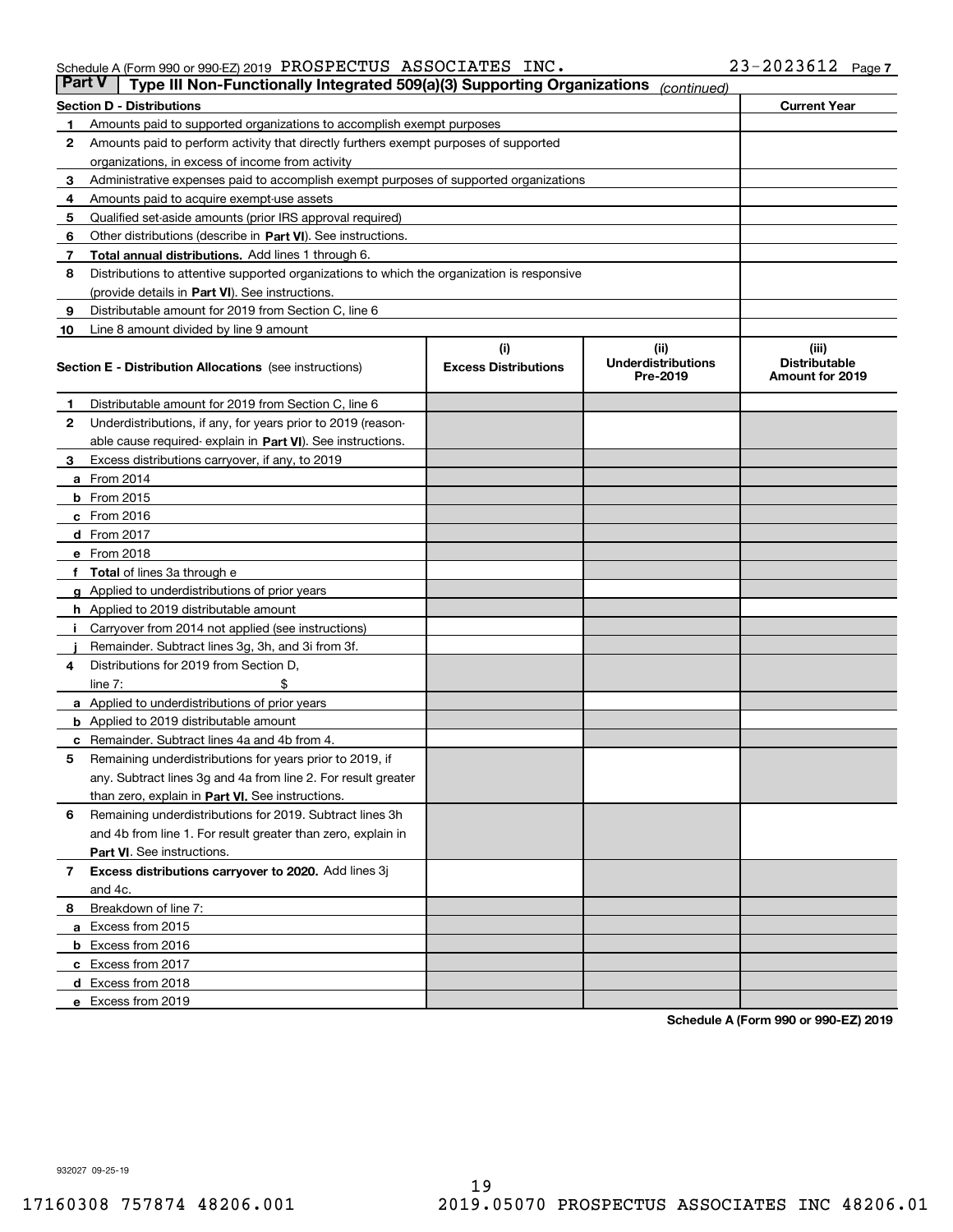Schedule A (Form 990 or 990-EZ) 2019 PROSPECTUS ASSOCIATES INC. 23-2023612 Page 7

**Part V | Type III Non-Functionally Integrated 509(a)(3) Supporting Organizations** *(continued)*

| | Section D - Distributions | Current Year |
|---|---|---|
| 1 | Amounts paid to supported organizations to accomplish exempt purposes | |
| 2 | Amounts paid to perform activity that directly furthers exempt purposes of supported organizations, in excess of income from activity | |
| 3 | Administrative expenses paid to accomplish exempt purposes of supported organizations | |
| 4 | Amounts paid to acquire exempt-use assets | |
| 5 | Qualified set-aside amounts (prior IRS approval required) | |
| 6 | Other distributions (describe in **Part VI**). See instructions. | |
| 7 | **Total annual distributions.** Add lines 1 through 6. | |
| 8 | Distributions to attentive supported organizations to which the organization is responsive (provide details in **Part VI**). See instructions. | |
| 9 | Distributable amount for 2019 from Section C, line 6 | |
| 10 | Line 8 amount divided by line 9 amount | |

| | Section E - Distribution Allocations (see instructions) | (i) Excess Distributions | (ii) Underdistributions Pre-2019 | (iii) Distributable Amount for 2019 |
|---|---|---|---|---|
| 1 | Distributable amount for 2019 from Section C, line 6 | | | |
| 2 | Underdistributions, if any, for years prior to 2019 (reasonable cause required- explain in **Part VI**). See instructions. | | | |
| 3 | Excess distributions carryover, if any, to 2019 | | | |
| a | From 2014 | | | |
| b | From 2015 | | | |
| c | From 2016 | | | |
| d | From 2017 | | | |
| e | From 2018 | | | |
| f | **Total** of lines 3a through e | | | |
| g | Applied to underdistributions of prior years | | | |
| h | Applied to 2019 distributable amount | | | |
| i | Carryover from 2014 not applied (see instructions) | | | |
| j | Remainder. Subtract lines 3g, 3h, and 3i from 3f. | | | |
| 4 | Distributions for 2019 from Section D, line 7: $ | | | |
| a | Applied to underdistributions of prior years | | | |
| b | Applied to 2019 distributable amount | | | |
| c | Remainder. Subtract lines 4a and 4b from 4. | | | |
| 5 | Remaining underdistributions for years prior to 2019, if any. Subtract lines 3g and 4a from line 2. For result greater than zero, explain in **Part VI.** See instructions. | | | |
| 6 | Remaining underdistributions for 2019. Subtract lines 3h and 4b from line 1. For result greater than zero, explain in **Part VI**. See instructions. | | | |
| 7 | **Excess distributions carryover to 2020.** Add lines 3j and 4c. | | | |
| 8 | Breakdown of line 7: | | | |
| a | Excess from 2015 | | | |
| b | Excess from 2016 | | | |
| c | Excess from 2017 | | | |
| d | Excess from 2018 | | | |
| e | Excess from 2019 | | | |

**Schedule A (Form 990 or 990-EZ) 2019**

932027 09-25-19

17160308 757874 48206.001 2019.05070 PROSPECTUS ASSOCIATES INC 48206.01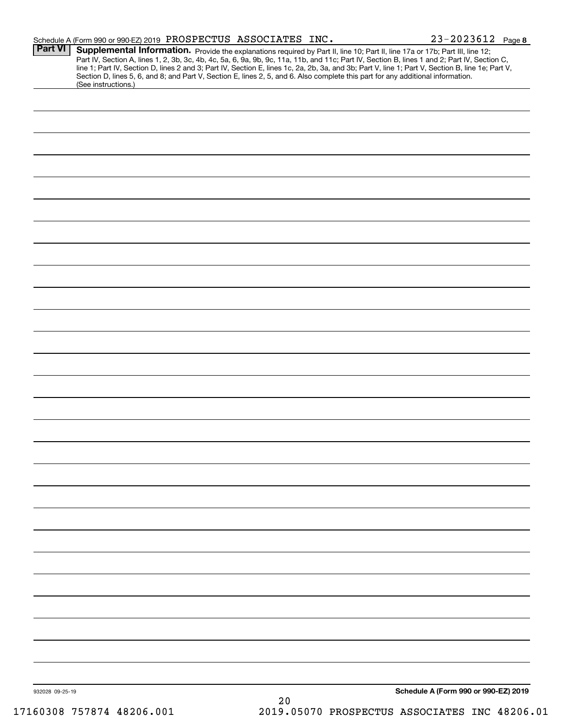Schedule A (Form 990 or 990-EZ) 2019 PROSPECTUS ASSOCIATES INC. 23-2023612 Page 8

**Part VI** **Supplemental Information.** Provide the explanations required by Part II, line 10; Part II, line 17a or 17b; Part III, line 12; Part IV, Section A, lines 1, 2, 3b, 3c, 4b, 4c, 5a, 6, 9a, 9b, 9c, 11a, 11b, and 11c; Part IV, Section B, lines 1 and 2; Part IV, Section C, line 1; Part IV, Section D, lines 2 and 3; Part IV, Section E, lines 1c, 2a, 2b, 3a, and 3b; Part V, line 1; Part V, Section B, line 1e; Part V, Section D, lines 5, 6, and 8; and Part V, Section E, lines 2, 5, and 6. Also complete this part for any additional information. (See instructions.)

932028 09-25-19

**Schedule A (Form 990 or 990-EZ) 2019**

17160308 757874 48206.001 2019.05070 PROSPECTUS ASSOCIATES INC 48206.01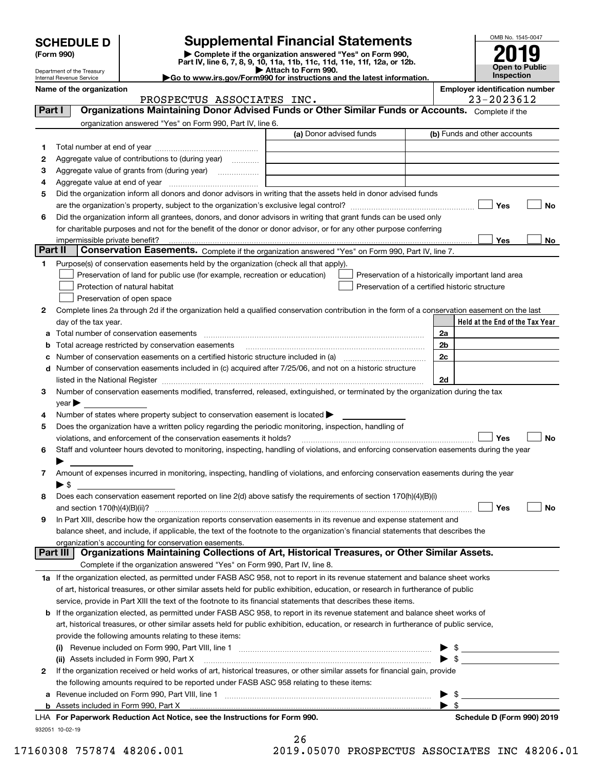# SCHEDULE D (Form 990)

Department of the Treasury
Internal Revenue Service

## Supplemental Financial Statements

▶ Complete if the organization answered "Yes" on Form 990, Part IV, line 6, 7, 8, 9, 10, 11a, 11b, 11c, 11d, 11e, 11f, 12a, or 12b.
▶ Attach to Form 990.
▶Go to www.irs.gov/Form990 for instructions and the latest information.

OMB No. 1545-0047

**2019**

**Open to Public Inspection**

**Name of the organization**
PROSPECTUS ASSOCIATES INC.

**Employer identification number**
23-2023612

### Part I — Organizations Maintaining Donor Advised Funds or Other Similar Funds or Accounts.
Complete if the organization answered "Yes" on Form 990, Part IV, line 6.

| | | (a) Donor advised funds | (b) Funds and other accounts |
|---|---|---|---|
| 1 | Total number at end of year | | |
| 2 | Aggregate value of contributions to (during year) | | |
| 3 | Aggregate value of grants from (during year) | | |
| 4 | Aggregate value at end of year | | |

5 Did the organization inform all donors and donor advisors in writing that the assets held in donor advised funds are the organization's property, subject to the organization's exclusive legal control? ☐ Yes ☐ No

6 Did the organization inform all grantees, donors, and donor advisors in writing that grant funds can be used only for charitable purposes and not for the benefit of the donor or donor advisor, or for any other purpose conferring impermissible private benefit? ☐ Yes ☐ No

### Part II — Conservation Easements.
Complete if the organization answered "Yes" on Form 990, Part IV, line 7.

1 Purpose(s) of conservation easements held by the organization (check all that apply).
- ☐ Preservation of land for public use (for example, recreation or education)
- ☐ Preservation of a historically important land area
- ☐ Protection of natural habitat
- ☐ Preservation of a certified historic structure
- ☐ Preservation of open space

2 Complete lines 2a through 2d if the organization held a qualified conservation contribution in the form of a conservation easement on the last day of the tax year.

| | | | Held at the End of the Tax Year |
|---|---|---|---|
| a | Total number of conservation easements | 2a | |
| b | Total acreage restricted by conservation easements | 2b | |
| c | Number of conservation easements on a certified historic structure included in (a) | 2c | |
| d | Number of conservation easements included in (c) acquired after 7/25/06, and not on a historic structure listed in the National Register | 2d | |

3 Number of conservation easements modified, transferred, released, extinguished, or terminated by the organization during the tax year ▶

4 Number of states where property subject to conservation easement is located ▶

5 Does the organization have a written policy regarding the periodic monitoring, inspection, handling of violations, and enforcement of the conservation easements it holds? ☐ Yes ☐ No

6 Staff and volunteer hours devoted to monitoring, inspecting, handling of violations, and enforcing conservation easements during the year ▶

7 Amount of expenses incurred in monitoring, inspecting, handling of violations, and enforcing conservation easements during the year ▶ $

8 Does each conservation easement reported on line 2(d) above satisfy the requirements of section 170(h)(4)(B)(i) and section 170(h)(4)(B)(ii)? ☐ Yes ☐ No

9 In Part XIII, describe how the organization reports conservation easements in its revenue and expense statement and balance sheet, and include, if applicable, the text of the footnote to the organization's financial statements that describes the organization's accounting for conservation easements.

### Part III — Organizations Maintaining Collections of Art, Historical Treasures, or Other Similar Assets.
Complete if the organization answered "Yes" on Form 990, Part IV, line 8.

1a If the organization elected, as permitted under FASB ASC 958, not to report in its revenue statement and balance sheet works of art, historical treasures, or other similar assets held for public exhibition, education, or research in furtherance of public service, provide in Part XIII the text of the footnote to its financial statements that describes these items.

b If the organization elected, as permitted under FASB ASC 958, to report in its revenue statement and balance sheet works of art, historical treasures, or other similar assets held for public exhibition, education, or research in furtherance of public service, provide the following amounts relating to these items:

(i) Revenue included on Form 990, Part VIII, line 1 ▶ $

(ii) Assets included in Form 990, Part X ▶ $

2 If the organization received or held works of art, historical treasures, or other similar assets for financial gain, provide the following amounts required to be reported under FASB ASC 958 relating to these items:

a Revenue included on Form 990, Part VIII, line 1 ▶ $

b Assets included in Form 990, Part X ▶ $

LHA For Paperwork Reduction Act Notice, see the Instructions for Form 990. — Schedule D (Form 990) 2019

932051 10-02-19

17160308 757874 48206.001 2019.05070 PROSPECTUS ASSOCIATES INC 48206.01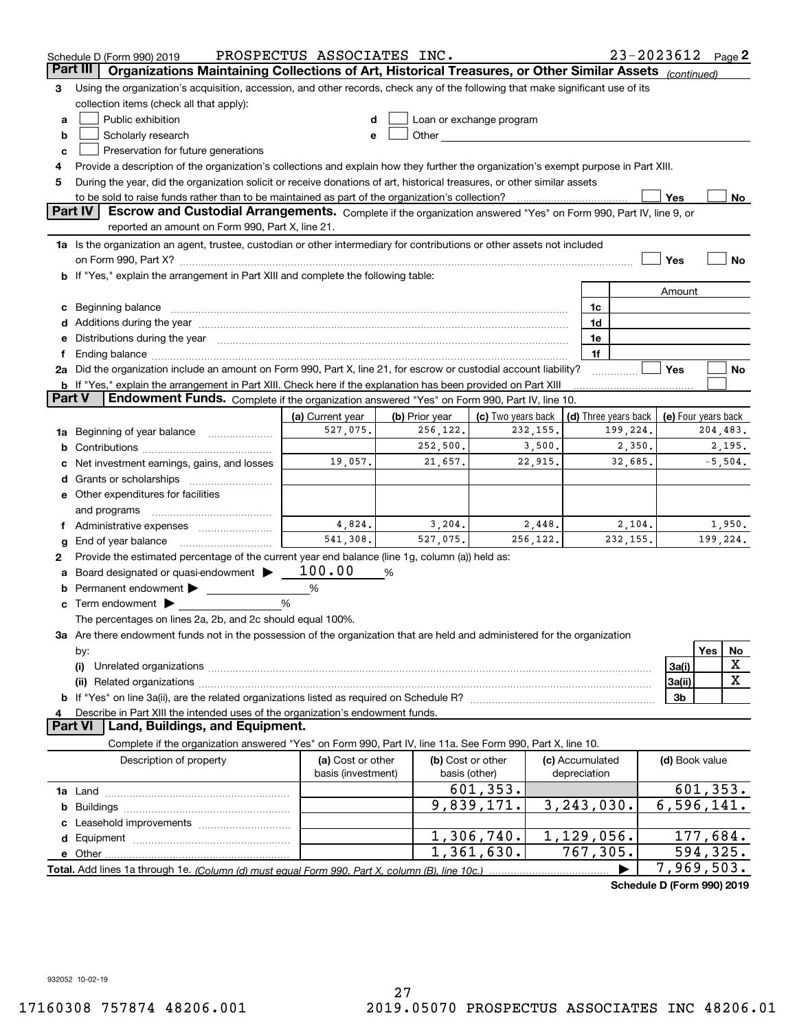Schedule D (Form 990) 2019 PROSPECTUS ASSOCIATES INC. 23-2023612 Page 2

## Part III Organizations Maintaining Collections of Art, Historical Treasures, or Other Similar Assets *(continued)*

**3** Using the organization's acquisition, accession, and other records, check any of the following that make significant use of its collection items (check all that apply):

- **a** ☐ Public exhibition
- **b** ☐ Scholarly research
- **c** ☐ Preservation for future generations
- **d** ☐ Loan or exchange program
- **e** ☐ Other

**4** Provide a description of the organization's collections and explain how they further the organization's exempt purpose in Part XIII.

**5** During the year, did the organization solicit or receive donations of art, historical treasures, or other similar assets to be sold to raise funds rather than to be maintained as part of the organization's collection? ☐ Yes ☐ No

## Part IV Escrow and Custodial Arrangements.

Complete if the organization answered "Yes" on Form 990, Part IV, line 9, or reported an amount on Form 990, Part X, line 21.

**1a** Is the organization an agent, trustee, custodian or other intermediary for contributions or other assets not included on Form 990, Part X? ☐ Yes ☐ No

**b** If "Yes," explain the arrangement in Part XIII and complete the following table:

| | | Amount |
|---|---|---|
| **c** Beginning balance | 1c | |
| **d** Additions during the year | 1d | |
| **e** Distributions during the year | 1e | |
| **f** Ending balance | 1f | |

**2a** Did the organization include an amount on Form 990, Part X, line 21, for escrow or custodial account liability? ☐ Yes ☐ No

**b** If "Yes," explain the arrangement in Part XIII. Check here if the explanation has been provided on Part XIII ☐

## Part V Endowment Funds.

Complete if the organization answered "Yes" on Form 990, Part IV, line 10.

| | (a) Current year | (b) Prior year | (c) Two years back | (d) Three years back | (e) Four years back |
|---|---|---|---|---|---|
| **1a** Beginning of year balance | 527,075. | 256,122. | 232,155. | 199,224. | 204,483. |
| **b** Contributions | | 252,500. | 3,500. | 2,350. | 2,195. |
| **c** Net investment earnings, gains, and losses | 19,057. | 21,657. | 22,915. | 32,685. | -5,504. |
| **d** Grants or scholarships | | | | | |
| **e** Other expenditures for facilities and programs | | | | | |
| **f** Administrative expenses | 4,824. | 3,204. | 2,448. | 2,104. | 1,950. |
| **g** End of year balance | 541,308. | 527,075. | 256,122. | 232,155. | 199,224. |

**2** Provide the estimated percentage of the current year end balance (line 1g, column (a)) held as:

- **a** Board designated or quasi-endowment ▶ 100.00 %
- **b** Permanent endowment ▶ %
- **c** Term endowment ▶ %

The percentages on lines 2a, 2b, and 2c should equal 100%.

**3a** Are there endowment funds not in the possession of the organization that are held and administered for the organization by:

| | | Yes | No |
|---|---|---|---|
| **(i)** Unrelated organizations | 3a(i) | | X |
| **(ii)** Related organizations | 3a(ii) | | X |
| **b** If "Yes" on line 3a(ii), are the related organizations listed as required on Schedule R? | 3b | | |

**4** Describe in Part XIII the intended uses of the organization's endowment funds.

## Part VI Land, Buildings, and Equipment.

Complete if the organization answered "Yes" on Form 990, Part IV, line 11a. See Form 990, Part X, line 10.

| Description of property | (a) Cost or other basis (investment) | (b) Cost or other basis (other) | (c) Accumulated depreciation | (d) Book value |
|---|---|---|---|---|
| **1a** Land | | 601,353. | | 601,353. |
| **b** Buildings | | 9,839,171. | 3,243,030. | 6,596,141. |
| **c** Leasehold improvements | | | | |
| **d** Equipment | | 1,306,740. | 1,129,056. | 177,684. |
| **e** Other | | 1,361,630. | 767,305. | 594,325. |
| **Total.** Add lines 1a through 1e. *(Column (d) must equal Form 990, Part X, column (B), line 10c.)* ▶ | | | | 7,969,503. |

**Schedule D (Form 990) 2019**

932052 10-02-19

17160308 757874 48206.001 2019.05070 PROSPECTUS ASSOCIATES INC 48206.01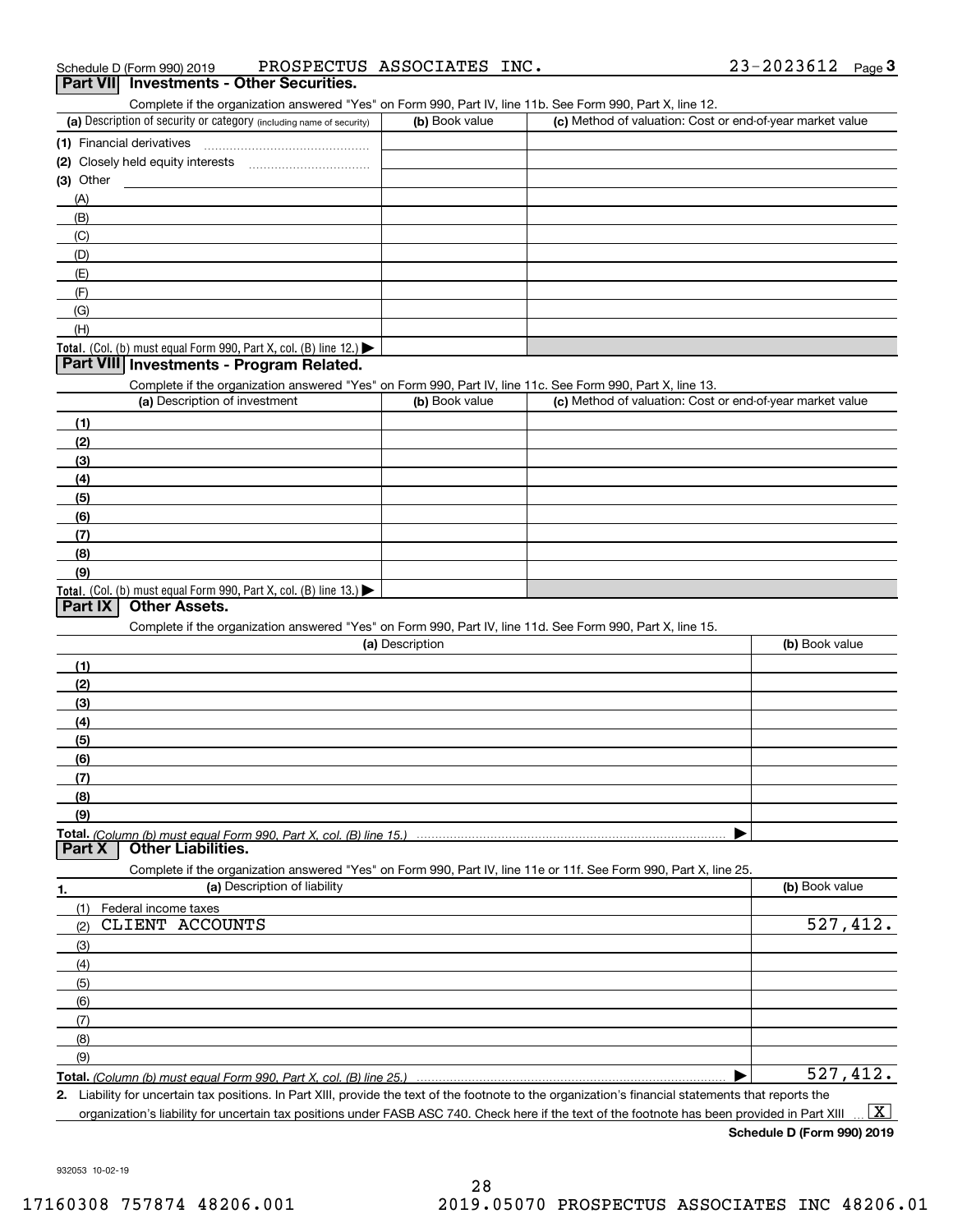Schedule D (Form 990) 2019 PROSPECTUS ASSOCIATES INC. 23-2023612 Page 3

## Part VII Investments - Other Securities.

Complete if the organization answered "Yes" on Form 990, Part IV, line 11b. See Form 990, Part X, line 12.

| (a) Description of security or category (including name of security) | (b) Book value | (c) Method of valuation: Cost or end-of-year market value |
|---|---|---|
| (1) Financial derivatives | | |
| (2) Closely held equity interests | | |
| (3) Other | | |
| (A) | | |
| (B) | | |
| (C) | | |
| (D) | | |
| (E) | | |
| (F) | | |
| (G) | | |
| (H) | | |
| **Total.** (Col. (b) must equal Form 990, Part X, col. (B) line 12.) ▶ | | |

## Part VIII Investments - Program Related.

Complete if the organization answered "Yes" on Form 990, Part IV, line 11c. See Form 990, Part X, line 13.

| (a) Description of investment | (b) Book value | (c) Method of valuation: Cost or end-of-year market value |
|---|---|---|
| (1) | | |
| (2) | | |
| (3) | | |
| (4) | | |
| (5) | | |
| (6) | | |
| (7) | | |
| (8) | | |
| (9) | | |
| **Total.** (Col. (b) must equal Form 990, Part X, col. (B) line 13.) ▶ | | |

## Part IX Other Assets.

Complete if the organization answered "Yes" on Form 990, Part IV, line 11d. See Form 990, Part X, line 15.

| (a) Description | (b) Book value |
|---|---|
| (1) | |
| (2) | |
| (3) | |
| (4) | |
| (5) | |
| (6) | |
| (7) | |
| (8) | |
| (9) | |
| **Total.** *(Column (b) must equal Form 990, Part X, col. (B) line 15.)* ▶ | |

## Part X Other Liabilities.

Complete if the organization answered "Yes" on Form 990, Part IV, line 11e or 11f. See Form 990, Part X, line 25.

| 1. (a) Description of liability | (b) Book value |
|---|---|
| (1) Federal income taxes | |
| (2) CLIENT ACCOUNTS | 527,412. |
| (3) | |
| (4) | |
| (5) | |
| (6) | |
| (7) | |
| (8) | |
| (9) | |
| **Total.** *(Column (b) must equal Form 990, Part X, col. (B) line 25.)* ▶ | 527,412. |

**2.** Liability for uncertain tax positions. In Part XIII, provide the text of the footnote to the organization's financial statements that reports the organization's liability for uncertain tax positions under FASB ASC 740. Check here if the text of the footnote has been provided in Part XIII ... [X]

**Schedule D (Form 990) 2019**

932053 10-02-19

17160308 757874 48206.001 2019.05070 PROSPECTUS ASSOCIATES INC 48206.01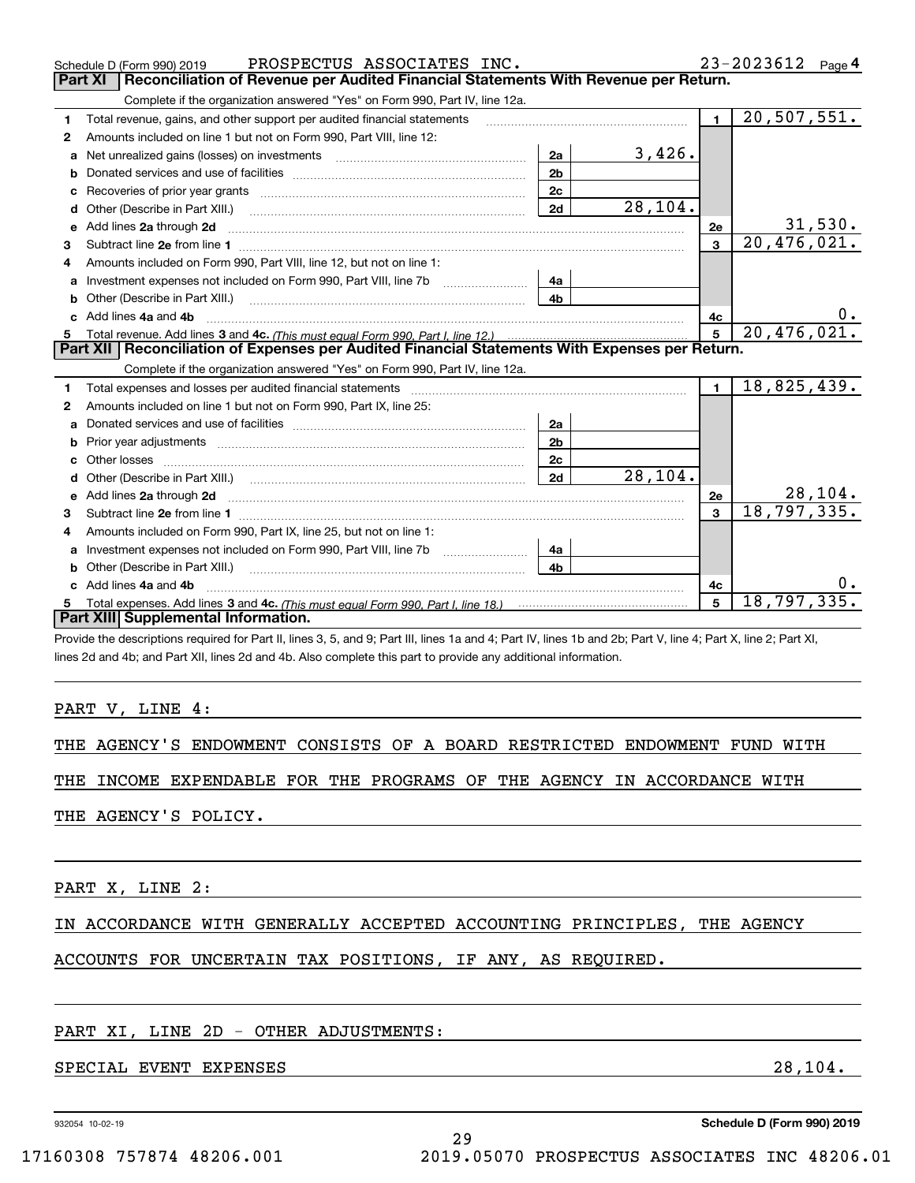Schedule D (Form 990) 2019 PROSPECTUS ASSOCIATES INC. 23-2023612 Page 4

## Part XI Reconciliation of Revenue per Audited Financial Statements With Revenue per Return.

Complete if the organization answered "Yes" on Form 990, Part IV, line 12a.

| | | | | | |
|---|---|---|---|---|---|
| 1 | Total revenue, gains, and other support per audited financial statements | | | 1 | 20,507,551. |
| 2 | Amounts included on line 1 but not on Form 990, Part VIII, line 12: | | | | |
| a | Net unrealized gains (losses) on investments | 2a | 3,426. | | |
| b | Donated services and use of facilities | 2b | | | |
| c | Recoveries of prior year grants | 2c | | | |
| d | Other (Describe in Part XIII.) | 2d | 28,104. | | |
| e | Add lines 2a through 2d | | | 2e | 31,530. |
| 3 | Subtract line 2e from line 1 | | | 3 | 20,476,021. |
| 4 | Amounts included on Form 990, Part VIII, line 12, but not on line 1: | | | | |
| a | Investment expenses not included on Form 990, Part VIII, line 7b | 4a | | | |
| b | Other (Describe in Part XIII.) | 4b | | | |
| c | Add lines 4a and 4b | | | 4c | 0. |
| 5 | Total revenue. Add lines 3 and 4c. *(This must equal Form 990, Part I, line 12.)* | | | 5 | 20,476,021. |

## Part XII Reconciliation of Expenses per Audited Financial Statements With Expenses per Return.

Complete if the organization answered "Yes" on Form 990, Part IV, line 12a.

| | | | | | |
|---|---|---|---|---|---|
| 1 | Total expenses and losses per audited financial statements | | | 1 | 18,825,439. |
| 2 | Amounts included on line 1 but not on Form 990, Part IX, line 25: | | | | |
| a | Donated services and use of facilities | 2a | | | |
| b | Prior year adjustments | 2b | | | |
| c | Other losses | 2c | | | |
| d | Other (Describe in Part XIII.) | 2d | 28,104. | | |
| e | Add lines 2a through 2d | | | 2e | 28,104. |
| 3 | Subtract line 2e from line 1 | | | 3 | 18,797,335. |
| 4 | Amounts included on Form 990, Part IX, line 25, but not on line 1: | | | | |
| a | Investment expenses not included on Form 990, Part VIII, line 7b | 4a | | | |
| b | Other (Describe in Part XIII.) | 4b | | | |
| c | Add lines 4a and 4b | | | 4c | 0. |
| 5 | Total expenses. Add lines 3 and 4c. *(This must equal Form 990, Part I, line 18.)* | | | 5 | 18,797,335. |

## Part XIII Supplemental Information.

Provide the descriptions required for Part II, lines 3, 5, and 9; Part III, lines 1a and 4; Part IV, lines 1b and 2b; Part V, line 4; Part X, line 2; Part XI, lines 2d and 4b; and Part XII, lines 2d and 4b. Also complete this part to provide any additional information.

PART V, LINE 4:

THE AGENCY'S ENDOWMENT CONSISTS OF A BOARD RESTRICTED ENDOWMENT FUND WITH THE INCOME EXPENDABLE FOR THE PROGRAMS OF THE AGENCY IN ACCORDANCE WITH THE AGENCY'S POLICY.

PART X, LINE 2:

IN ACCORDANCE WITH GENERALLY ACCEPTED ACCOUNTING PRINCIPLES, THE AGENCY ACCOUNTS FOR UNCERTAIN TAX POSITIONS, IF ANY, AS REQUIRED.

PART XI, LINE 2D - OTHER ADJUSTMENTS:

SPECIAL EVENT EXPENSES 28,104.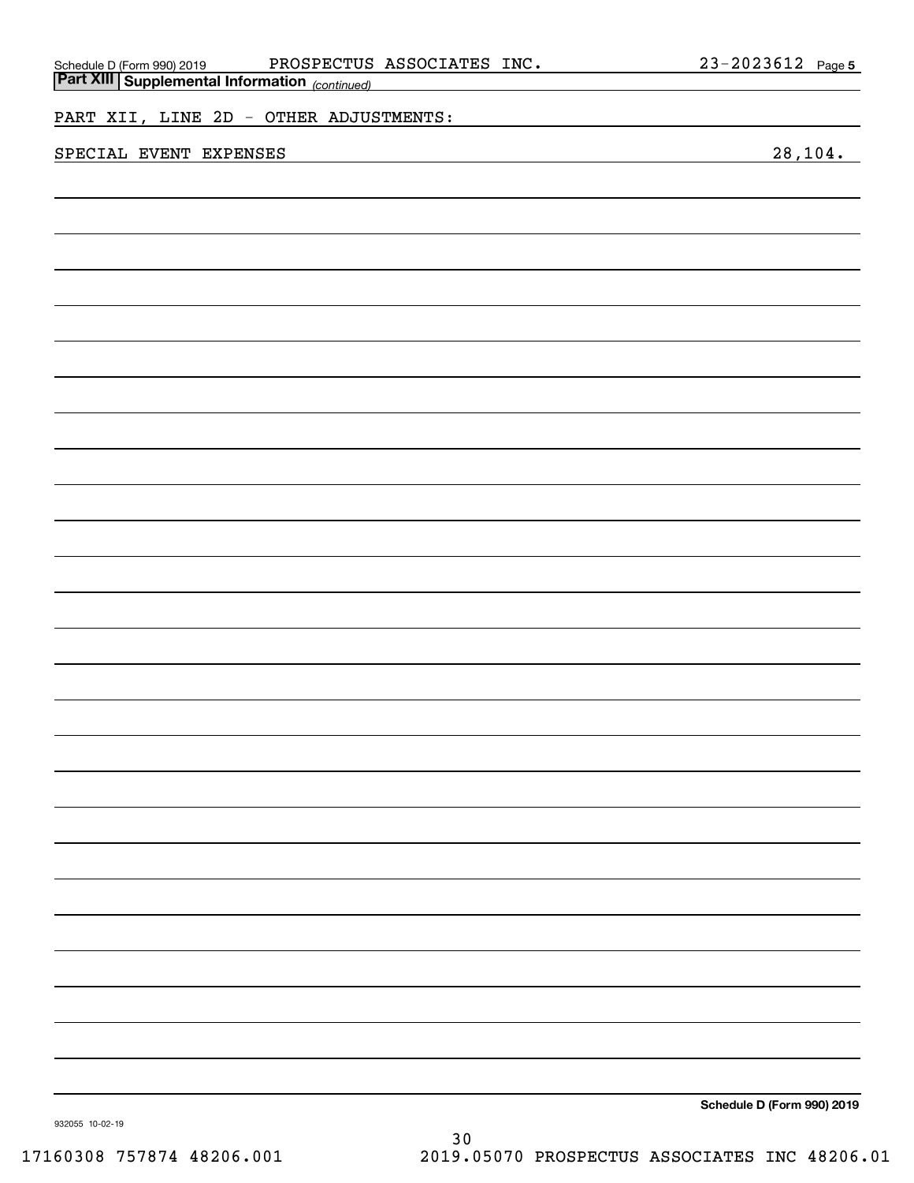## Part XIII Supplemental Information *(continued)*

PART XII, LINE 2D - OTHER ADJUSTMENTS:

| | |
|---|---|
| SPECIAL EVENT EXPENSES | 28,104. |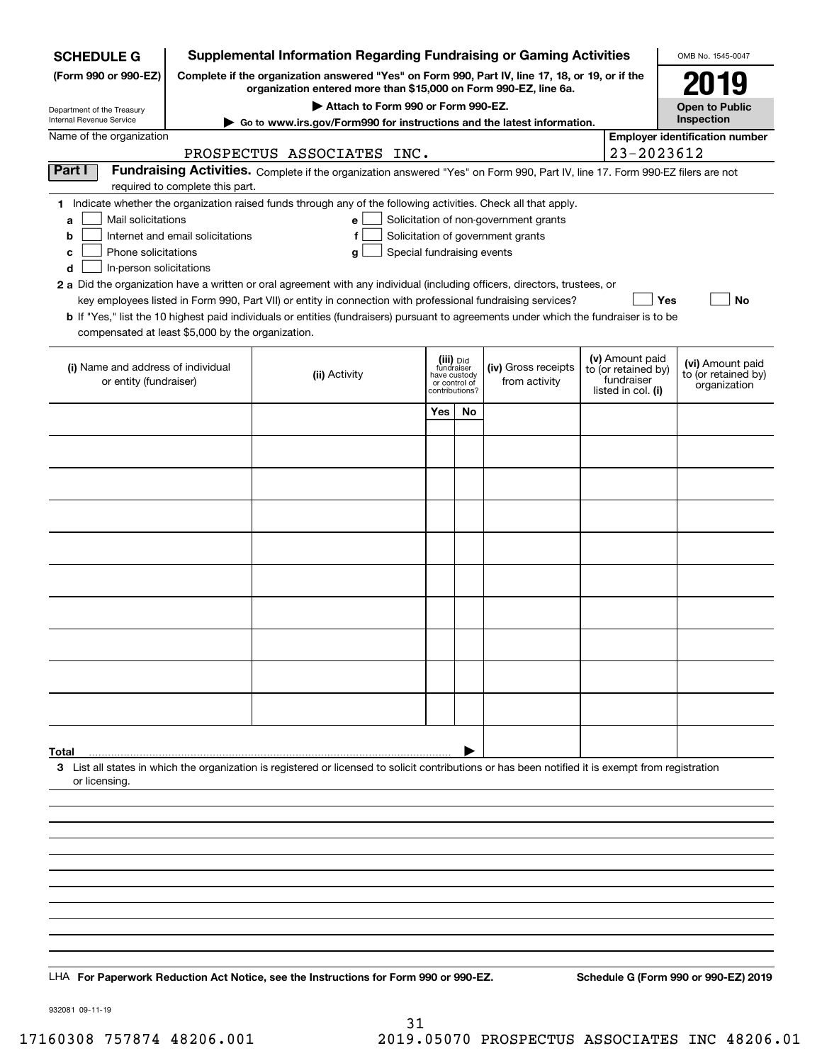# SCHEDULE G (Form 990 or 990-EZ)

Department of the Treasury
Internal Revenue Service

## Supplemental Information Regarding Fundraising or Gaming Activities

**Complete if the organization answered "Yes" on Form 990, Part IV, line 17, 18, or 19, or if the organization entered more than $15,000 on Form 990-EZ, line 6a.**

**▶ Attach to Form 990 or Form 990-EZ.**

**▶ Go to www.irs.gov/Form990 for instructions and the latest information.**

OMB No. 1545-0047

**2019**

**Open to Public Inspection**

Name of the organization: PROSPECTUS ASSOCIATES INC.

**Employer identification number:** 23-2023612

**Part I** **Fundraising Activities.** Complete if the organization answered "Yes" on Form 990, Part IV, line 17. Form 990-EZ filers are not required to complete this part.

**1** Indicate whether the organization raised funds through any of the following activities. Check all that apply.

- **a** ☐ Mail solicitations
- **b** ☐ Internet and email solicitations
- **c** ☐ Phone solicitations
- **d** ☐ In-person solicitations
- **e** ☐ Solicitation of non-government grants
- **f** ☐ Solicitation of government grants
- **g** ☐ Special fundraising events

**2 a** Did the organization have a written or oral agreement with any individual (including officers, directors, trustees, or key employees listed in Form 990, Part VII) or entity in connection with professional fundraising services? ☐ **Yes** ☐ **No**

**b** If "Yes," list the 10 highest paid individuals or entities (fundraisers) pursuant to agreements under which the fundraiser is to be compensated at least $5,000 by the organization.

| (i) Name and address of individual or entity (fundraiser) | (ii) Activity | (iii) Did fundraiser have custody or control of contributions? | | (iv) Gross receipts from activity | (v) Amount paid to (or retained by) fundraiser listed in col. (i) | (vi) Amount paid to (or retained by) organization |
|---|---|---|---|---|---|---|
| | | Yes | No | | | |
| | | | | | | |
| | | | | | | |
| | | | | | | |
| | | | | | | |
| | | | | | | |
| | | | | | | |
| | | | | | | |
| | | | | | | |
| | | | | | | |
| | | | | | | |
| **Total** ▶ | | | | | | |

**3** List all states in which the organization is registered or licensed to solicit contributions or has been notified it is exempt from registration or licensing.

LHA **For Paperwork Reduction Act Notice, see the Instructions for Form 990 or 990-EZ.** **Schedule G (Form 990 or 990-EZ) 2019**

932081 09-11-19

17160308 757874 48206.001 2019.05070 PROSPECTUS ASSOCIATES INC 48206.01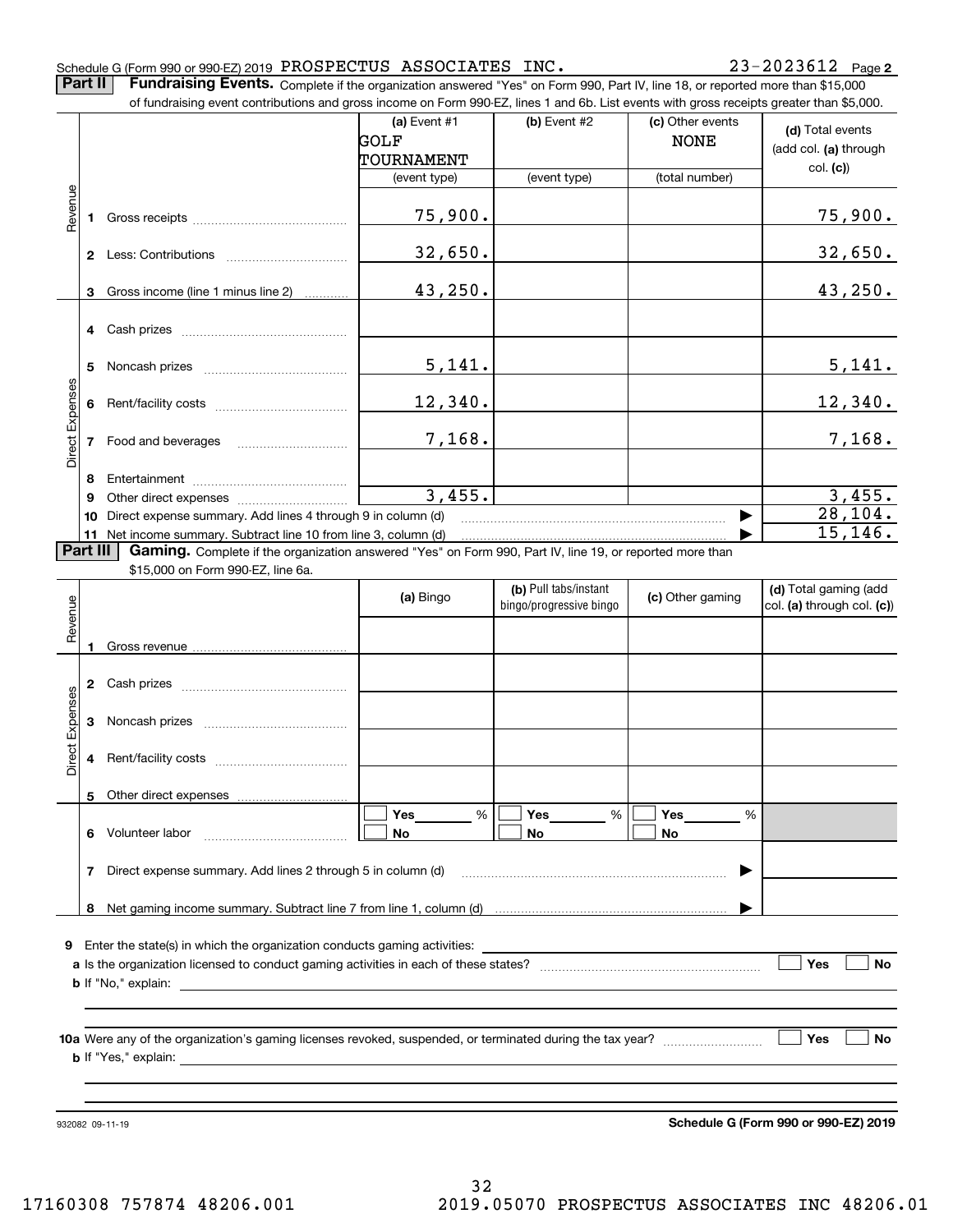Schedule G (Form 990 or 990-EZ) 2019 PROSPECTUS ASSOCIATES INC. 23-2023612 Page **2**

**Part II** **Fundraising Events.** Complete if the organization answered "Yes" on Form 990, Part IV, line 18, or reported more than $15,000 of fundraising event contributions and gross income on Form 990-EZ, lines 1 and 6b. List events with gross receipts greater than $5,000.

| | | | (a) Event #1 GOLF TOURNAMENT (event type) | (b) Event #2 (event type) | (c) Other events NONE (total number) | (d) Total events (add col. (a) through col. (c)) |
|---|---|---|---|---|---|---|
| Revenue | 1 | Gross receipts | 75,900. | | | 75,900. |
| | 2 | Less: Contributions | 32,650. | | | 32,650. |
| | 3 | Gross income (line 1 minus line 2) | 43,250. | | | 43,250. |
| Direct Expenses | 4 | Cash prizes | | | | |
| | 5 | Noncash prizes | 5,141. | | | 5,141. |
| | 6 | Rent/facility costs | 12,340. | | | 12,340. |
| | 7 | Food and beverages | 7,168. | | | 7,168. |
| | 8 | Entertainment | | | | |
| | 9 | Other direct expenses | 3,455. | | | 3,455. |
| | 10 | Direct expense summary. Add lines 4 through 9 in column (d) | | | ▶ | 28,104. |
| | 11 | Net income summary. Subtract line 10 from line 3, column (d) | | | ▶ | 15,146. |

**Part III** **Gaming.** Complete if the organization answered "Yes" on Form 990, Part IV, line 19, or reported more than $15,000 on Form 990-EZ, line 6a.

| | | | (a) Bingo | (b) Pull tabs/instant bingo/progressive bingo | (c) Other gaming | (d) Total gaming (add col. (a) through col. (c)) |
|---|---|---|---|---|---|---|
| Revenue | 1 | Gross revenue | | | | |
| Direct Expenses | 2 | Cash prizes | | | | |
| | 3 | Noncash prizes | | | | |
| | 4 | Rent/facility costs | | | | |
| | 5 | Other direct expenses | | | | |
| | 6 | Volunteer labor | ☐ Yes ____ % ☐ No | ☐ Yes ____ % ☐ No | ☐ Yes ____ % ☐ No | |
| | 7 | Direct expense summary. Add lines 2 through 5 in column (d) | | | ▶ | |
| | 8 | Net gaming income summary. Subtract line 7 from line 1, column (d) | | | ▶ | |

**9** Enter the state(s) in which the organization conducts gaming activities: ____________________

**a** Is the organization licensed to conduct gaming activities in each of these states? ☐ Yes ☐ No

**b** If "No," explain: ____________________

**10a** Were any of the organization's gaming licenses revoked, suspended, or terminated during the tax year? ☐ Yes ☐ No

**b** If "Yes," explain: ____________________

932082 09-11-19 **Schedule G (Form 990 or 990-EZ) 2019**

17160308 757874 48206.001 2019.05070 PROSPECTUS ASSOCIATES INC 48206.01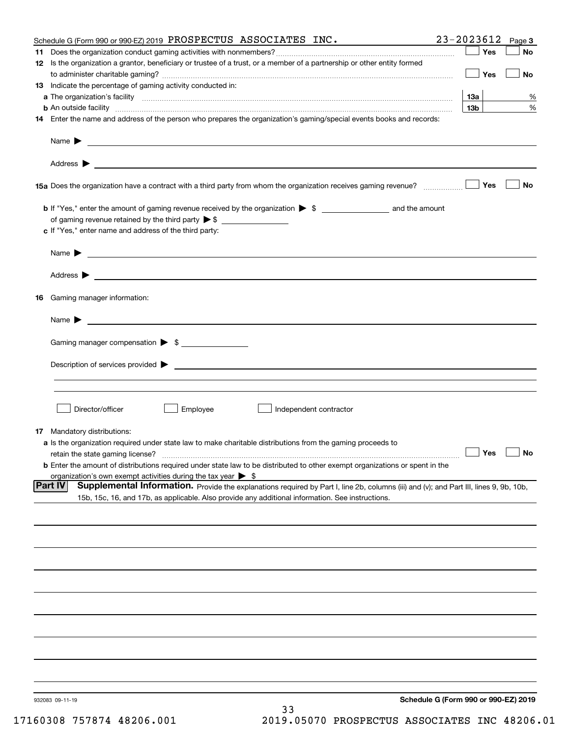Schedule G (Form 990 or 990-EZ) 2019 PROSPECTUS ASSOCIATES INC. 23-2023612 Page 3

**11** Does the organization conduct gaming activities with nonmembers? ☐ Yes ☐ No

**12** Is the organization a grantor, beneficiary or trustee of a trust, or a member of a partnership or other entity formed to administer charitable gaming? ☐ Yes ☐ No

**13** Indicate the percentage of gaming activity conducted in:

**a** The organization's facility **13a** %

**b** An outside facility **13b** %

**14** Enter the name and address of the person who prepares the organization's gaming/special events books and records:

Name ▶

Address ▶

**15a** Does the organization have a contract with a third party from whom the organization receives gaming revenue? ☐ Yes ☐ No

**b** If "Yes," enter the amount of gaming revenue received by the organization ▶ $ ______ and the amount of gaming revenue retained by the third party ▶ $ ______

**c** If "Yes," enter name and address of the third party:

Name ▶

Address ▶

**16** Gaming manager information:

Name ▶

Gaming manager compensation ▶ $ ______

Description of services provided ▶

☐ Director/officer ☐ Employee ☐ Independent contractor

**17** Mandatory distributions:

**a** Is the organization required under state law to make charitable distributions from the gaming proceeds to retain the state gaming license? ☐ Yes ☐ No

**b** Enter the amount of distributions required under state law to be distributed to other exempt organizations or spent in the organization's own exempt activities during the tax year ▶ $

## Part IV Supplemental Information.

Provide the explanations required by Part I, line 2b, columns (iii) and (v); and Part III, lines 9, 9b, 10b, 15b, 15c, 16, and 17b, as applicable. Also provide any additional information. See instructions.

932083 09-11-19

Schedule G (Form 990 or 990-EZ) 2019

17160308 757874 48206.001 2019.05070 PROSPECTUS ASSOCIATES INC 48206.01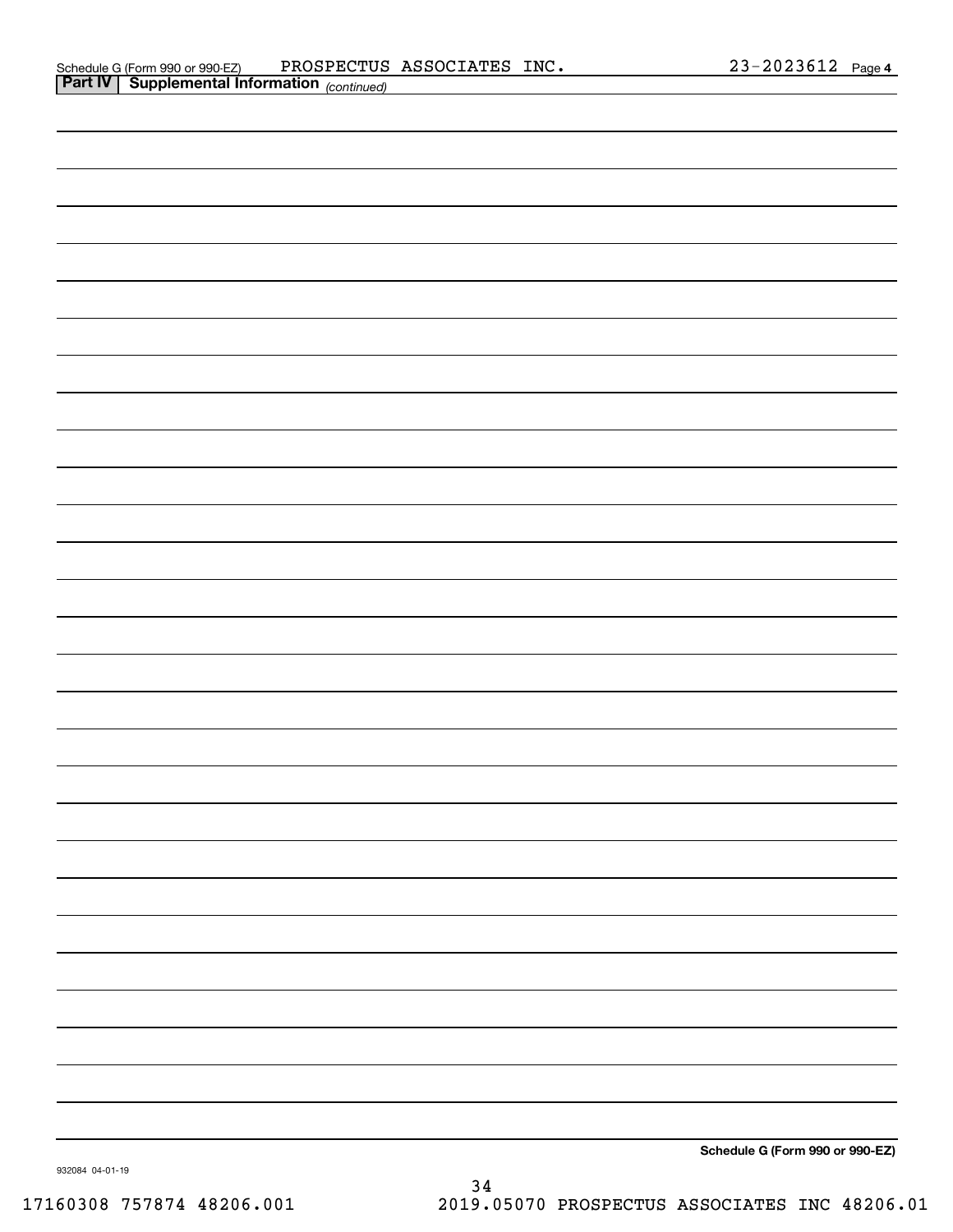Schedule G (Form 990 or 990-EZ) PROSPECTUS ASSOCIATES INC. 23-2023612 Page 4

**Part IV | Supplemental Information** *(continued)*

**Schedule G (Form 990 or 990-EZ)**

932084 04-01-19

17160308 757874 48206.001 2019.05070 PROSPECTUS ASSOCIATES INC 48206.01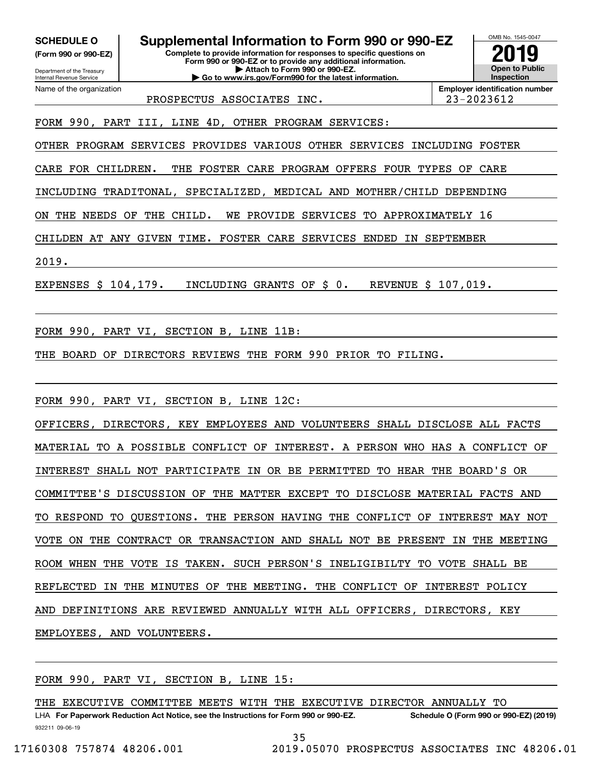**SCHEDULE O**
**(Form 990 or 990-EZ)**

Department of the Treasury
Internal Revenue Service

# Supplemental Information to Form 990 or 990-EZ

**Complete to provide information for responses to specific questions on Form 990 or 990-EZ or to provide any additional information.**
**▶ Attach to Form 990 or 990-EZ.**
**▶ Go to www.irs.gov/Form990 for the latest information.**

OMB No. 1545-0047
**2019**
**Open to Public Inspection**

Name of the organization: PROSPECTUS ASSOCIATES INC.
**Employer identification number:** 23-2023612

FORM 990, PART III, LINE 4D, OTHER PROGRAM SERVICES:

OTHER PROGRAM SERVICES PROVIDES VARIOUS OTHER SERVICES INCLUDING FOSTER CARE FOR CHILDREN. THE FOSTER CARE PROGRAM OFFERS FOUR TYPES OF CARE INCLUDING TRADITONAL, SPECIALIZED, MEDICAL AND MOTHER/CHILD DEPENDING ON THE NEEDS OF THE CHILD. WE PROVIDE SERVICES TO APPROXIMATELY 16 CHILDEN AT ANY GIVEN TIME. FOSTER CARE SERVICES ENDED IN SEPTEMBER 2019.

EXPENSES $ 104,179. INCLUDING GRANTS OF $ 0. REVENUE $ 107,019.

FORM 990, PART VI, SECTION B, LINE 11B:

THE BOARD OF DIRECTORS REVIEWS THE FORM 990 PRIOR TO FILING.

FORM 990, PART VI, SECTION B, LINE 12C:

OFFICERS, DIRECTORS, KEY EMPLOYEES AND VOLUNTEERS SHALL DISCLOSE ALL FACTS MATERIAL TO A POSSIBLE CONFLICT OF INTEREST. A PERSON WHO HAS A CONFLICT OF INTEREST SHALL NOT PARTICIPATE IN OR BE PERMITTED TO HEAR THE BOARD'S OR COMMITTEE'S DISCUSSION OF THE MATTER EXCEPT TO DISCLOSE MATERIAL FACTS AND TO RESPOND TO QUESTIONS. THE PERSON HAVING THE CONFLICT OF INTEREST MAY NOT VOTE ON THE CONTRACT OR TRANSACTION AND SHALL NOT BE PRESENT IN THE MEETING ROOM WHEN THE VOTE IS TAKEN. SUCH PERSON'S INELIGIBILTY TO VOTE SHALL BE REFLECTED IN THE MINUTES OF THE MEETING. THE CONFLICT OF INTEREST POLICY AND DEFINITIONS ARE REVIEWED ANNUALLY WITH ALL OFFICERS, DIRECTORS, KEY EMPLOYEES, AND VOLUNTEERS.

FORM 990, PART VI, SECTION B, LINE 15:

THE EXECUTIVE COMMITTEE MEETS WITH THE EXECUTIVE DIRECTOR ANNUALLY TO

LHA **For Paperwork Reduction Act Notice, see the Instructions for Form 990 or 990-EZ.** **Schedule O (Form 990 or 990-EZ) (2019)**

932211 09-06-19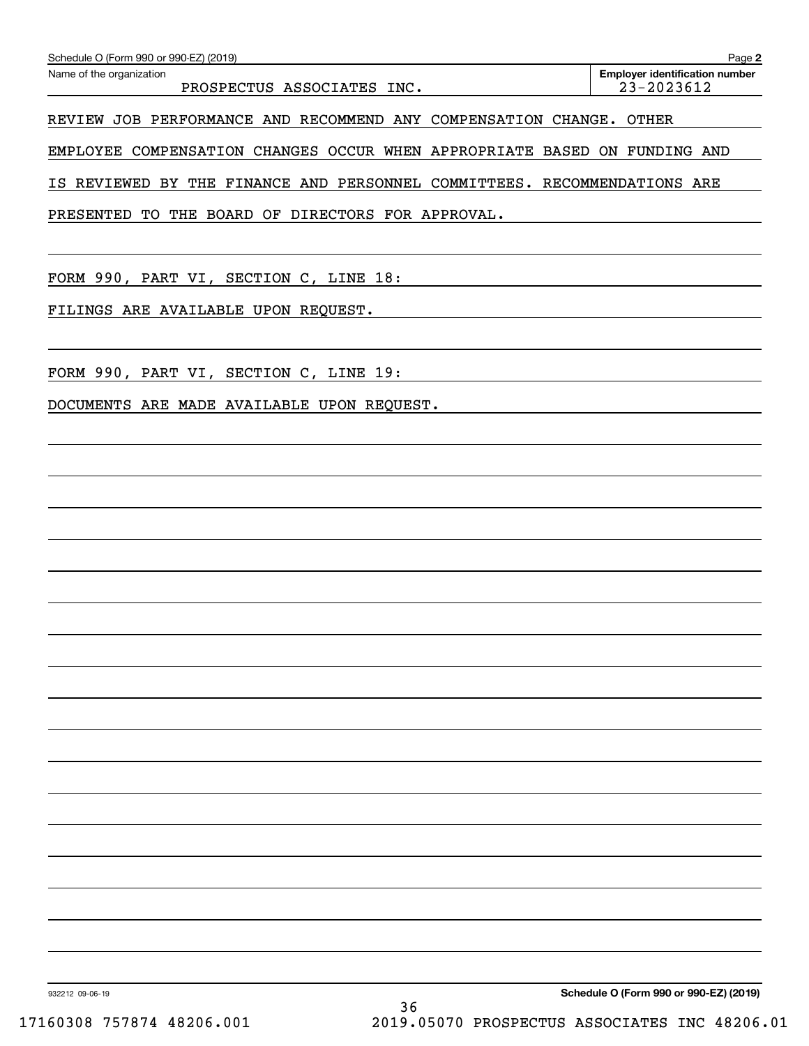Schedule O (Form 990 or 990-EZ) (2019)

Name of the organization: PROSPECTUS ASSOCIATES INC.

Employer identification number: 23-2023612

REVIEW JOB PERFORMANCE AND RECOMMEND ANY COMPENSATION CHANGE. OTHER EMPLOYEE COMPENSATION CHANGES OCCUR WHEN APPROPRIATE BASED ON FUNDING AND IS REVIEWED BY THE FINANCE AND PERSONNEL COMMITTEES. RECOMMENDATIONS ARE PRESENTED TO THE BOARD OF DIRECTORS FOR APPROVAL.

FORM 990, PART VI, SECTION C, LINE 18:

FILINGS ARE AVAILABLE UPON REQUEST.

FORM 990, PART VI, SECTION C, LINE 19:

DOCUMENTS ARE MADE AVAILABLE UPON REQUEST.

932212 09-06-19

Schedule O (Form 990 or 990-EZ) (2019)

17160308 757874 48206.001 2019.05070 PROSPECTUS ASSOCIATES INC 48206.01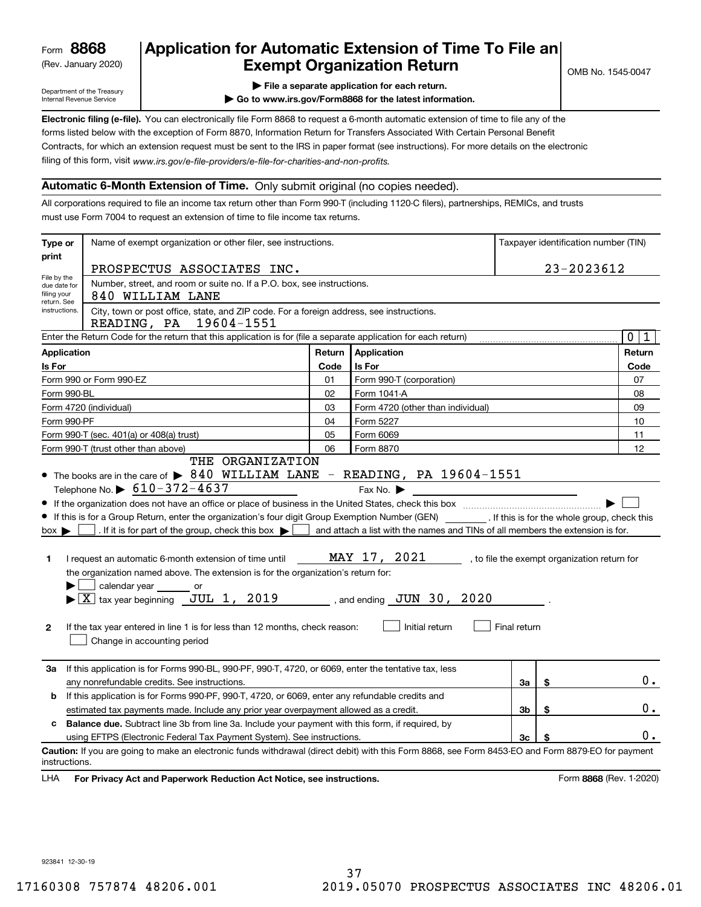Form **8868**
(Rev. January 2020)

Department of the Treasury
Internal Revenue Service

# Application for Automatic Extension of Time To File an Exempt Organization Return

▶ File a separate application for each return.
▶ Go to www.irs.gov/Form8868 for the latest information.

OMB No. 1545-0047

**Electronic filing (e-file).** You can electronically file Form 8868 to request a 6-month automatic extension of time to file any of the forms listed below with the exception of Form 8870, Information Return for Transfers Associated With Certain Personal Benefit Contracts, for which an extension request must be sent to the IRS in paper format (see instructions). For more details on the electronic filing of this form, visit *www.irs.gov/e-file-providers/e-file-for-charities-and-non-profits.*

## Automatic 6-Month Extension of Time. Only submit original (no copies needed).

All corporations required to file an income tax return other than Form 990-T (including 1120-C filers), partnerships, REMICs, and trusts must use Form 7004 to request an extension of time to file income tax returns.

| Type or print | Name of exempt organization or other filer, see instructions. | Taxpayer identification number (TIN) |
|---|---|---|
| File by the due date for filing your return. See instructions. | PROSPECTUS ASSOCIATES INC. | 23-2023612 |
| | Number, street, and room or suite no. If a P.O. box, see instructions. 840 WILLIAM LANE | |
| | City, town or post office, state, and ZIP code. For a foreign address, see instructions. READING, PA 19604-1551 | |

Enter the Return Code for the return that this application is for (file a separate application for each return) ..... 0 1

| Application Is For | Return Code | Application Is For | Return Code |
|---|---|---|---|
| Form 990 or Form 990-EZ | 01 | Form 990-T (corporation) | 07 |
| Form 990-BL | 02 | Form 1041-A | 08 |
| Form 4720 (individual) | 03 | Form 4720 (other than individual) | 09 |
| Form 990-PF | 04 | Form 5227 | 10 |
| Form 990-T (sec. 401(a) or 408(a) trust) | 05 | Form 6069 | 11 |
| Form 990-T (trust other than above) | 06 | Form 8870 | 12 |

- The books are in the care of ▶ THE ORGANIZATION 840 WILLIAM LANE - READING, PA 19604-1551
  Telephone No. ▶ 610-372-4637 Fax No. ▶
- If the organization does not have an office or place of business in the United States, check this box ..... ▶ ☐
- If this is for a Group Return, enter the organization's four digit Group Exemption Number (GEN) ______ . If this is for the whole group, check this box ▶ ☐ . If it is for part of the group, check this box ▶ ☐ and attach a list with the names and TINs of all members the extension is for.

**1** I request an automatic 6-month extension of time until MAY 17, 2021 , to file the exempt organization return for the organization named above. The extension is for the organization's return for:
▶ ☐ calendar year ______ or
▶ ☒ tax year beginning JUL 1, 2019 , and ending JUN 30, 2020 .

**2** If the tax year entered in line 1 is for less than 12 months, check reason: ☐ Initial return ☐ Final return
☐ Change in accounting period

| | | | |
|---|---|---|---|
| **3a** | If this application is for Forms 990-BL, 990-PF, 990-T, 4720, or 6069, enter the tentative tax, less any nonrefundable credits. See instructions. | 3a | $ 0. |
| **b** | If this application is for Forms 990-PF, 990-T, 4720, or 6069, enter any refundable credits and estimated tax payments made. Include any prior year overpayment allowed as a credit. | 3b | $ 0. |
| **c** | **Balance due.** Subtract line 3b from line 3a. Include your payment with this form, if required, by using EFTPS (Electronic Federal Tax Payment System). See instructions. | 3c | $ 0. |

**Caution:** If you are going to make an electronic funds withdrawal (direct debit) with this Form 8868, see Form 8453-EO and Form 8879-EO for payment instructions.

LHA **For Privacy Act and Paperwork Reduction Act Notice, see instructions.** Form **8868** (Rev. 1-2020)

923841 12-30-19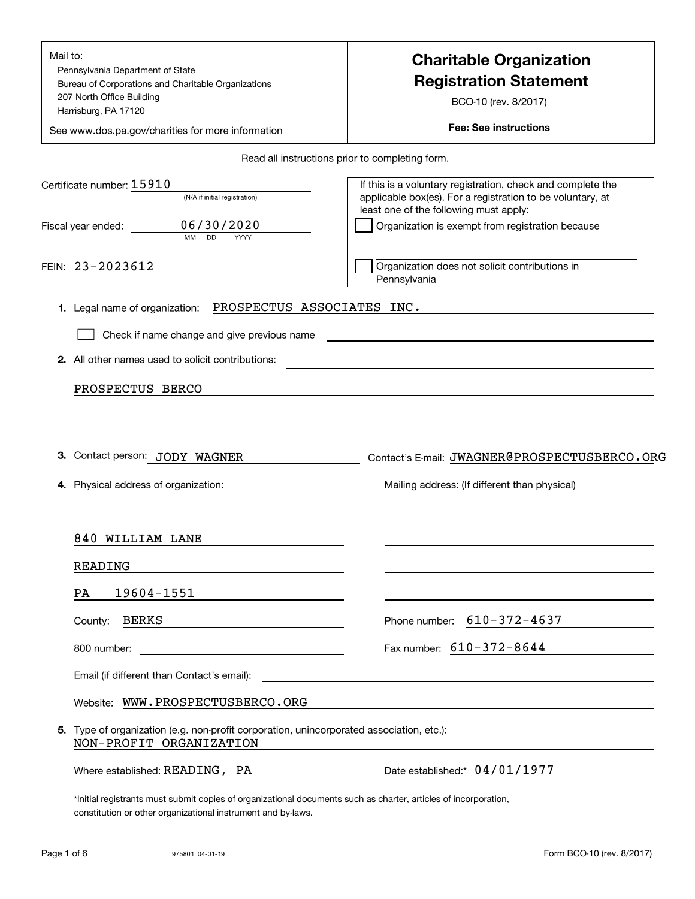Mail to:
Pennsylvania Department of State
Bureau of Corporations and Charitable Organizations
207 North Office Building
Harrisburg, PA 17120

See www.dos.pa.gov/charities for more information

# Charitable Organization Registration Statement

BCO-10 (rev. 8/2017)

**Fee: See instructions**

Read all instructions prior to completing form.

Certificate number: 15910
(N/A if initial registration)

Fiscal year ended: 06/30/2020
MM DD YYYY

FEIN: 23-2023612

If this is a voluntary registration, check and complete the applicable box(es). For a registration to be voluntary, at least one of the following must apply:

☐ Organization is exempt from registration because

☐ Organization does not solicit contributions in Pennsylvania

**1.** Legal name of organization: PROSPECTUS ASSOCIATES INC.

☐ Check if name change and give previous name

**2.** All other names used to solicit contributions:

PROSPECTUS BERCO

**3.** Contact person: JODY WAGNER    Contact's E-mail: JWAGNER@PROSPECTUSBERCO.ORG

**4.** Physical address of organization:

840 WILLIAM LANE
READING
PA 19604-1551

County: BERKS

800 number:

Mailing address: (If different than physical)

Phone number: 610-372-4637

Fax number: 610-372-8644

Email (if different than Contact's email):

Website: WWW.PROSPECTUSBERCO.ORG

**5.** Type of organization (e.g. non-profit corporation, unincorporated association, etc.):
NON-PROFIT ORGANIZATION

Where established: READING, PA    Date established:* 04/01/1977

*Initial registrants must submit copies of organizational documents such as charter, articles of incorporation, constitution or other organizational instrument and by-laws.

975801 04-01-19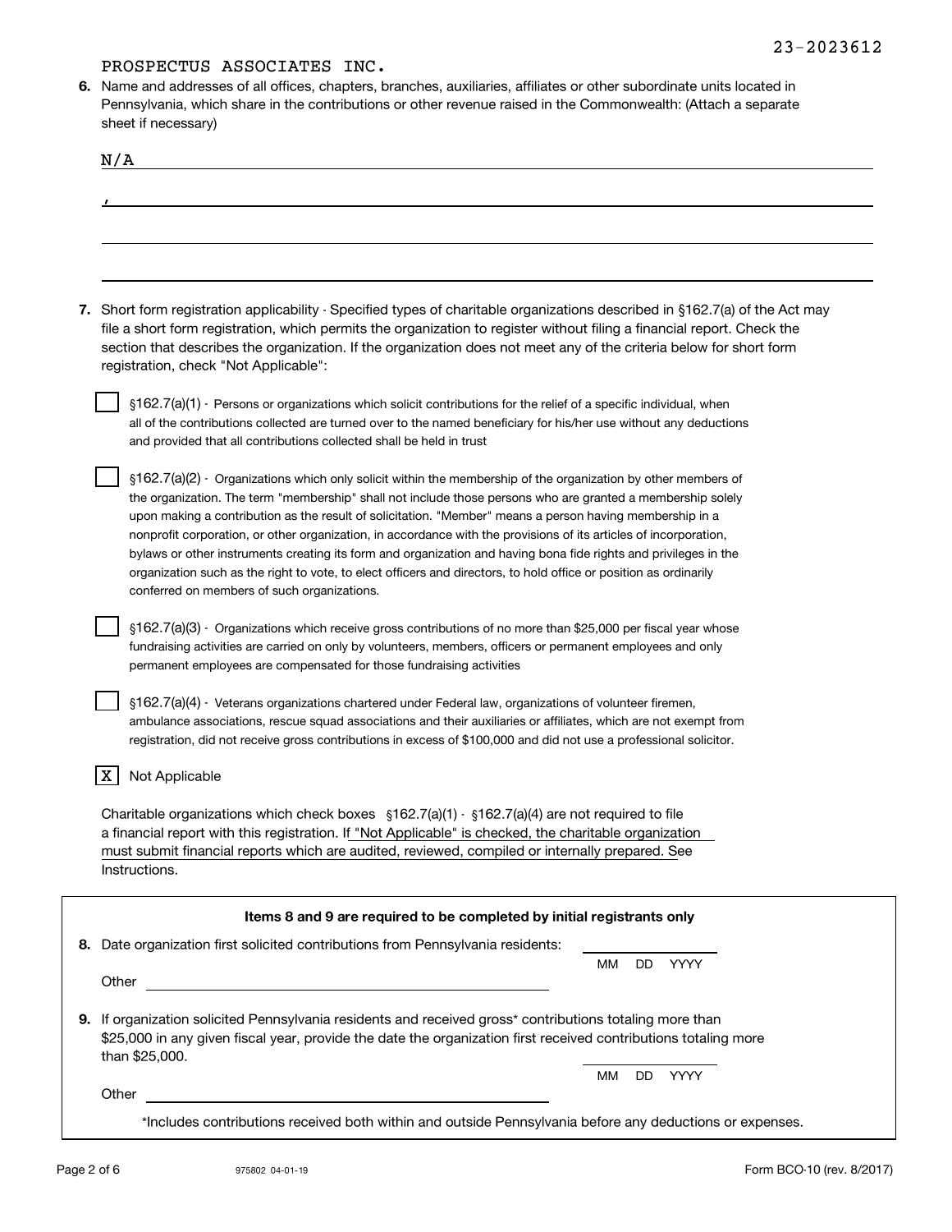23-2023612

PROSPECTUS ASSOCIATES INC.

**6.** Name and addresses of all offices, chapters, branches, auxiliaries, affiliates or other subordinate units located in Pennsylvania, which share in the contributions or other revenue raised in the Commonwealth: (Attach a separate sheet if necessary)

N/A

,

**7.** Short form registration applicability - Specified types of charitable organizations described in §162.7(a) of the Act may file a short form registration, which permits the organization to register without filing a financial report. Check the section that describes the organization. If the organization does not meet any of the criteria below for short form registration, check "Not Applicable":

- [ ] §162.7(a)(1) - Persons or organizations which solicit contributions for the relief of a specific individual, when all of the contributions collected are turned over to the named beneficiary for his/her use without any deductions and provided that all contributions collected shall be held in trust
- [ ] §162.7(a)(2) - Organizations which only solicit within the membership of the organization by other members of the organization. The term "membership" shall not include those persons who are granted a membership solely upon making a contribution as the result of solicitation. "Member" means a person having membership in a nonprofit corporation, or other organization, in accordance with the provisions of its articles of incorporation, bylaws or other instruments creating its form and organization and having bona fide rights and privileges in the organization such as the right to vote, to elect officers and directors, to hold office or position as ordinarily conferred on members of such organizations.
- [ ] §162.7(a)(3) - Organizations which receive gross contributions of no more than $25,000 per fiscal year whose fundraising activities are carried on only by volunteers, members, officers or permanent employees and only permanent employees are compensated for those fundraising activities
- [ ] §162.7(a)(4) - Veterans organizations chartered under Federal law, organizations of volunteer firemen, ambulance associations, rescue squad associations and their auxiliaries or affiliates, which are not exempt from registration, did not receive gross contributions in excess of $100,000 and did not use a professional solicitor.
- [X] Not Applicable

Charitable organizations which check boxes §162.7(a)(1) - §162.7(a)(4) are not required to file a financial report with this registration. If "Not Applicable" is checked, the charitable organization must submit financial reports which are audited, reviewed, compiled or internally prepared. See Instructions.

**Items 8 and 9 are required to be completed by initial registrants only**

**8.** Date organization first solicited contributions from Pennsylvania residents: ______ MM DD YYYY

Other ______

**9.** If organization solicited Pennsylvania residents and received gross* contributions totaling more than $25,000 in any given fiscal year, provide the date the organization first received contributions totaling more than $25,000. ______ MM DD YYYY

Other ______

*Includes contributions received both within and outside Pennsylvania before any deductions or expenses.

975802 04-01-19

Form BCO-10 (rev. 8/2017)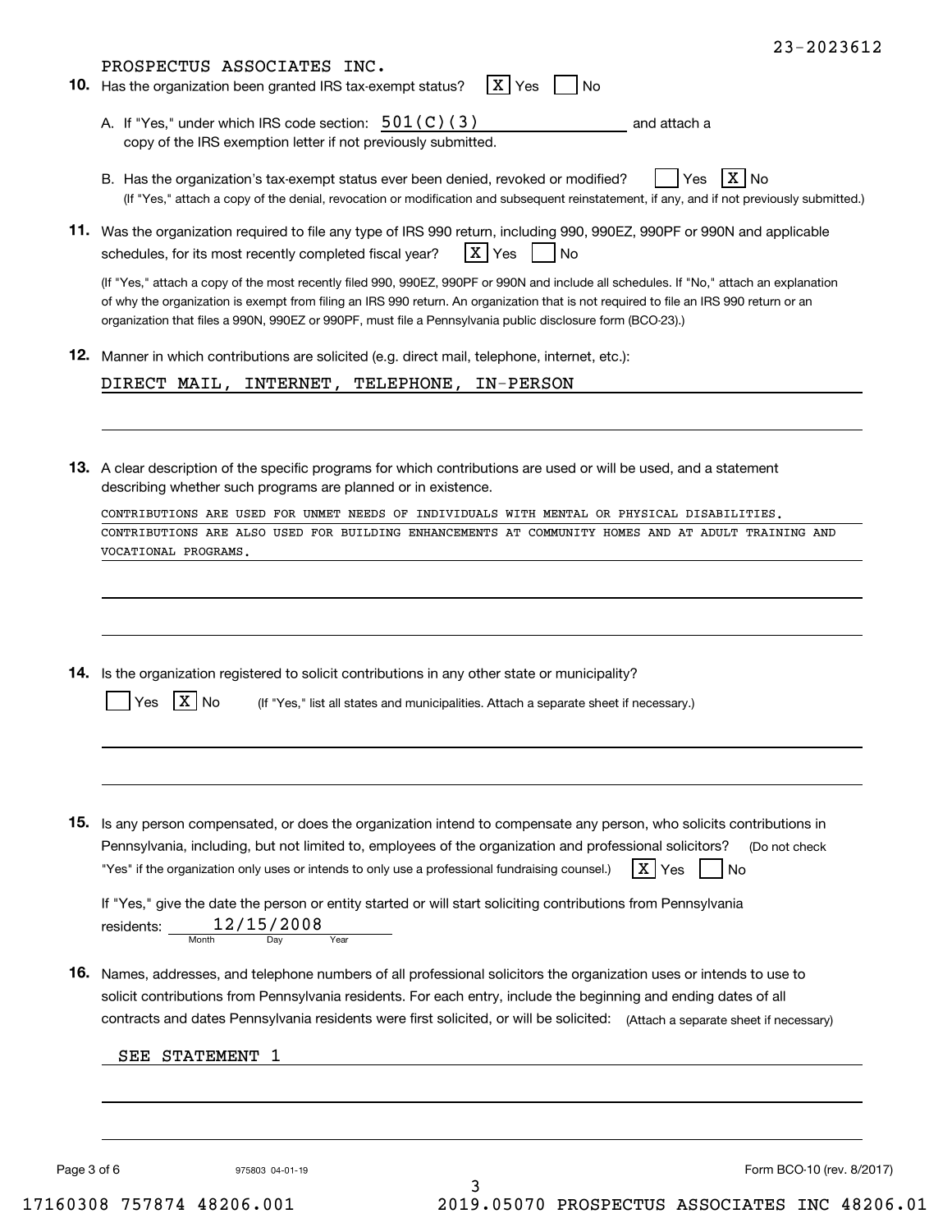23-2023612

PROSPECTUS ASSOCIATES INC.

**10.** Has the organization been granted IRS tax-exempt status? [X] Yes [ ] No

A. If "Yes," under which IRS code section: 501(C)(3) and attach a copy of the IRS exemption letter if not previously submitted.

B. Has the organization's tax-exempt status ever been denied, revoked or modified? [ ] Yes [X] No
(If "Yes," attach a copy of the denial, revocation or modification and subsequent reinstatement, if any, and if not previously submitted.)

**11.** Was the organization required to file any type of IRS 990 return, including 990, 990EZ, 990PF or 990N and applicable schedules, for its most recently completed fiscal year? [X] Yes [ ] No

(If "Yes," attach a copy of the most recently filed 990, 990EZ, 990PF or 990N and include all schedules. If "No," attach an explanation of why the organization is exempt from filing an IRS 990 return. An organization that is not required to file an IRS 990 return or an organization that files a 990N, 990EZ or 990PF, must file a Pennsylvania public disclosure form (BCO-23).)

**12.** Manner in which contributions are solicited (e.g. direct mail, telephone, internet, etc.):

DIRECT MAIL, INTERNET, TELEPHONE, IN-PERSON

**13.** A clear description of the specific programs for which contributions are used or will be used, and a statement describing whether such programs are planned or in existence.

CONTRIBUTIONS ARE USED FOR UNMET NEEDS OF INDIVIDUALS WITH MENTAL OR PHYSICAL DISABILITIES. CONTRIBUTIONS ARE ALSO USED FOR BUILDING ENHANCEMENTS AT COMMUNITY HOMES AND AT ADULT TRAINING AND VOCATIONAL PROGRAMS.

**14.** Is the organization registered to solicit contributions in any other state or municipality?

[ ] Yes [X] No (If "Yes," list all states and municipalities. Attach a separate sheet if necessary.)

**15.** Is any person compensated, or does the organization intend to compensate any person, who solicits contributions in Pennsylvania, including, but not limited to, employees of the organization and professional solicitors? (Do not check "Yes" if the organization only uses or intends to only use a professional fundraising counsel.) [X] Yes [ ] No

If "Yes," give the date the person or entity started or will start soliciting contributions from Pennsylvania residents: 12/15/2008 (Month Day Year)

**16.** Names, addresses, and telephone numbers of all professional solicitors the organization uses or intends to use to solicit contributions from Pennsylvania residents. For each entry, include the beginning and ending dates of all contracts and dates Pennsylvania residents were first solicited, or will be solicited: (Attach a separate sheet if necessary)

SEE STATEMENT 1

Form BCO-10 (rev. 8/2017)

17160308 757874 48206.001 2019.05070 PROSPECTUS ASSOCIATES INC 48206.01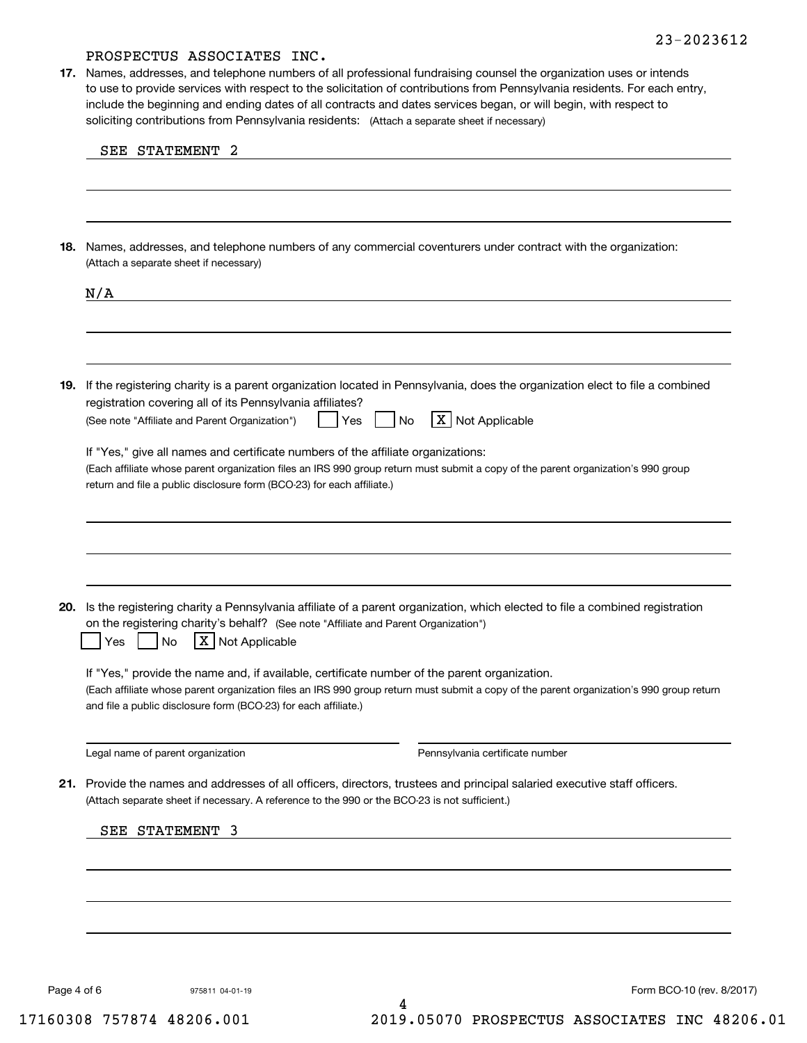23-2023612

PROSPECTUS ASSOCIATES INC.

**17.** Names, addresses, and telephone numbers of all professional fundraising counsel the organization uses or intends to use to provide services with respect to the solicitation of contributions from Pennsylvania residents. For each entry, include the beginning and ending dates of all contracts and dates services began, or will begin, with respect to soliciting contributions from Pennsylvania residents: (Attach a separate sheet if necessary)

SEE STATEMENT 2

**18.** Names, addresses, and telephone numbers of any commercial coventurers under contract with the organization: (Attach a separate sheet if necessary)

N/A

**19.** If the registering charity is a parent organization located in Pennsylvania, does the organization elect to file a combined registration covering all of its Pennsylvania affiliates?
(See note "Affiliate and Parent Organization") [ ] Yes [ ] No [X] Not Applicable

If "Yes," give all names and certificate numbers of the affiliate organizations:
(Each affiliate whose parent organization files an IRS 990 group return must submit a copy of the parent organization's 990 group return and file a public disclosure form (BCO-23) for each affiliate.)

**20.** Is the registering charity a Pennsylvania affiliate of a parent organization, which elected to file a combined registration on the registering charity's behalf? (See note "Affiliate and Parent Organization")
[ ] Yes [ ] No [X] Not Applicable

If "Yes," provide the name and, if available, certificate number of the parent organization.
(Each affiliate whose parent organization files an IRS 990 group return must submit a copy of the parent organization's 990 group return and file a public disclosure form (BCO-23) for each affiliate.)

Legal name of parent organization: ____________ Pennsylvania certificate number: ____________

**21.** Provide the names and addresses of all officers, directors, trustees and principal salaried executive staff officers.
(Attach separate sheet if necessary. A reference to the 990 or the BCO-23 is not sufficient.)

SEE STATEMENT 3

975811 04-01-19 Form BCO-10 (rev. 8/2017)

17160308 757874 48206.001 2019.05070 PROSPECTUS ASSOCIATES INC 48206.01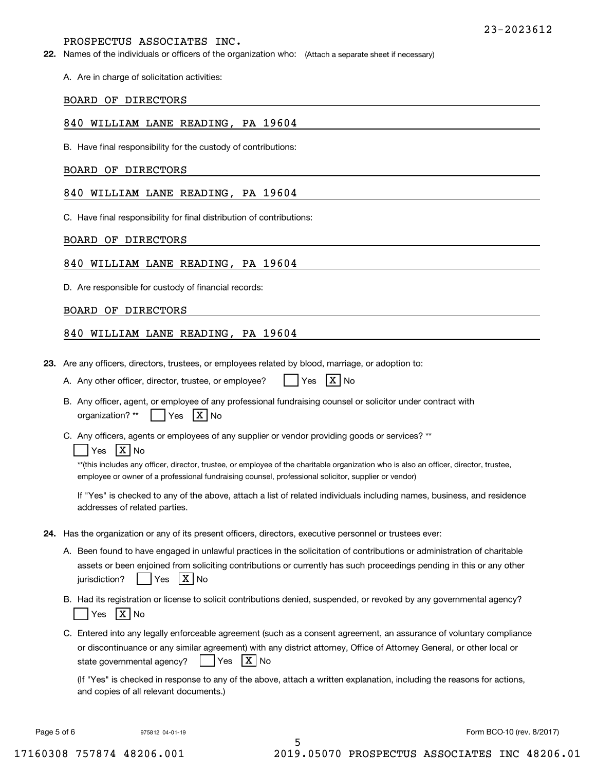23-2023612

PROSPECTUS ASSOCIATES INC.

**22.** Names of the individuals or officers of the organization who: (Attach a separate sheet if necessary)

A. Are in charge of solicitation activities:

BOARD OF DIRECTORS

840 WILLIAM LANE READING, PA 19604

B. Have final responsibility for the custody of contributions:

BOARD OF DIRECTORS

840 WILLIAM LANE READING, PA 19604

C. Have final responsibility for final distribution of contributions:

BOARD OF DIRECTORS

840 WILLIAM LANE READING, PA 19604

D. Are responsible for custody of financial records:

BOARD OF DIRECTORS

840 WILLIAM LANE READING, PA 19604

**23.** Are any officers, directors, trustees, or employees related by blood, marriage, or adoption to:

A. Any other officer, director, trustee, or employee? [ ] Yes [X] No

B. Any officer, agent, or employee of any professional fundraising counsel or solicitor under contract with organization? ** [ ] Yes [X] No

C. Any officers, agents or employees of any supplier or vendor providing goods or services? **
[ ] Yes [X] No

**(this includes any officer, director, trustee, or employee of the charitable organization who is also an officer, director, trustee, employee or owner of a professional fundraising counsel, professional solicitor, supplier or vendor)

If "Yes" is checked to any of the above, attach a list of related individuals including names, business, and residence addresses of related parties.

**24.** Has the organization or any of its present officers, directors, executive personnel or trustees ever:

A. Been found to have engaged in unlawful practices in the solicitation of contributions or administration of charitable assets or been enjoined from soliciting contributions or currently has such proceedings pending in this or any other jurisdiction? [ ] Yes [X] No

B. Had its registration or license to solicit contributions denied, suspended, or revoked by any governmental agency?
[ ] Yes [X] No

C. Entered into any legally enforceable agreement (such as a consent agreement, an assurance of voluntary compliance or discontinuance or any similar agreement) with any district attorney, Office of Attorney General, or other local or state governmental agency? [ ] Yes [X] No

(If "Yes" is checked in response to any of the above, attach a written explanation, including the reasons for actions, and copies of all relevant documents.)

975812 04-01-19

Form BCO-10 (rev. 8/2017)

17160308 757874 48206.001 2019.05070 PROSPECTUS ASSOCIATES INC 48206.01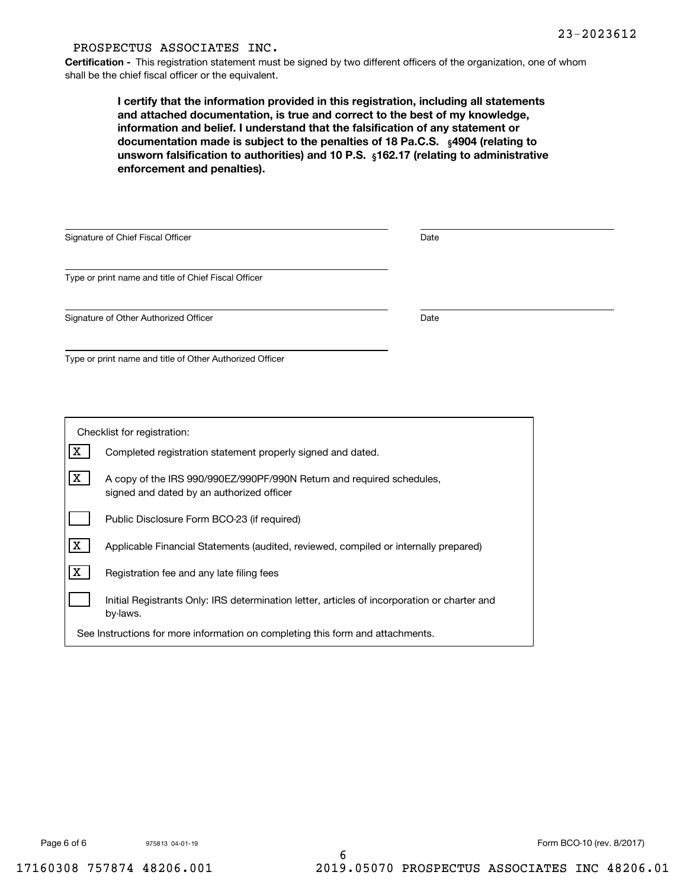PROSPECTUS ASSOCIATES INC.

23-2023612

**Certification -** This registration statement must be signed by two different officers of the organization, one of whom shall be the chief fiscal officer or the equivalent.

**I certify that the information provided in this registration, including all statements and attached documentation, is true and correct to the best of my knowledge, information and belief. I understand that the falsification of any statement or documentation made is subject to the penalties of 18 Pa.C.S. §4904 (relating to unsworn falsification to authorities) and 10 P.S. §162.17 (relating to administrative enforcement and penalties).**

Signature of Chief Fiscal Officer ______________________ Date ______________

Type or print name and title of Chief Fiscal Officer ______________________

Signature of Other Authorized Officer ______________________ Date ______________

Type or print name and title of Other Authorized Officer ______________________

Checklist for registration:

- [X] Completed registration statement properly signed and dated.
- [X] A copy of the IRS 990/990EZ/990PF/990N Return and required schedules, signed and dated by an authorized officer
- [ ] Public Disclosure Form BCO-23 (if required)
- [X] Applicable Financial Statements (audited, reviewed, compiled or internally prepared)
- [X] Registration fee and any late filing fees
- [ ] Initial Registrants Only: IRS determination letter, articles of incorporation or charter and by-laws.

See Instructions for more information on completing this form and attachments.

975813 04-01-19

Form BCO-10 (rev. 8/2017)

17160308 757874 48206.001 2019.05070 PROSPECTUS ASSOCIATES INC 48206.01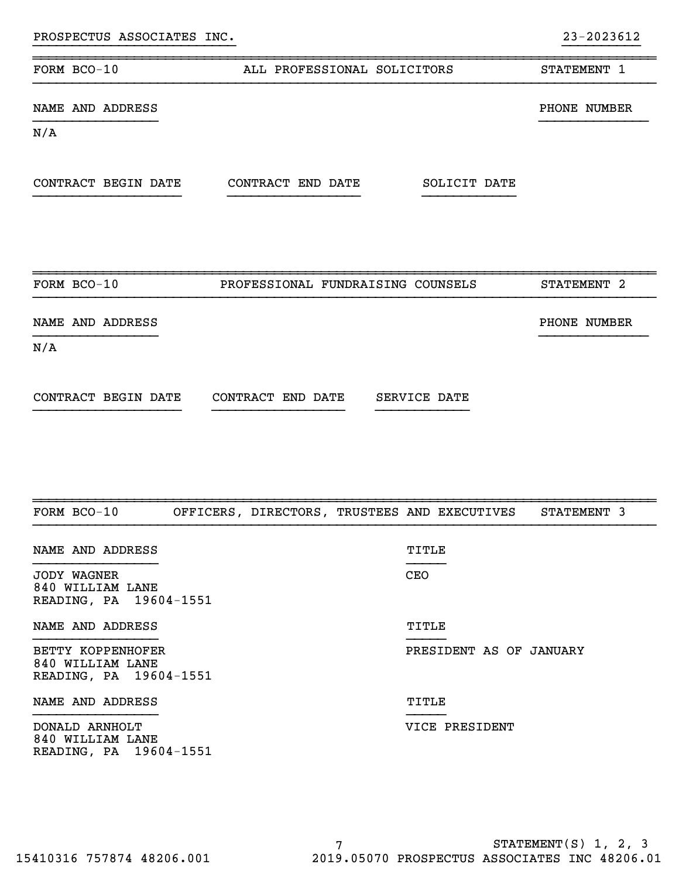PROSPECTUS ASSOCIATES INC. 23-2023612

## FORM BCO-10 — ALL PROFESSIONAL SOLICITORS — STATEMENT 1

| NAME AND ADDRESS | PHONE NUMBER |
|---|---|
| N/A | |

| CONTRACT BEGIN DATE | CONTRACT END DATE | SOLICIT DATE |
|---|---|---|
| | | |

## FORM BCO-10 — PROFESSIONAL FUNDRAISING COUNSELS — STATEMENT 2

| NAME AND ADDRESS | PHONE NUMBER |
|---|---|
| N/A | |

| CONTRACT BEGIN DATE | CONTRACT END DATE | SERVICE DATE |
|---|---|---|
| | | |

## FORM BCO-10 — OFFICERS, DIRECTORS, TRUSTEES AND EXECUTIVES — STATEMENT 3

| NAME AND ADDRESS | TITLE |
|---|---|
| JODY WAGNER<br>840 WILLIAM LANE<br>READING, PA 19604-1551 | CEO |
| BETTY KOPPENHOFER<br>840 WILLIAM LANE<br>READING, PA 19604-1551 | PRESIDENT AS OF JANUARY |
| DONALD ARNHOLT<br>840 WILLIAM LANE<br>READING, PA 19604-1551 | VICE PRESIDENT |

STATEMENT(S) 1, 2, 3

15410316 757874 48206.001 — 2019.05070 PROSPECTUS ASSOCIATES INC 48206.01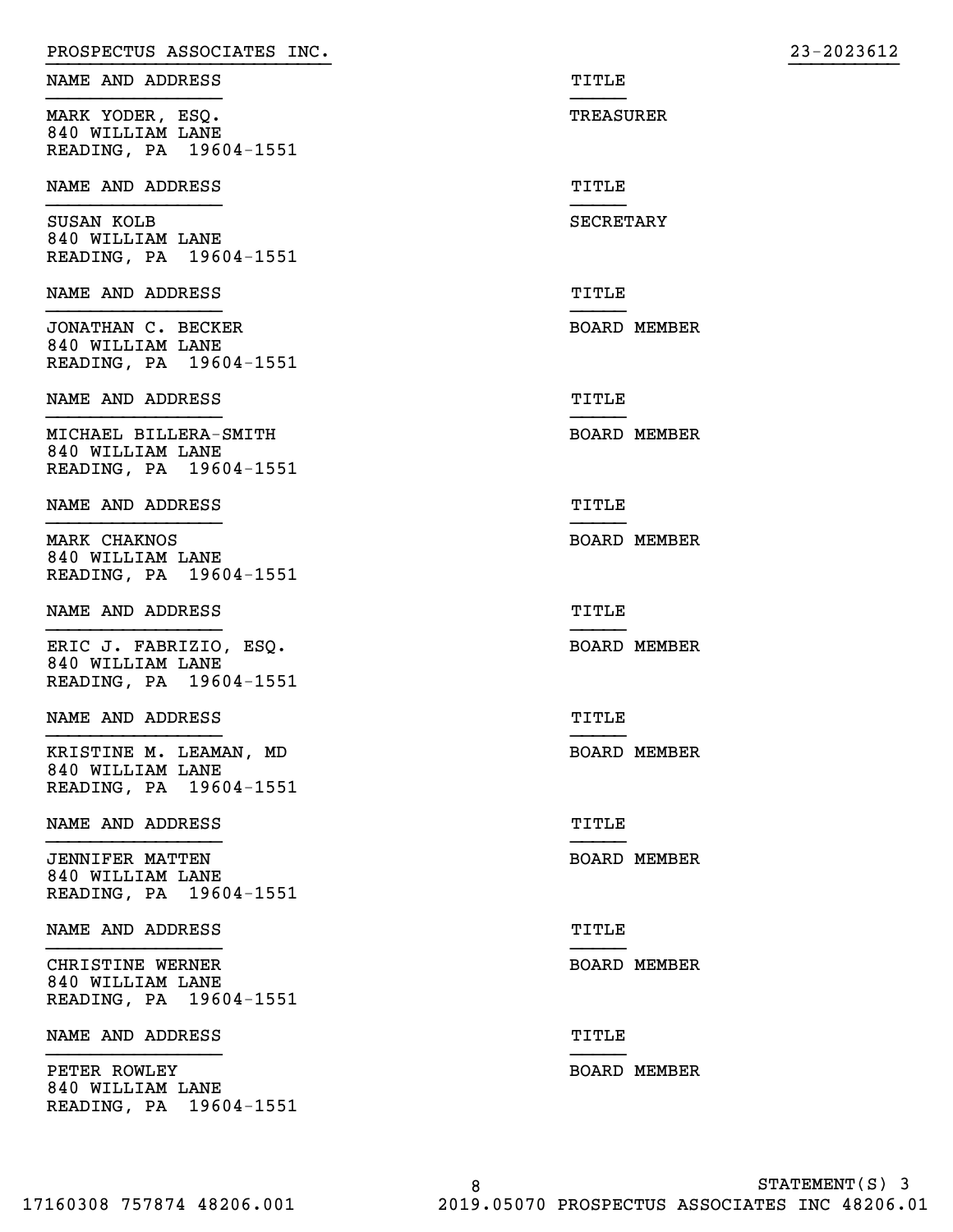PROSPECTUS ASSOCIATES INC. 23-2023612

| NAME AND ADDRESS | TITLE |
| --- | --- |
| MARK YODER, ESQ.<br>840 WILLIAM LANE<br>READING, PA 19604-1551 | TREASURER |
| SUSAN KOLB<br>840 WILLIAM LANE<br>READING, PA 19604-1551 | SECRETARY |
| JONATHAN C. BECKER<br>840 WILLIAM LANE<br>READING, PA 19604-1551 | BOARD MEMBER |
| MICHAEL BILLERA-SMITH<br>840 WILLIAM LANE<br>READING, PA 19604-1551 | BOARD MEMBER |
| MARK CHAKNOS<br>840 WILLIAM LANE<br>READING, PA 19604-1551 | BOARD MEMBER |
| ERIC J. FABRIZIO, ESQ.<br>840 WILLIAM LANE<br>READING, PA 19604-1551 | BOARD MEMBER |
| KRISTINE M. LEAMAN, MD<br>840 WILLIAM LANE<br>READING, PA 19604-1551 | BOARD MEMBER |
| JENNIFER MATTEN<br>840 WILLIAM LANE<br>READING, PA 19604-1551 | BOARD MEMBER |
| CHRISTINE WERNER<br>840 WILLIAM LANE<br>READING, PA 19604-1551 | BOARD MEMBER |
| PETER ROWLEY<br>840 WILLIAM LANE<br>READING, PA 19604-1551 | BOARD MEMBER |

STATEMENT(S) 3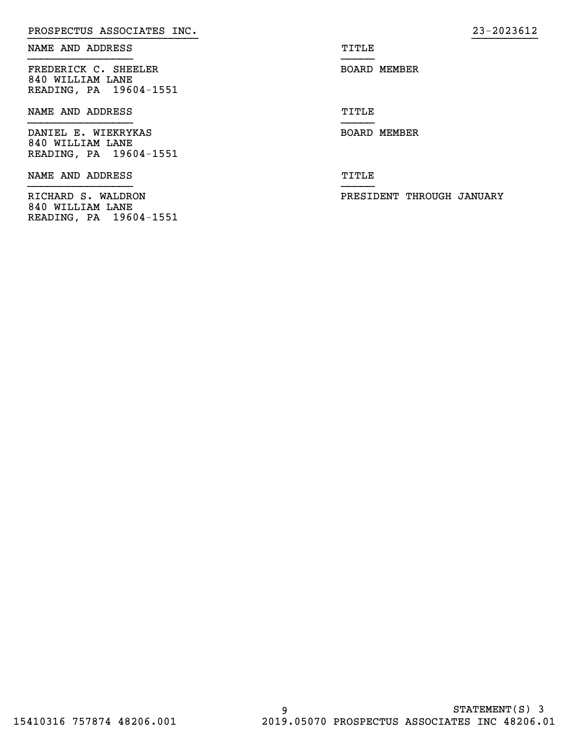PROSPECTUS ASSOCIATES INC. 23-2023612

| NAME AND ADDRESS | TITLE |
| --- | --- |
| FREDERICK C. SHEELER<br>840 WILLIAM LANE<br>READING, PA 19604-1551 | BOARD MEMBER |

| NAME AND ADDRESS | TITLE |
| --- | --- |
| DANIEL E. WIEKRYKAS<br>840 WILLIAM LANE<br>READING, PA 19604-1551 | BOARD MEMBER |

| NAME AND ADDRESS | TITLE |
| --- | --- |
| RICHARD S. WALDRON<br>840 WILLIAM LANE<br>READING, PA 19604-1551 | PRESIDENT THROUGH JANUARY |

STATEMENT(S) 3

15410316 757874 48206.001 2019.05070 PROSPECTUS ASSOCIATES INC 48206.01